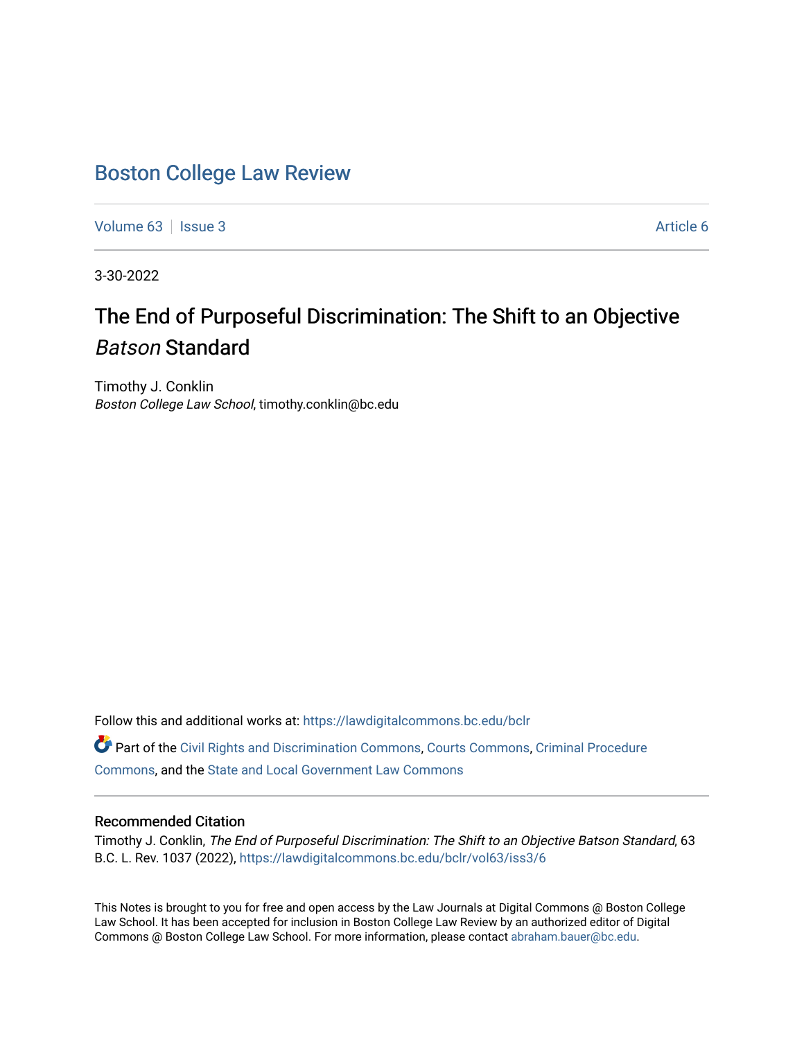# Boston College Law Review

Volume 63 | Issue 3 | Article 6

3-30-2022

## The End of Purposeful Discrimination: The Shift to an Objective *Batson* Standard

Timothy J. Conklin
*Boston College Law School*, timothy.conklin@bc.edu

Follow this and additional works at: https://lawdigitalcommons.bc.edu/bclr

Part of the Civil Rights and Discrimination Commons, Courts Commons, Criminal Procedure Commons, and the State and Local Government Law Commons

### Recommended Citation

Timothy J. Conklin, *The End of Purposeful Discrimination: The Shift to an Objective Batson Standard*, 63 B.C. L. Rev. 1037 (2022), https://lawdigitalcommons.bc.edu/bclr/vol63/iss3/6

This Notes is brought to you for free and open access by the Law Journals at Digital Commons @ Boston College Law School. It has been accepted for inclusion in Boston College Law Review by an authorized editor of Digital Commons @ Boston College Law School. For more information, please contact abraham.bauer@bc.edu.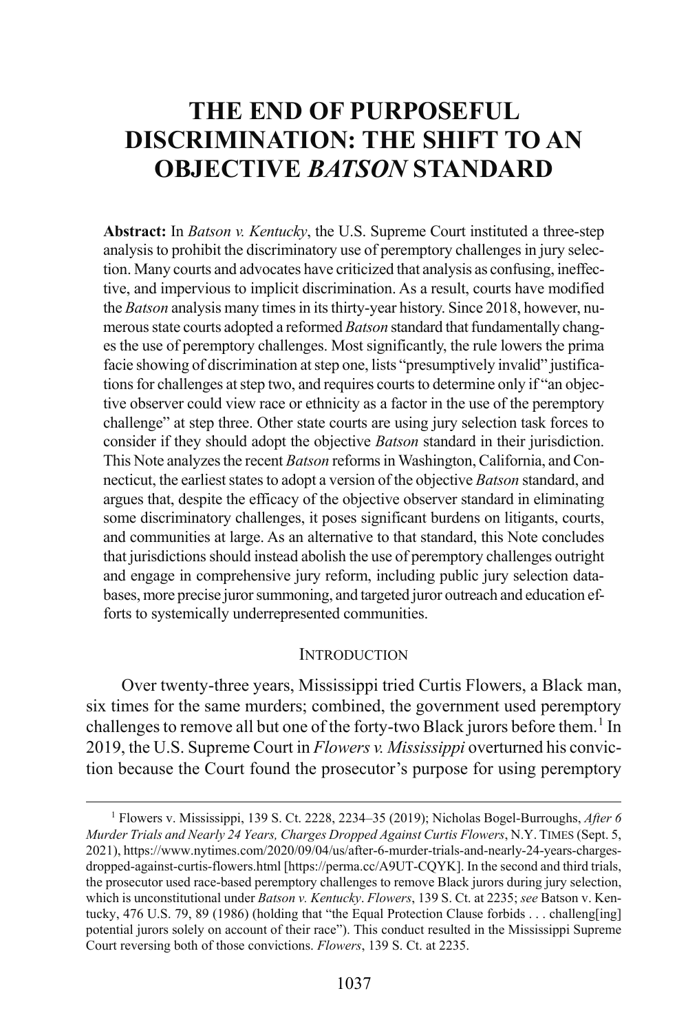# THE END OF PURPOSEFUL DISCRIMINATION: THE SHIFT TO AN OBJECTIVE *BATSON* STANDARD

**Abstract:** In *Batson v. Kentucky*, the U.S. Supreme Court instituted a three-step analysis to prohibit the discriminatory use of peremptory challenges in jury selection. Many courts and advocates have criticized that analysis as confusing, ineffective, and impervious to implicit discrimination. As a result, courts have modified the *Batson* analysis many times in its thirty-year history. Since 2018, however, numerous state courts adopted a reformed *Batson* standard that fundamentally changes the use of peremptory challenges. Most significantly, the rule lowers the prima facie showing of discrimination at step one, lists "presumptively invalid" justifications for challenges at step two, and requires courts to determine only if "an objective observer could view race or ethnicity as a factor in the use of the peremptory challenge" at step three. Other state courts are using jury selection task forces to consider if they should adopt the objective *Batson* standard in their jurisdiction. This Note analyzes the recent *Batson* reforms in Washington, California, and Connecticut, the earliest states to adopt a version of the objective *Batson* standard, and argues that, despite the efficacy of the objective observer standard in eliminating some discriminatory challenges, it poses significant burdens on litigants, courts, and communities at large. As an alternative to that standard, this Note concludes that jurisdictions should instead abolish the use of peremptory challenges outright and engage in comprehensive jury reform, including public jury selection databases, more precise juror summoning, and targeted juror outreach and education efforts to systemically underrepresented communities.

## INTRODUCTION

Over twenty-three years, Mississippi tried Curtis Flowers, a Black man, six times for the same murders; combined, the government used peremptory challenges to remove all but one of the forty-two Black jurors before them.[1] In 2019, the U.S. Supreme Court in *Flowers v. Mississippi* overturned his conviction because the Court found the prosecutor's purpose for using peremptory

---

[1] Flowers v. Mississippi, 139 S. Ct. 2228, 2234–35 (2019); Nicholas Bogel-Burroughs, *After 6 Murder Trials and Nearly 24 Years, Charges Dropped Against Curtis Flowers*, N.Y. TIMES (Sept. 5, 2021), https://www.nytimes.com/2020/09/04/us/after-6-murder-trials-and-nearly-24-years-charges-dropped-against-curtis-flowers.html [https://perma.cc/A9UT-CQYK]. In the second and third trials, the prosecutor used race-based peremptory challenges to remove Black jurors during jury selection, which is unconstitutional under *Batson v. Kentucky*. *Flowers*, 139 S. Ct. at 2235; *see* Batson v. Kentucky, 476 U.S. 79, 89 (1986) (holding that "the Equal Protection Clause forbids . . . challeng[ing] potential jurors solely on account of their race"). This conduct resulted in the Mississippi Supreme Court reversing both of those convictions. *Flowers*, 139 S. Ct. at 2235.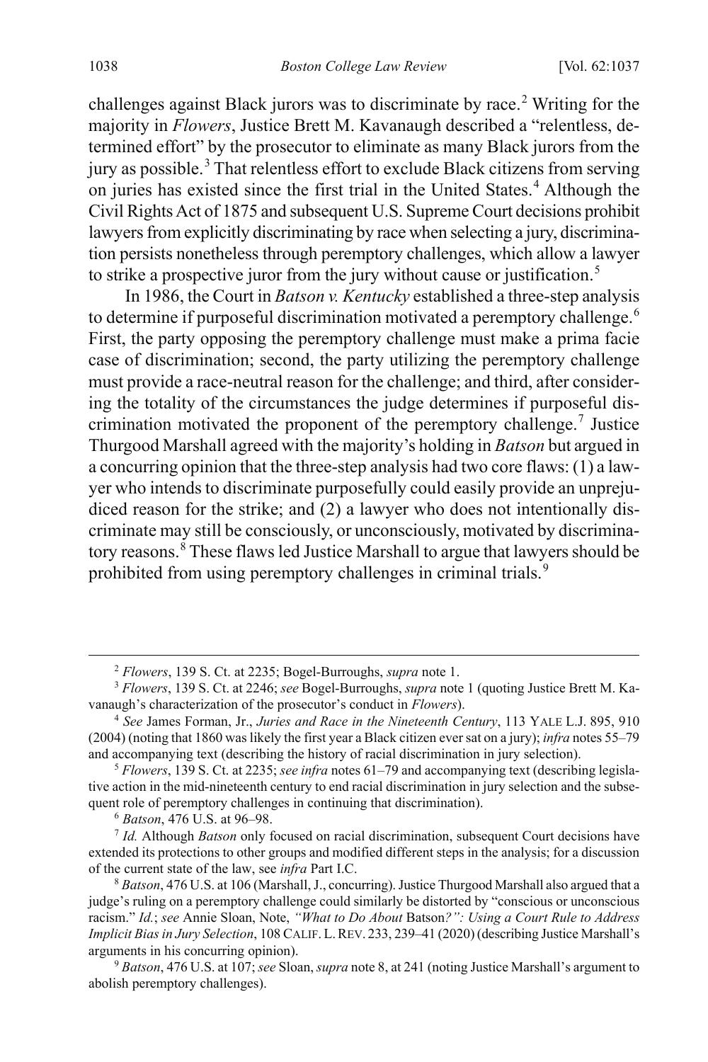challenges against Black jurors was to discriminate by race.[2] Writing for the majority in *Flowers*, Justice Brett M. Kavanaugh described a "relentless, determined effort" by the prosecutor to eliminate as many Black jurors from the jury as possible.[3] That relentless effort to exclude Black citizens from serving on juries has existed since the first trial in the United States.[4] Although the Civil Rights Act of 1875 and subsequent U.S. Supreme Court decisions prohibit lawyers from explicitly discriminating by race when selecting a jury, discrimination persists nonetheless through peremptory challenges, which allow a lawyer to strike a prospective juror from the jury without cause or justification.[5]

In 1986, the Court in *Batson v. Kentucky* established a three-step analysis to determine if purposeful discrimination motivated a peremptory challenge.[6] First, the party opposing the peremptory challenge must make a prima facie case of discrimination; second, the party utilizing the peremptory challenge must provide a race-neutral reason for the challenge; and third, after considering the totality of the circumstances the judge determines if purposeful discrimination motivated the proponent of the peremptory challenge.[7] Justice Thurgood Marshall agreed with the majority's holding in *Batson* but argued in a concurring opinion that the three-step analysis had two core flaws: (1) a lawyer who intends to discriminate purposefully could easily provide an unprejudiced reason for the strike; and (2) a lawyer who does not intentionally discriminate may still be consciously, or unconsciously, motivated by discriminatory reasons.[8] These flaws led Justice Marshall to argue that lawyers should be prohibited from using peremptory challenges in criminal trials.[9]

---

[2] *Flowers*, 139 S. Ct. at 2235; Bogel-Burroughs, *supra* note 1.

[3] *Flowers*, 139 S. Ct. at 2246; *see* Bogel-Burroughs, *supra* note 1 (quoting Justice Brett M. Kavanaugh's characterization of the prosecutor's conduct in *Flowers*).

[4] *See* James Forman, Jr., *Juries and Race in the Nineteenth Century*, 113 YALE L.J. 895, 910 (2004) (noting that 1860 was likely the first year a Black citizen ever sat on a jury); *infra* notes 55–79 and accompanying text (describing the history of racial discrimination in jury selection).

[5] *Flowers*, 139 S. Ct. at 2235; *see infra* notes 61–79 and accompanying text (describing legislative action in the mid-nineteenth century to end racial discrimination in jury selection and the subsequent role of peremptory challenges in continuing that discrimination).

[6] *Batson*, 476 U.S. at 96–98.

[7] *Id.* Although *Batson* only focused on racial discrimination, subsequent Court decisions have extended its protections to other groups and modified different steps in the analysis; for a discussion of the current state of the law, see *infra* Part I.C.

[8] *Batson*, 476 U.S. at 106 (Marshall, J., concurring). Justice Thurgood Marshall also argued that a judge's ruling on a peremptory challenge could similarly be distorted by "conscious or unconscious racism." *Id.*; *see* Annie Sloan, Note, *"What to Do About* Batson*?": Using a Court Rule to Address Implicit Bias in Jury Selection*, 108 CALIF. L. REV. 233, 239–41 (2020) (describing Justice Marshall's arguments in his concurring opinion).

[9] *Batson*, 476 U.S. at 107; *see* Sloan, *supra* note 8, at 241 (noting Justice Marshall's argument to abolish peremptory challenges).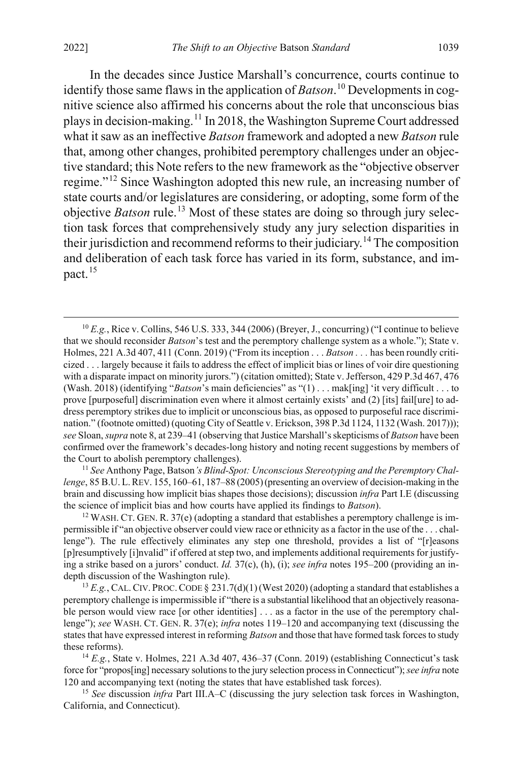In the decades since Justice Marshall's concurrence, courts continue to identify those same flaws in the application of *Batson*.[10] Developments in cognitive science also affirmed his concerns about the role that unconscious bias plays in decision-making.[11] In 2018, the Washington Supreme Court addressed what it saw as an ineffective *Batson* framework and adopted a new *Batson* rule that, among other changes, prohibited peremptory challenges under an objective standard; this Note refers to the new framework as the "objective observer regime."[12] Since Washington adopted this new rule, an increasing number of state courts and/or legislatures are considering, or adopting, some form of the objective *Batson* rule.[13] Most of these states are doing so through jury selection task forces that comprehensively study any jury selection disparities in their jurisdiction and recommend reforms to their judiciary.[14] The composition and deliberation of each task force has varied in its form, substance, and impact.[15]

---

[10] *E.g.*, Rice v. Collins, 546 U.S. 333, 344 (2006) (Breyer, J., concurring) ("I continue to believe that we should reconsider *Batson*'s test and the peremptory challenge system as a whole."); State v. Holmes, 221 A.3d 407, 411 (Conn. 2019) ("From its inception . . . *Batson* . . . has been roundly criticized . . . largely because it fails to address the effect of implicit bias or lines of voir dire questioning with a disparate impact on minority jurors.") (citation omitted); State v. Jefferson, 429 P.3d 467, 476 (Wash. 2018) (identifying "*Batson*'s main deficiencies" as "(1) . . . mak[ing] 'it very difficult . . . to prove [purposeful] discrimination even where it almost certainly exists' and (2) [its] fail[ure] to address peremptory strikes due to implicit or unconscious bias, as opposed to purposeful race discrimination." (footnote omitted) (quoting City of Seattle v. Erickson, 398 P.3d 1124, 1132 (Wash. 2017))); *see* Sloan, *supra* note 8, at 239–41 (observing that Justice Marshall's skepticisms of *Batson* have been confirmed over the framework's decades-long history and noting recent suggestions by members of the Court to abolish peremptory challenges).

[11] *See* Anthony Page, Batson*'s Blind-Spot: Unconscious Stereotyping and the Peremptory Challenge*, 85 B.U. L. REV. 155, 160–61, 187–88 (2005) (presenting an overview of decision-making in the brain and discussing how implicit bias shapes those decisions); discussion *infra* Part I.E (discussing the science of implicit bias and how courts have applied its findings to *Batson*).

[12] WASH. CT. GEN. R. 37(e) (adopting a standard that establishes a peremptory challenge is impermissible if "an objective observer could view race or ethnicity as a factor in the use of the . . . challenge"). The rule effectively eliminates any step one threshold, provides a list of "[r]easons [p]resumptively [i]nvalid" if offered at step two, and implements additional requirements for justifying a strike based on a jurors' conduct. *Id.* 37(c), (h), (i); *see infra* notes 195–200 (providing an in-depth discussion of the Washington rule).

[13] *E.g.*, CAL. CIV. PROC. CODE § 231.7(d)(1) (West 2020) (adopting a standard that establishes a peremptory challenge is impermissible if "there is a substantial likelihood that an objectively reasonable person would view race [or other identities] . . . as a factor in the use of the peremptory challenge"); *see* WASH. CT. GEN. R. 37(e); *infra* notes 119–120 and accompanying text (discussing the states that have expressed interest in reforming *Batson* and those that have formed task forces to study these reforms).

[14] *E.g.*, State v. Holmes, 221 A.3d 407, 436–37 (Conn. 2019) (establishing Connecticut's task force for "propos[ing] necessary solutions to the jury selection process in Connecticut"); *see infra* note 120 and accompanying text (noting the states that have established task forces).

[15] *See* discussion *infra* Part III.A–C (discussing the jury selection task forces in Washington, California, and Connecticut).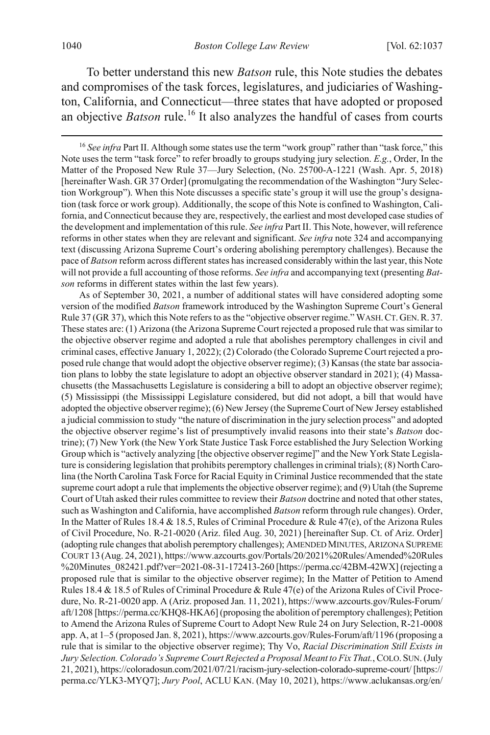To better understand this new *Batson* rule, this Note studies the debates and compromises of the task forces, legislatures, and judiciaries of Washington, California, and Connecticut—three states that have adopted or proposed an objective *Batson* rule.[16] It also analyzes the handful of cases from courts

---

[16] *See infra* Part II. Although some states use the term "work group" rather than "task force," this Note uses the term "task force" to refer broadly to groups studying jury selection. *E.g.*, Order, In the Matter of the Proposed New Rule 37—Jury Selection, (No. 25700-A-1221 (Wash. Apr. 5, 2018) [hereinafter Wash. GR 37 Order] (promulgating the recommendation of the Washington "Jury Selection Workgroup"). When this Note discusses a specific state's group it will use the group's designation (task force or work group). Additionally, the scope of this Note is confined to Washington, California, and Connecticut because they are, respectively, the earliest and most developed case studies of the development and implementation of this rule. *See infra* Part II. This Note, however, will reference reforms in other states when they are relevant and significant. *See infra* note 324 and accompanying text (discussing Arizona Supreme Court's ordering abolishing peremptory challenges). Because the pace of *Batson* reform across different states has increased considerably within the last year, this Note will not provide a full accounting of those reforms. *See infra* and accompanying text (presenting *Batson* reforms in different states within the last few years).

As of September 30, 2021, a number of additional states will have considered adopting some version of the modified *Batson* framework introduced by the Washington Supreme Court's General Rule 37 (GR 37), which this Note refers to as the "objective observer regime." WASH. CT. GEN. R. 37. These states are: (1) Arizona (the Arizona Supreme Court rejected a proposed rule that was similar to the objective observer regime and adopted a rule that abolishes peremptory challenges in civil and criminal cases, effective January 1, 2022); (2) Colorado (the Colorado Supreme Court rejected a proposed rule change that would adopt the objective observer regime); (3) Kansas (the state bar association plans to lobby the state legislature to adopt an objective observer standard in 2021); (4) Massachusetts (the Massachusetts Legislature is considering a bill to adopt an objective observer regime); (5) Mississippi (the Mississippi Legislature considered, but did not adopt, a bill that would have adopted the objective observer regime); (6) New Jersey (the Supreme Court of New Jersey established a judicial commission to study "the nature of discrimination in the jury selection process" and adopted the objective observer regime's list of presumptively invalid reasons into their state's *Batson* doctrine); (7) New York (the New York State Justice Task Force established the Jury Selection Working Group which is "actively analyzing [the objective observer regime]" and the New York State Legislature is considering legislation that prohibits peremptory challenges in criminal trials); (8) North Carolina (the North Carolina Task Force for Racial Equity in Criminal Justice recommended that the state supreme court adopt a rule that implements the objective observer regime); and (9) Utah (the Supreme Court of Utah asked their rules committee to review their *Batson* doctrine and noted that other states, such as Washington and California, have accomplished *Batson* reform through rule changes). Order, In the Matter of Rules 18.4 & 18.5, Rules of Criminal Procedure & Rule 47(e), of the Arizona Rules of Civil Procedure, No. R-21-0020 (Ariz. filed Aug. 30, 2021) [hereinafter Sup. Ct. of Ariz. Order] (adopting rule changes that abolish peremptory challenges); AMENDED MINUTES, ARIZONA SUPREME COURT 13 (Aug. 24, 2021), https://www.azcourts.gov/Portals/20/2021%20Rules/Amended%20Rules%20Minutes_082421.pdf?ver=2021-08-31-172413-260 [https://perma.cc/42BM-42WX] (rejecting a proposed rule that is similar to the objective observer regime); In the Matter of Petition to Amend Rules 18.4 & 18.5 of Rules of Criminal Procedure & Rule 47(e) of the Arizona Rules of Civil Procedure, No. R-21-0020 app. A (Ariz. proposed Jan. 11, 2021), https://www.azcourts.gov/Rules-Forum/aft/1208 [https://perma.cc/KHQ8-HKA6] (proposing the abolition of peremptory challenges); Petition to Amend the Arizona Rules of Supreme Court to Adopt New Rule 24 on Jury Selection, R-21-0008 app. A, at 1–5 (proposed Jan. 8, 2021), https://www.azcourts.gov/Rules-Forum/aft/1196 (proposing a rule that is similar to the objective observer regime); Thy Vo, *Racial Discrimination Still Exists in Jury Selection. Colorado's Supreme Court Rejected a Proposal Meant to Fix That.*, COLO. SUN. (July 21, 2021), https://coloradosun.com/2021/07/21/racism-jury-selection-colorado-supreme-court/ [https://perma.cc/YLK3-MYQ7]; *Jury Pool*, ACLU KAN. (May 10, 2021), https://www.aclukansas.org/en/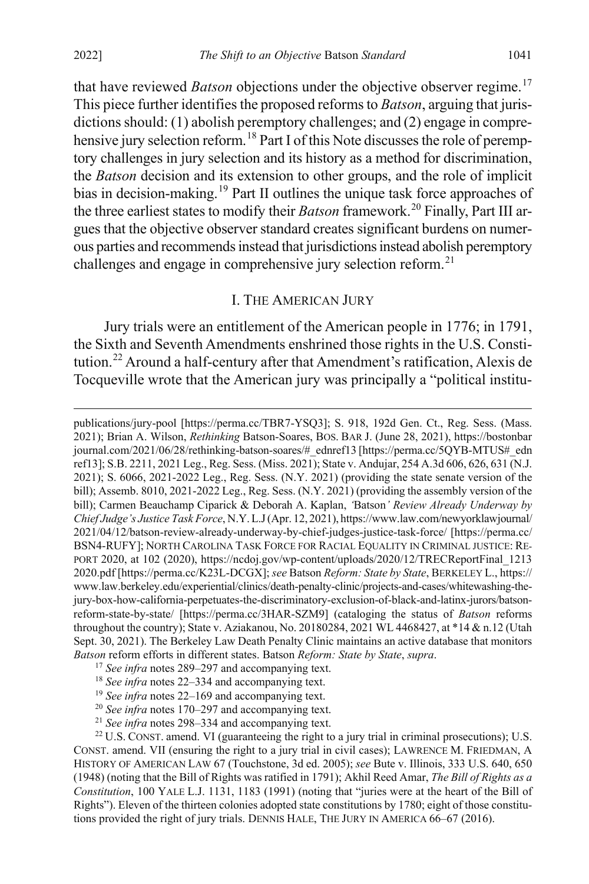that have reviewed *Batson* objections under the objective observer regime.[17] This piece further identifies the proposed reforms to *Batson*, arguing that jurisdictions should: (1) abolish peremptory challenges; and (2) engage in comprehensive jury selection reform.[18] Part I of this Note discusses the role of peremptory challenges in jury selection and its history as a method for discrimination, the *Batson* decision and its extension to other groups, and the role of implicit bias in decision-making.[19] Part II outlines the unique task force approaches of the three earliest states to modify their *Batson* framework.[20] Finally, Part III argues that the objective observer standard creates significant burdens on numerous parties and recommends instead that jurisdictions instead abolish peremptory challenges and engage in comprehensive jury selection reform.[21]

## I. THE AMERICAN JURY

Jury trials were an entitlement of the American people in 1776; in 1791, the Sixth and Seventh Amendments enshrined those rights in the U.S. Constitution.[22] Around a half-century after that Amendment's ratification, Alexis de Tocqueville wrote that the American jury was principally a "political institu-

---

publications/jury-pool [https://perma.cc/TBR7-YSQ3]; S. 918, 192d Gen. Ct., Reg. Sess. (Mass. 2021); Brian A. Wilson, *Rethinking* Batson-Soares, BOS. BAR J. (June 28, 2021), https://bostonbarjournal.com/2021/06/28/rethinking-batson-soares/#_ednref13 [https://perma.cc/5QYB-MTUS#_ednref13]; S.B. 2211, 2021 Leg., Reg. Sess. (Miss. 2021); State v. Andujar, 254 A.3d 606, 626, 631 (N.J. 2021); S. 6066, 2021-2022 Leg., Reg. Sess. (N.Y. 2021) (providing the state senate version of the bill); Assemb. 8010, 2021-2022 Leg., Reg. Sess. (N.Y. 2021) (providing the assembly version of the bill); Carmen Beauchamp Ciparick & Deborah A. Kaplan, *'*Batson*' Review Already Underway by Chief Judge's Justice Task Force*, N.Y. L.J (Apr. 12, 2021), https://www.law.com/newyorklawjournal/2021/04/12/batson-review-already-underway-by-chief-judges-justice-task-force/ [https://perma.cc/BSN4-RUFY]; NORTH CAROLINA TASK FORCE FOR RACIAL EQUALITY IN CRIMINAL JUSTICE: REPORT 2020, at 102 (2020), https://ncdoj.gov/wp-content/uploads/2020/12/TRECReportFinal_12132020.pdf [https://perma.cc/K23L-DCGX]; *see* Batson *Reform: State by State*, BERKELEY L., https://www.law.berkeley.edu/experiential/clinics/death-penalty-clinic/projects-and-cases/whitewashing-the-jury-box-how-california-perpetuates-the-discriminatory-exclusion-of-black-and-latinx-jurors/batson-reform-state-by-state/ [https://perma.cc/3HAR-SZM9] (cataloging the status of *Batson* reforms throughout the country); State v. Aziakanou, No. 20180284, 2021 WL 4468427, at *14 & n.12 (Utah Sept. 30, 2021). The Berkeley Law Death Penalty Clinic maintains an active database that monitors *Batson* reform efforts in different states. Batson *Reform: State by State*, *supra*.

[17] *See infra* notes 289–297 and accompanying text.

[18] *See infra* notes 22–334 and accompanying text.

[19] *See infra* notes 22–169 and accompanying text.

[20] *See infra* notes 170–297 and accompanying text.

[21] *See infra* notes 298–334 and accompanying text.

[22] U.S. CONST. amend. VI (guaranteeing the right to a jury trial in criminal prosecutions); U.S. CONST. amend. VII (ensuring the right to a jury trial in civil cases); LAWRENCE M. FRIEDMAN, A HISTORY OF AMERICAN LAW 67 (Touchstone, 3d ed. 2005); *see* Bute v. Illinois, 333 U.S. 640, 650 (1948) (noting that the Bill of Rights was ratified in 1791); Akhil Reed Amar, *The Bill of Rights as a Constitution*, 100 YALE L.J. 1131, 1183 (1991) (noting that "juries were at the heart of the Bill of Rights"). Eleven of the thirteen colonies adopted state constitutions by 1780; eight of those constitutions provided the right of jury trials. DENNIS HALE, THE JURY IN AMERICA 66–67 (2016).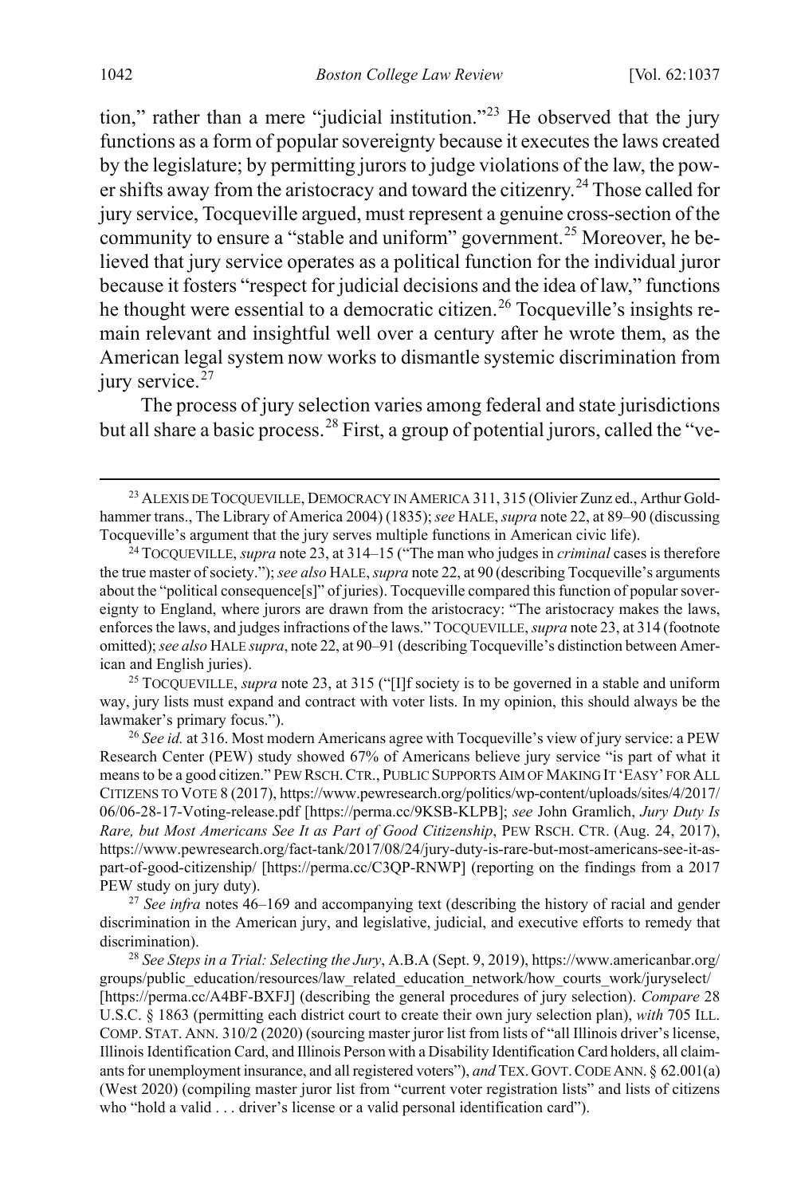tion," rather than a mere "judicial institution."[23] He observed that the jury functions as a form of popular sovereignty because it executes the laws created by the legislature; by permitting jurors to judge violations of the law, the power shifts away from the aristocracy and toward the citizenry.[24] Those called for jury service, Tocqueville argued, must represent a genuine cross-section of the community to ensure a "stable and uniform" government.[25] Moreover, he believed that jury service operates as a political function for the individual juror because it fosters "respect for judicial decisions and the idea of law," functions he thought were essential to a democratic citizen.[26] Tocqueville's insights remain relevant and insightful well over a century after he wrote them, as the American legal system now works to dismantle systemic discrimination from jury service.[27]

The process of jury selection varies among federal and state jurisdictions but all share a basic process.[28] First, a group of potential jurors, called the "ve-

---

[23] ALEXIS DE TOCQUEVILLE, DEMOCRACY IN AMERICA 311, 315 (Olivier Zunz ed., Arthur Goldhammer trans., The Library of America 2004) (1835); *see* HALE, *supra* note 22, at 89–90 (discussing Tocqueville's argument that the jury serves multiple functions in American civic life).

[24] TOCQUEVILLE, *supra* note 23, at 314–15 ("The man who judges in *criminal* cases is therefore the true master of society."); *see also* HALE, *supra* note 22, at 90 (describing Tocqueville's arguments about the "political consequence[s]" of juries). Tocqueville compared this function of popular sovereignty to England, where jurors are drawn from the aristocracy: "The aristocracy makes the laws, enforces the laws, and judges infractions of the laws." TOCQUEVILLE, *supra* note 23, at 314 (footnote omitted); *see also* HALE *supra*, note 22, at 90–91 (describing Tocqueville's distinction between American and English juries).

[25] TOCQUEVILLE, *supra* note 23, at 315 ("[I]f society is to be governed in a stable and uniform way, jury lists must expand and contract with voter lists. In my opinion, this should always be the lawmaker's primary focus.").

[26] *See id.* at 316. Most modern Americans agree with Tocqueville's view of jury service: a PEW Research Center (PEW) study showed 67% of Americans believe jury service "is part of what it means to be a good citizen." PEW RSCH. CTR., PUBLIC SUPPORTS AIM OF MAKING IT 'EASY' FOR ALL CITIZENS TO VOTE 8 (2017), https://www.pewresearch.org/politics/wp-content/uploads/sites/4/2017/06/06-28-17-Voting-release.pdf [https://perma.cc/9KSB-KLPB]; *see* John Gramlich, *Jury Duty Is Rare, but Most Americans See It as Part of Good Citizenship*, PEW RSCH. CTR. (Aug. 24, 2017), https://www.pewresearch.org/fact-tank/2017/08/24/jury-duty-is-rare-but-most-americans-see-it-as-part-of-good-citizenship/ [https://perma.cc/C3QP-RNWP] (reporting on the findings from a 2017 PEW study on jury duty).

[27] *See infra* notes 46–169 and accompanying text (describing the history of racial and gender discrimination in the American jury, and legislative, judicial, and executive efforts to remedy that discrimination).

[28] *See Steps in a Trial: Selecting the Jury*, A.B.A (Sept. 9, 2019), https://www.americanbar.org/groups/public_education/resources/law_related_education_network/how_courts_work/juryselect/ [https://perma.cc/A4BF-BXFJ] (describing the general procedures of jury selection). *Compare* 28 U.S.C. § 1863 (permitting each district court to create their own jury selection plan), *with* 705 ILL. COMP. STAT. ANN. 310/2 (2020) (sourcing master juror list from lists of "all Illinois driver's license, Illinois Identification Card, and Illinois Person with a Disability Identification Card holders, all claimants for unemployment insurance, and all registered voters"), *and* TEX. GOVT. CODE ANN. § 62.001(a) (West 2020) (compiling master juror list from "current voter registration lists" and lists of citizens who "hold a valid . . . driver's license or a valid personal identification card").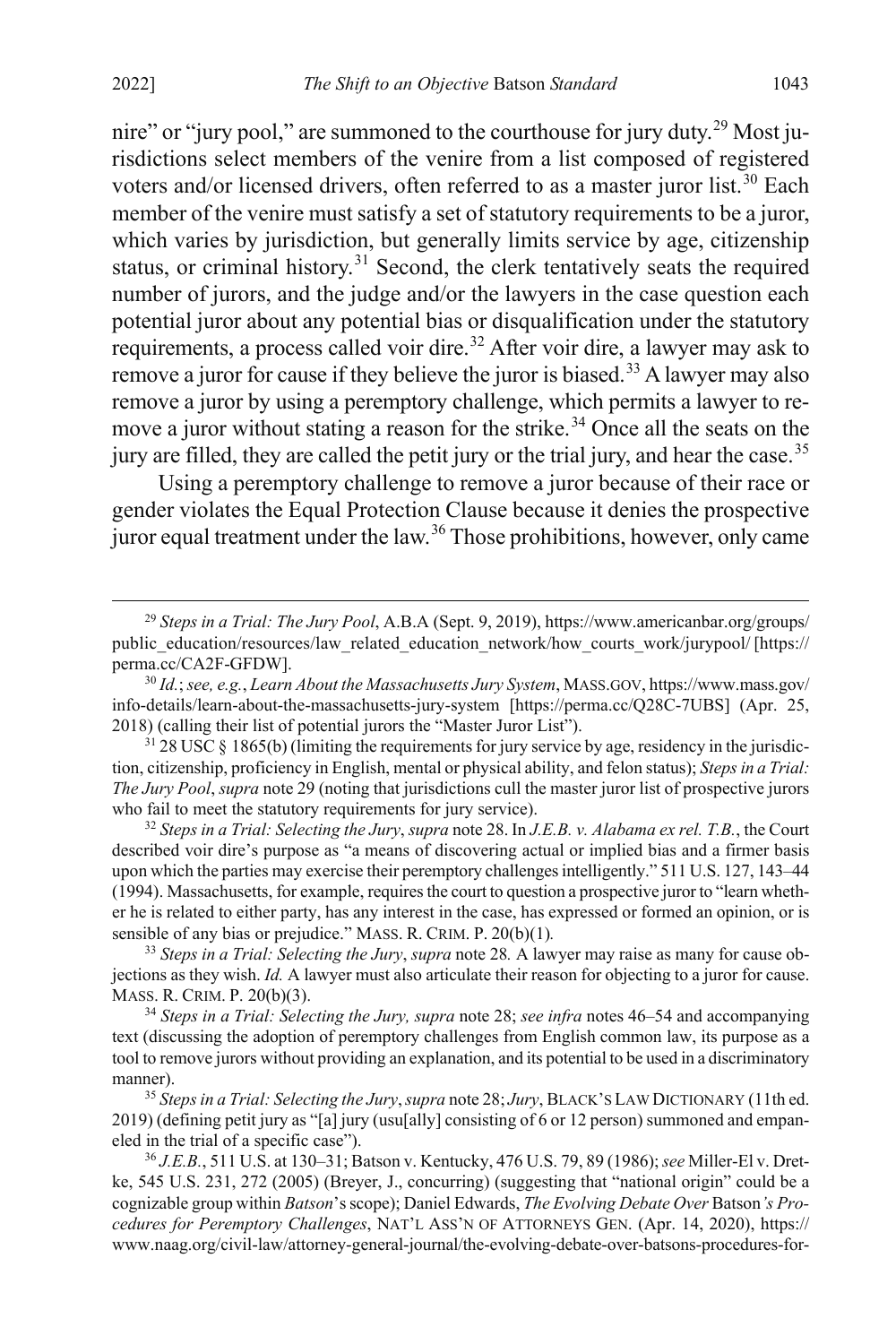nire" or "jury pool," are summoned to the courthouse for jury duty.[29] Most jurisdictions select members of the venire from a list composed of registered voters and/or licensed drivers, often referred to as a master juror list.[30] Each member of the venire must satisfy a set of statutory requirements to be a juror, which varies by jurisdiction, but generally limits service by age, citizenship status, or criminal history.[31] Second, the clerk tentatively seats the required number of jurors, and the judge and/or the lawyers in the case question each potential juror about any potential bias or disqualification under the statutory requirements, a process called voir dire.[32] After voir dire, a lawyer may ask to remove a juror for cause if they believe the juror is biased.[33] A lawyer may also remove a juror by using a peremptory challenge, which permits a lawyer to remove a juror without stating a reason for the strike.[34] Once all the seats on the jury are filled, they are called the petit jury or the trial jury, and hear the case.[35]

Using a peremptory challenge to remove a juror because of their race or gender violates the Equal Protection Clause because it denies the prospective juror equal treatment under the law.[36] Those prohibitions, however, only came

---

[29] *Steps in a Trial: The Jury Pool*, A.B.A (Sept. 9, 2019), https://www.americanbar.org/groups/public_education/resources/law_related_education_network/how_courts_work/jurypool/ [https://perma.cc/CA2F-GFDW].

[30] *Id.*; *see, e.g.*, *Learn About the Massachusetts Jury System*, MASS.GOV, https://www.mass.gov/info-details/learn-about-the-massachusetts-jury-system [https://perma.cc/Q28C-7UBS] (Apr. 25, 2018) (calling their list of potential jurors the "Master Juror List").

[31] 28 USC § 1865(b) (limiting the requirements for jury service by age, residency in the jurisdiction, citizenship, proficiency in English, mental or physical ability, and felon status); *Steps in a Trial: The Jury Pool*, *supra* note 29 (noting that jurisdictions cull the master juror list of prospective jurors who fail to meet the statutory requirements for jury service).

[32] *Steps in a Trial: Selecting the Jury*, *supra* note 28. In *J.E.B. v. Alabama ex rel. T.B.*, the Court described voir dire's purpose as "a means of discovering actual or implied bias and a firmer basis upon which the parties may exercise their peremptory challenges intelligently." 511 U.S. 127, 143–44 (1994). Massachusetts, for example, requires the court to question a prospective juror to "learn whether he is related to either party, has any interest in the case, has expressed or formed an opinion, or is sensible of any bias or prejudice." MASS. R. CRIM. P. 20(b)(1).

[33] *Steps in a Trial: Selecting the Jury*, *supra* note 28. A lawyer may raise as many for cause objections as they wish. *Id.* A lawyer must also articulate their reason for objecting to a juror for cause. MASS. R. CRIM. P. 20(b)(3).

[34] *Steps in a Trial: Selecting the Jury, supra* note 28; *see infra* notes 46–54 and accompanying text (discussing the adoption of peremptory challenges from English common law, its purpose as a tool to remove jurors without providing an explanation, and its potential to be used in a discriminatory manner).

[35] *Steps in a Trial: Selecting the Jury*, *supra* note 28; *Jury*, BLACK'S LAW DICTIONARY (11th ed. 2019) (defining petit jury as "[a] jury (usu[ally] consisting of 6 or 12 person) summoned and empaneled in the trial of a specific case").

[36] *J.E.B.*, 511 U.S. at 130–31; Batson v. Kentucky, 476 U.S. 79, 89 (1986); *see* Miller-El v. Dretke, 545 U.S. 231, 272 (2005) (Breyer, J., concurring) (suggesting that "national origin" could be a cognizable group within *Batson*'s scope); Daniel Edwards, *The Evolving Debate Over* Batson*'s Procedures for Peremptory Challenges*, NAT'L ASS'N OF ATTORNEYS GEN. (Apr. 14, 2020), https://www.naag.org/civil-law/attorney-general-journal/the-evolving-debate-over-batsons-procedures-for-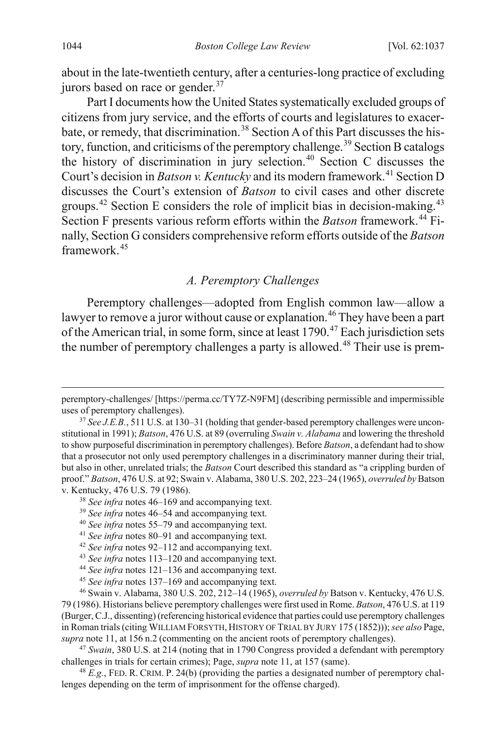about in the late-twentieth century, after a centuries-long practice of excluding jurors based on race or gender.[37]

Part I documents how the United States systematically excluded groups of citizens from jury service, and the efforts of courts and legislatures to exacerbate, or remedy, that discrimination.[38] Section A of this Part discusses the history, function, and criticisms of the peremptory challenge.[39] Section B catalogs the history of discrimination in jury selection.[40] Section C discusses the Court's decision in *Batson v. Kentucky* and its modern framework.[41] Section D discusses the Court's extension of *Batson* to civil cases and other discrete groups.[42] Section E considers the role of implicit bias in decision-making.[43] Section F presents various reform efforts within the *Batson* framework.[44] Finally, Section G considers comprehensive reform efforts outside of the *Batson* framework.[45]

### *A. Peremptory Challenges*

Peremptory challenges—adopted from English common law—allow a lawyer to remove a juror without cause or explanation.[46] They have been a part of the American trial, in some form, since at least 1790.[47] Each jurisdiction sets the number of peremptory challenges a party is allowed.[48] Their use is prem-

---

peremptory-challenges/ [https://perma.cc/TY7Z-N9FM] (describing permissible and impermissible uses of peremptory challenges).

[37] *See J.E.B.*, 511 U.S. at 130–31 (holding that gender-based peremptory challenges were unconstitutional in 1991); *Batson*, 476 U.S. at 89 (overruling *Swain v. Alabama* and lowering the threshold to show purposeful discrimination in peremptory challenges). Before *Batson*, a defendant had to show that a prosecutor not only used peremptory challenges in a discriminatory manner during their trial, but also in other, unrelated trials; the *Batson* Court described this standard as "a crippling burden of proof." *Batson*, 476 U.S. at 92; Swain v. Alabama, 380 U.S. 202, 223–24 (1965), *overruled by* Batson v. Kentucky, 476 U.S. 79 (1986).

[38] *See infra* notes 46–169 and accompanying text.

[39] *See infra* notes 46–54 and accompanying text.

[40] *See infra* notes 55–79 and accompanying text.

[41] *See infra* notes 80–91 and accompanying text.

[42] *See infra* notes 92–112 and accompanying text.

[43] *See infra* notes 113–120 and accompanying text.

[44] *See infra* notes 121–136 and accompanying text.

[45] *See infra* notes 137–169 and accompanying text.

[46] Swain v. Alabama, 380 U.S. 202, 212–14 (1965), *overruled by* Batson v. Kentucky, 476 U.S. 79 (1986). Historians believe peremptory challenges were first used in Rome. *Batson*, 476 U.S. at 119 (Burger, C.J., dissenting) (referencing historical evidence that parties could use peremptory challenges in Roman trials (citing WILLIAM FORSYTH, HISTORY OF TRIAL BY JURY 175 (1852))); *see also* Page, *supra* note 11, at 156 n.2 (commenting on the ancient roots of peremptory challenges).

[47] *Swain*, 380 U.S. at 214 (noting that in 1790 Congress provided a defendant with peremptory challenges in trials for certain crimes); Page, *supra* note 11, at 157 (same).

[48] *E.g.*, FED. R. CRIM. P. 24(b) (providing the parties a designated number of peremptory challenges depending on the term of imprisonment for the offense charged).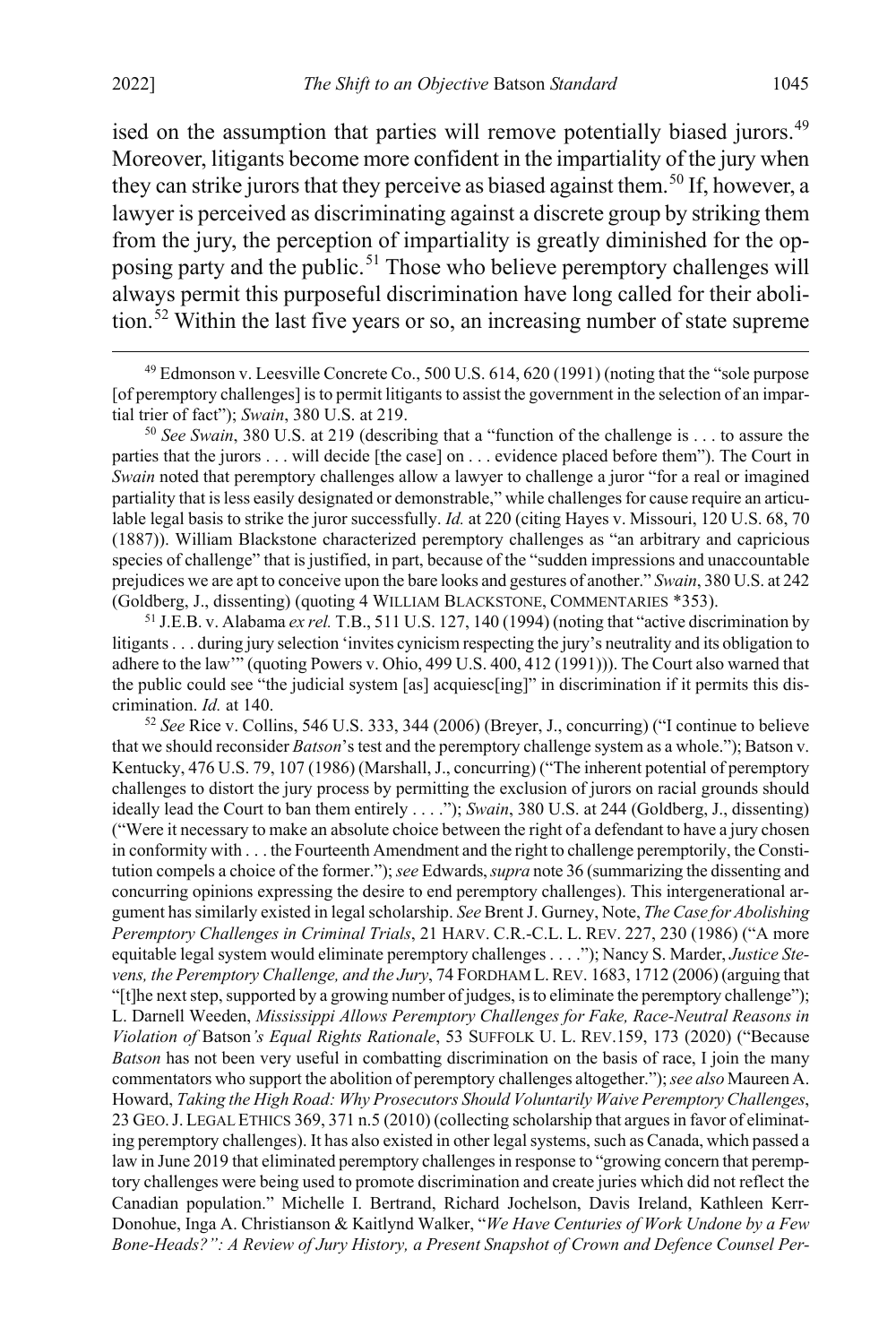ised on the assumption that parties will remove potentially biased jurors.[49] Moreover, litigants become more confident in the impartiality of the jury when they can strike jurors that they perceive as biased against them.[50] If, however, a lawyer is perceived as discriminating against a discrete group by striking them from the jury, the perception of impartiality is greatly diminished for the opposing party and the public.[51] Those who believe peremptory challenges will always permit this purposeful discrimination have long called for their abolition.[52] Within the last five years or so, an increasing number of state supreme

[49] Edmonson v. Leesville Concrete Co., 500 U.S. 614, 620 (1991) (noting that the "sole purpose [of peremptory challenges] is to permit litigants to assist the government in the selection of an impartial trier of fact"); *Swain*, 380 U.S. at 219.

[50] *See Swain*, 380 U.S. at 219 (describing that a "function of the challenge is . . . to assure the parties that the jurors . . . will decide [the case] on . . . evidence placed before them"). The Court in *Swain* noted that peremptory challenges allow a lawyer to challenge a juror "for a real or imagined partiality that is less easily designated or demonstrable," while challenges for cause require an articulable legal basis to strike the juror successfully. *Id.* at 220 (citing Hayes v. Missouri, 120 U.S. 68, 70 (1887)). William Blackstone characterized peremptory challenges as "an arbitrary and capricious species of challenge" that is justified, in part, because of the "sudden impressions and unaccountable prejudices we are apt to conceive upon the bare looks and gestures of another." *Swain*, 380 U.S. at 242 (Goldberg, J., dissenting) (quoting 4 WILLIAM BLACKSTONE, COMMENTARIES *353).

[51] J.E.B. v. Alabama *ex rel.* T.B., 511 U.S. 127, 140 (1994) (noting that "active discrimination by litigants . . . during jury selection 'invites cynicism respecting the jury's neutrality and its obligation to adhere to the law'" (quoting Powers v. Ohio, 499 U.S. 400, 412 (1991))). The Court also warned that the public could see "the judicial system [as] acquiesc[ing]" in discrimination if it permits this discrimination. *Id.* at 140.

[52] *See* Rice v. Collins, 546 U.S. 333, 344 (2006) (Breyer, J., concurring) ("I continue to believe that we should reconsider *Batson*'s test and the peremptory challenge system as a whole."); Batson v. Kentucky, 476 U.S. 79, 107 (1986) (Marshall, J., concurring) ("The inherent potential of peremptory challenges to distort the jury process by permitting the exclusion of jurors on racial grounds should ideally lead the Court to ban them entirely . . . ."); *Swain*, 380 U.S. at 244 (Goldberg, J., dissenting) ("Were it necessary to make an absolute choice between the right of a defendant to have a jury chosen in conformity with . . . the Fourteenth Amendment and the right to challenge peremptorily, the Constitution compels a choice of the former."); *see* Edwards, *supra* note 36 (summarizing the dissenting and concurring opinions expressing the desire to end peremptory challenges). This intergenerational argument has similarly existed in legal scholarship. *See* Brent J. Gurney, Note, *The Case for Abolishing Peremptory Challenges in Criminal Trials*, 21 HARV. C.R.-C.L. L. REV. 227, 230 (1986) ("A more equitable legal system would eliminate peremptory challenges . . . ."); Nancy S. Marder, *Justice Stevens, the Peremptory Challenge, and the Jury*, 74 FORDHAM L. REV. 1683, 1712 (2006) (arguing that "[t]he next step, supported by a growing number of judges, is to eliminate the peremptory challenge"); L. Darnell Weeden, *Mississippi Allows Peremptory Challenges for Fake, Race-Neutral Reasons in Violation of* Batson*'s Equal Rights Rationale*, 53 SUFFOLK U. L. REV.159, 173 (2020) ("Because *Batson* has not been very useful in combatting discrimination on the basis of race, I join the many commentators who support the abolition of peremptory challenges altogether."); *see also* Maureen A. Howard, *Taking the High Road: Why Prosecutors Should Voluntarily Waive Peremptory Challenges*, 23 GEO. J. LEGAL ETHICS 369, 371 n.5 (2010) (collecting scholarship that argues in favor of eliminating peremptory challenges). It has also existed in other legal systems, such as Canada, which passed a law in June 2019 that eliminated peremptory challenges in response to "growing concern that peremptory challenges were being used to promote discrimination and create juries which did not reflect the Canadian population." Michelle I. Bertrand, Richard Jochelson, Davis Ireland, Kathleen Kerr-Donohue, Inga A. Christianson & Kaitlynd Walker, "*We Have Centuries of Work Undone by a Few Bone-Heads?": A Review of Jury History, a Present Snapshot of Crown and Defence Counsel Per-*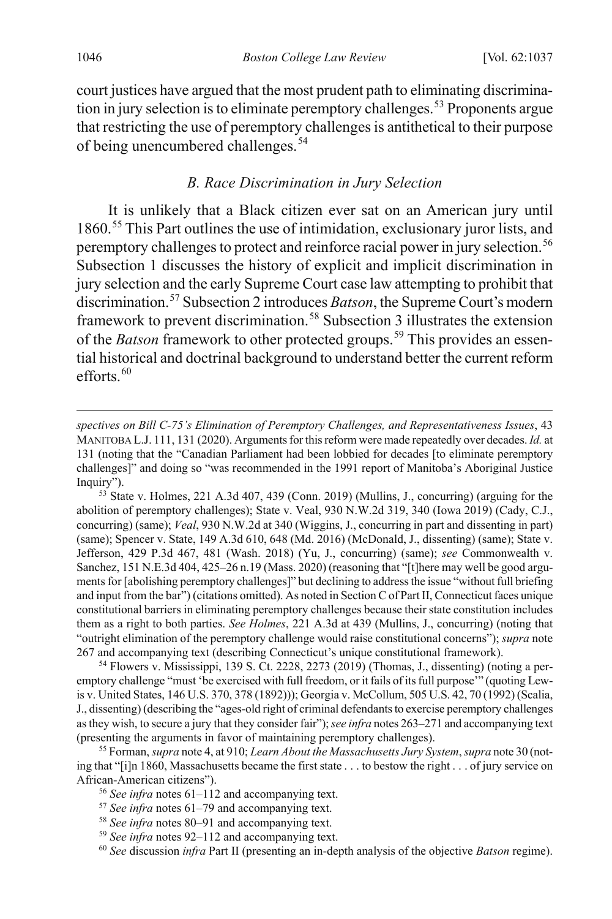court justices have argued that the most prudent path to eliminating discrimination in jury selection is to eliminate peremptory challenges.[53] Proponents argue that restricting the use of peremptory challenges is antithetical to their purpose of being unencumbered challenges.[54]

### *B. Race Discrimination in Jury Selection*

It is unlikely that a Black citizen ever sat on an American jury until 1860.[55] This Part outlines the use of intimidation, exclusionary juror lists, and peremptory challenges to protect and reinforce racial power in jury selection.[56] Subsection 1 discusses the history of explicit and implicit discrimination in jury selection and the early Supreme Court case law attempting to prohibit that discrimination.[57] Subsection 2 introduces *Batson*, the Supreme Court's modern framework to prevent discrimination.[58] Subsection 3 illustrates the extension of the *Batson* framework to other protected groups.[59] This provides an essential historical and doctrinal background to understand better the current reform efforts.[60]

---

*spectives on Bill C-75's Elimination of Peremptory Challenges, and Representativeness Issues*, 43 MANITOBA L.J. 111, 131 (2020). Arguments for this reform were made repeatedly over decades. *Id.* at 131 (noting that the "Canadian Parliament had been lobbied for decades [to eliminate peremptory challenges]" and doing so "was recommended in the 1991 report of Manitoba's Aboriginal Justice Inquiry").

[53] State v. Holmes, 221 A.3d 407, 439 (Conn. 2019) (Mullins, J., concurring) (arguing for the abolition of peremptory challenges); State v. Veal, 930 N.W.2d 319, 340 (Iowa 2019) (Cady, C.J., concurring) (same); *Veal*, 930 N.W.2d at 340 (Wiggins, J., concurring in part and dissenting in part) (same); Spencer v. State, 149 A.3d 610, 648 (Md. 2016) (McDonald, J., dissenting) (same); State v. Jefferson, 429 P.3d 467, 481 (Wash. 2018) (Yu, J., concurring) (same); *see* Commonwealth v. Sanchez, 151 N.E.3d 404, 425–26 n.19 (Mass. 2020) (reasoning that "[t]here may well be good arguments for [abolishing peremptory challenges]" but declining to address the issue "without full briefing and input from the bar") (citations omitted). As noted in Section C of Part II, Connecticut faces unique constitutional barriers in eliminating peremptory challenges because their state constitution includes them as a right to both parties. *See Holmes*, 221 A.3d at 439 (Mullins, J., concurring) (noting that "outright elimination of the peremptory challenge would raise constitutional concerns"); *supra* note 267 and accompanying text (describing Connecticut's unique constitutional framework).

[54] Flowers v. Mississippi, 139 S. Ct. 2228, 2273 (2019) (Thomas, J., dissenting) (noting a peremptory challenge "must 'be exercised with full freedom, or it fails of its full purpose'" (quoting Lewis v. United States, 146 U.S. 370, 378 (1892))); Georgia v. McCollum, 505 U.S. 42, 70 (1992) (Scalia, J., dissenting) (describing the "ages-old right of criminal defendants to exercise peremptory challenges as they wish, to secure a jury that they consider fair"); *see infra* notes 263–271 and accompanying text (presenting the arguments in favor of maintaining peremptory challenges).

[55] Forman, *supra* note 4, at 910; *Learn About the Massachusetts Jury System*, *supra* note 30 (noting that "[i]n 1860, Massachusetts became the first state . . . to bestow the right . . . of jury service on African-American citizens").

[56] *See infra* notes 61–112 and accompanying text.

[57] *See infra* notes 61–79 and accompanying text.

[58] *See infra* notes 80–91 and accompanying text.

[59] *See infra* notes 92–112 and accompanying text.

[60] *See* discussion *infra* Part II (presenting an in-depth analysis of the objective *Batson* regime).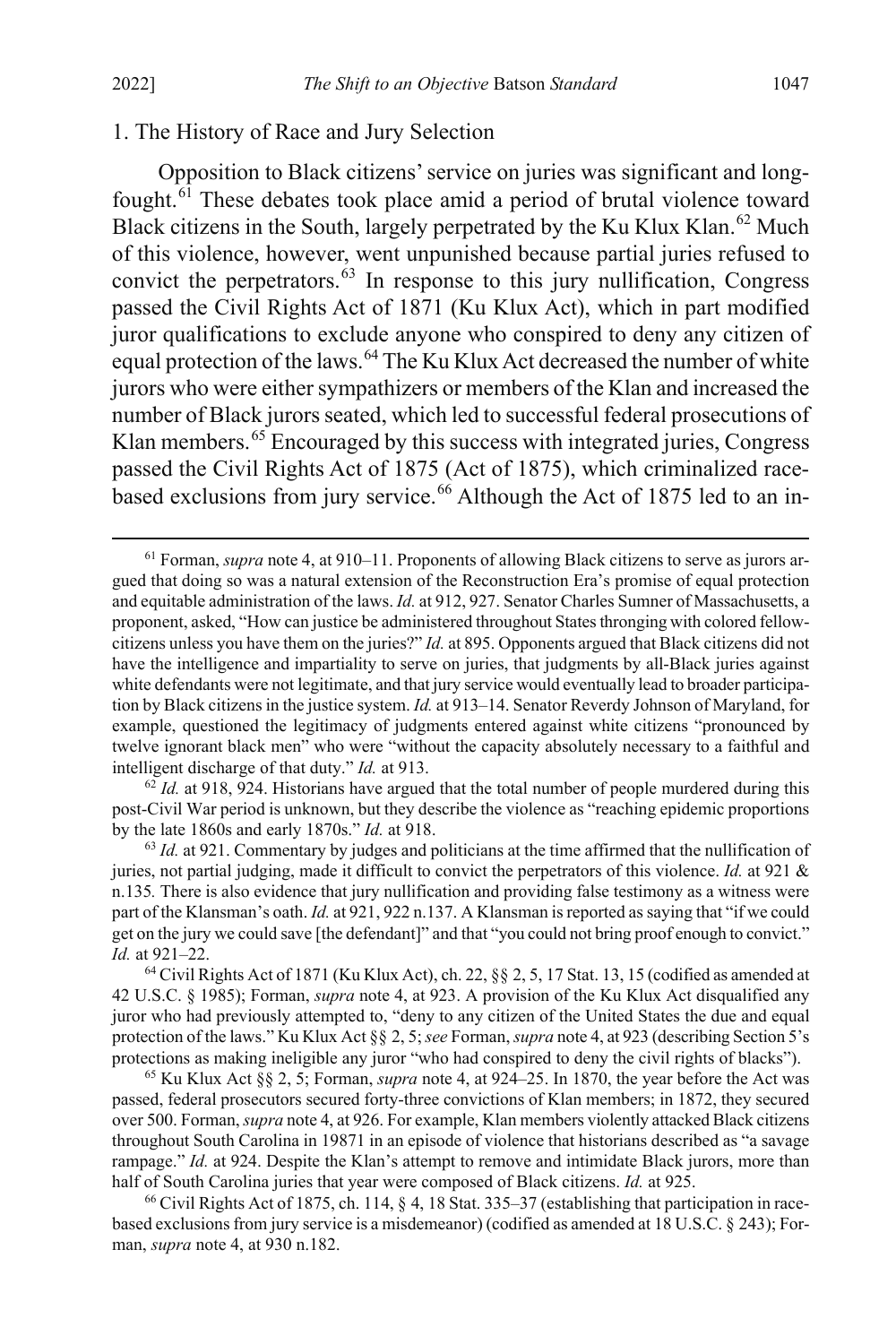### 1. The History of Race and Jury Selection

Opposition to Black citizens' service on juries was significant and long-fought.[61] These debates took place amid a period of brutal violence toward Black citizens in the South, largely perpetrated by the Ku Klux Klan.[62] Much of this violence, however, went unpunished because partial juries refused to convict the perpetrators.[63] In response to this jury nullification, Congress passed the Civil Rights Act of 1871 (Ku Klux Act), which in part modified juror qualifications to exclude anyone who conspired to deny any citizen of equal protection of the laws.[64] The Ku Klux Act decreased the number of white jurors who were either sympathizers or members of the Klan and increased the number of Black jurors seated, which led to successful federal prosecutions of Klan members.[65] Encouraged by this success with integrated juries, Congress passed the Civil Rights Act of 1875 (Act of 1875), which criminalized race-based exclusions from jury service.[66] Although the Act of 1875 led to an in-

---

[61] Forman, *supra* note 4, at 910–11. Proponents of allowing Black citizens to serve as jurors argued that doing so was a natural extension of the Reconstruction Era's promise of equal protection and equitable administration of the laws. *Id.* at 912, 927. Senator Charles Sumner of Massachusetts, a proponent, asked, "How can justice be administered throughout States thronging with colored fellow-citizens unless you have them on the juries?" *Id.* at 895. Opponents argued that Black citizens did not have the intelligence and impartiality to serve on juries, that judgments by all-Black juries against white defendants were not legitimate, and that jury service would eventually lead to broader participation by Black citizens in the justice system. *Id.* at 913–14. Senator Reverdy Johnson of Maryland, for example, questioned the legitimacy of judgments entered against white citizens "pronounced by twelve ignorant black men" who were "without the capacity absolutely necessary to a faithful and intelligent discharge of that duty." *Id.* at 913.

[62] *Id.* at 918, 924. Historians have argued that the total number of people murdered during this post-Civil War period is unknown, but they describe the violence as "reaching epidemic proportions by the late 1860s and early 1870s." *Id.* at 918.

[63] *Id.* at 921. Commentary by judges and politicians at the time affirmed that the nullification of juries, not partial judging, made it difficult to convict the perpetrators of this violence. *Id.* at 921 & n.135. There is also evidence that jury nullification and providing false testimony as a witness were part of the Klansman's oath. *Id.* at 921, 922 n.137. A Klansman is reported as saying that "if we could get on the jury we could save [the defendant]" and that "you could not bring proof enough to convict." *Id.* at 921–22.

[64] Civil Rights Act of 1871 (Ku Klux Act), ch. 22, §§ 2, 5, 17 Stat. 13, 15 (codified as amended at 42 U.S.C. § 1985); Forman, *supra* note 4, at 923. A provision of the Ku Klux Act disqualified any juror who had previously attempted to, "deny to any citizen of the United States the due and equal protection of the laws." Ku Klux Act §§ 2, 5; *see* Forman, *supra* note 4, at 923 (describing Section 5's protections as making ineligible any juror "who had conspired to deny the civil rights of blacks").

[65] Ku Klux Act §§ 2, 5; Forman, *supra* note 4, at 924–25. In 1870, the year before the Act was passed, federal prosecutors secured forty-three convictions of Klan members; in 1872, they secured over 500. Forman, *supra* note 4, at 926. For example, Klan members violently attacked Black citizens throughout South Carolina in 19871 in an episode of violence that historians described as "a savage rampage." *Id.* at 924. Despite the Klan's attempt to remove and intimidate Black jurors, more than half of South Carolina juries that year were composed of Black citizens. *Id.* at 925.

[66] Civil Rights Act of 1875, ch. 114, § 4, 18 Stat. 335–37 (establishing that participation in race-based exclusions from jury service is a misdemeanor) (codified as amended at 18 U.S.C. § 243); Forman, *supra* note 4, at 930 n.182.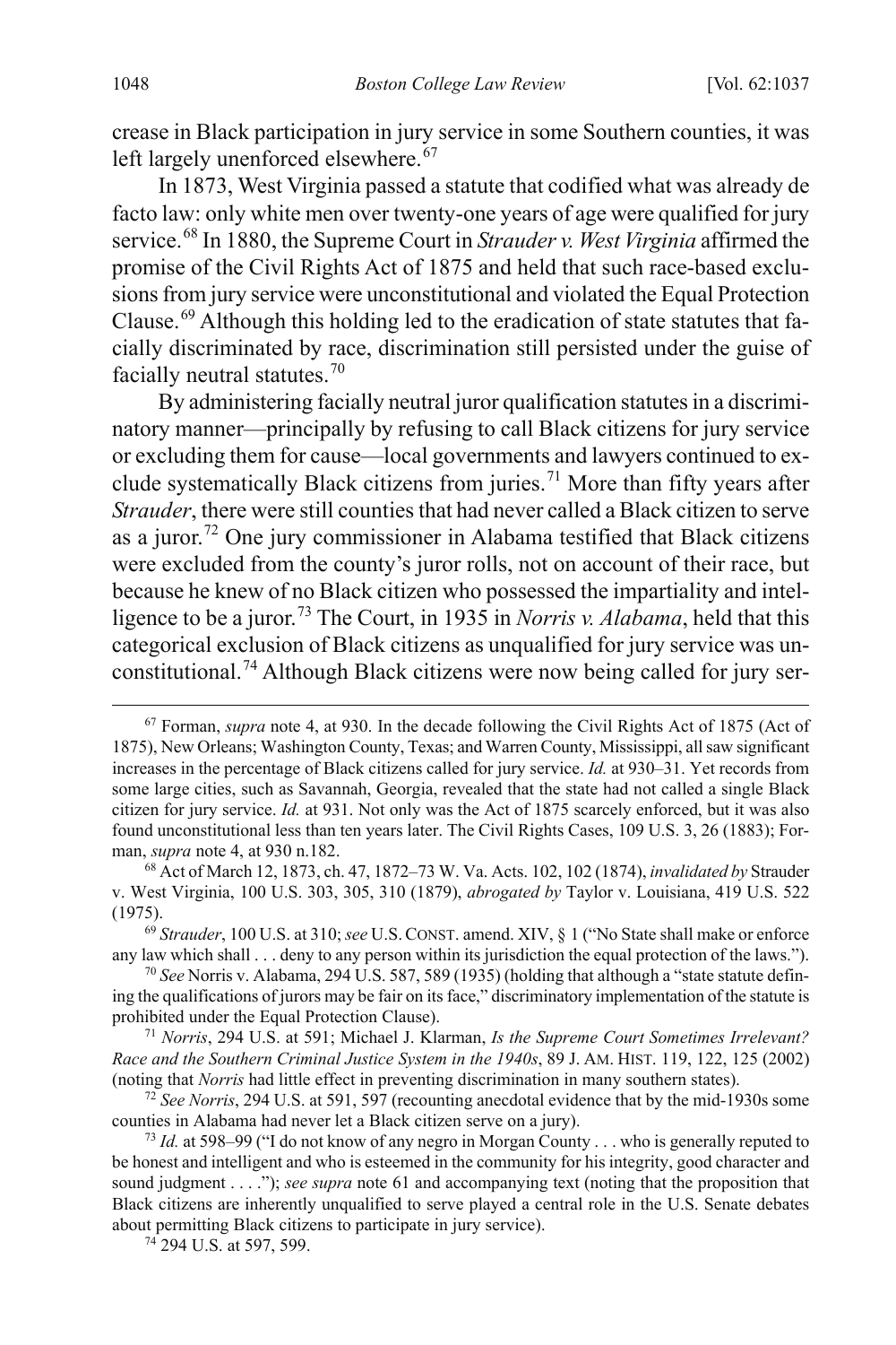crease in Black participation in jury service in some Southern counties, it was left largely unenforced elsewhere.[67]

In 1873, West Virginia passed a statute that codified what was already de facto law: only white men over twenty-one years of age were qualified for jury service.[68] In 1880, the Supreme Court in *Strauder v. West Virginia* affirmed the promise of the Civil Rights Act of 1875 and held that such race-based exclusions from jury service were unconstitutional and violated the Equal Protection Clause.[69] Although this holding led to the eradication of state statutes that facially discriminated by race, discrimination still persisted under the guise of facially neutral statutes.[70]

By administering facially neutral juror qualification statutes in a discriminatory manner—principally by refusing to call Black citizens for jury service or excluding them for cause—local governments and lawyers continued to exclude systematically Black citizens from juries.[71] More than fifty years after *Strauder*, there were still counties that had never called a Black citizen to serve as a juror.[72] One jury commissioner in Alabama testified that Black citizens were excluded from the county's juror rolls, not on account of their race, but because he knew of no Black citizen who possessed the impartiality and intelligence to be a juror.[73] The Court, in 1935 in *Norris v. Alabama*, held that this categorical exclusion of Black citizens as unqualified for jury service was unconstitutional.[74] Although Black citizens were now being called for jury ser-

---

[67] Forman, *supra* note 4, at 930. In the decade following the Civil Rights Act of 1875 (Act of 1875), New Orleans; Washington County, Texas; and Warren County, Mississippi, all saw significant increases in the percentage of Black citizens called for jury service. *Id.* at 930–31. Yet records from some large cities, such as Savannah, Georgia, revealed that the state had not called a single Black citizen for jury service. *Id.* at 931. Not only was the Act of 1875 scarcely enforced, but it was also found unconstitutional less than ten years later. The Civil Rights Cases, 109 U.S. 3, 26 (1883); Forman, *supra* note 4, at 930 n.182.

[68] Act of March 12, 1873, ch. 47, 1872–73 W. Va. Acts. 102, 102 (1874), *invalidated by* Strauder v. West Virginia, 100 U.S. 303, 305, 310 (1879), *abrogated by* Taylor v. Louisiana, 419 U.S. 522 (1975).

[69] *Strauder*, 100 U.S. at 310; *see* U.S. CONST. amend. XIV, § 1 ("No State shall make or enforce any law which shall . . . deny to any person within its jurisdiction the equal protection of the laws.").

[70] *See* Norris v. Alabama, 294 U.S. 587, 589 (1935) (holding that although a "state statute defining the qualifications of jurors may be fair on its face," discriminatory implementation of the statute is prohibited under the Equal Protection Clause).

[71] *Norris*, 294 U.S. at 591; Michael J. Klarman, *Is the Supreme Court Sometimes Irrelevant? Race and the Southern Criminal Justice System in the 1940s*, 89 J. AM. HIST. 119, 122, 125 (2002) (noting that *Norris* had little effect in preventing discrimination in many southern states).

[72] *See Norris*, 294 U.S. at 591, 597 (recounting anecdotal evidence that by the mid-1930s some counties in Alabama had never let a Black citizen serve on a jury).

[73] *Id.* at 598–99 ("I do not know of any negro in Morgan County . . . who is generally reputed to be honest and intelligent and who is esteemed in the community for his integrity, good character and sound judgment . . . ."); *see supra* note 61 and accompanying text (noting that the proposition that Black citizens are inherently unqualified to serve played a central role in the U.S. Senate debates about permitting Black citizens to participate in jury service).

[74] 294 U.S. at 597, 599.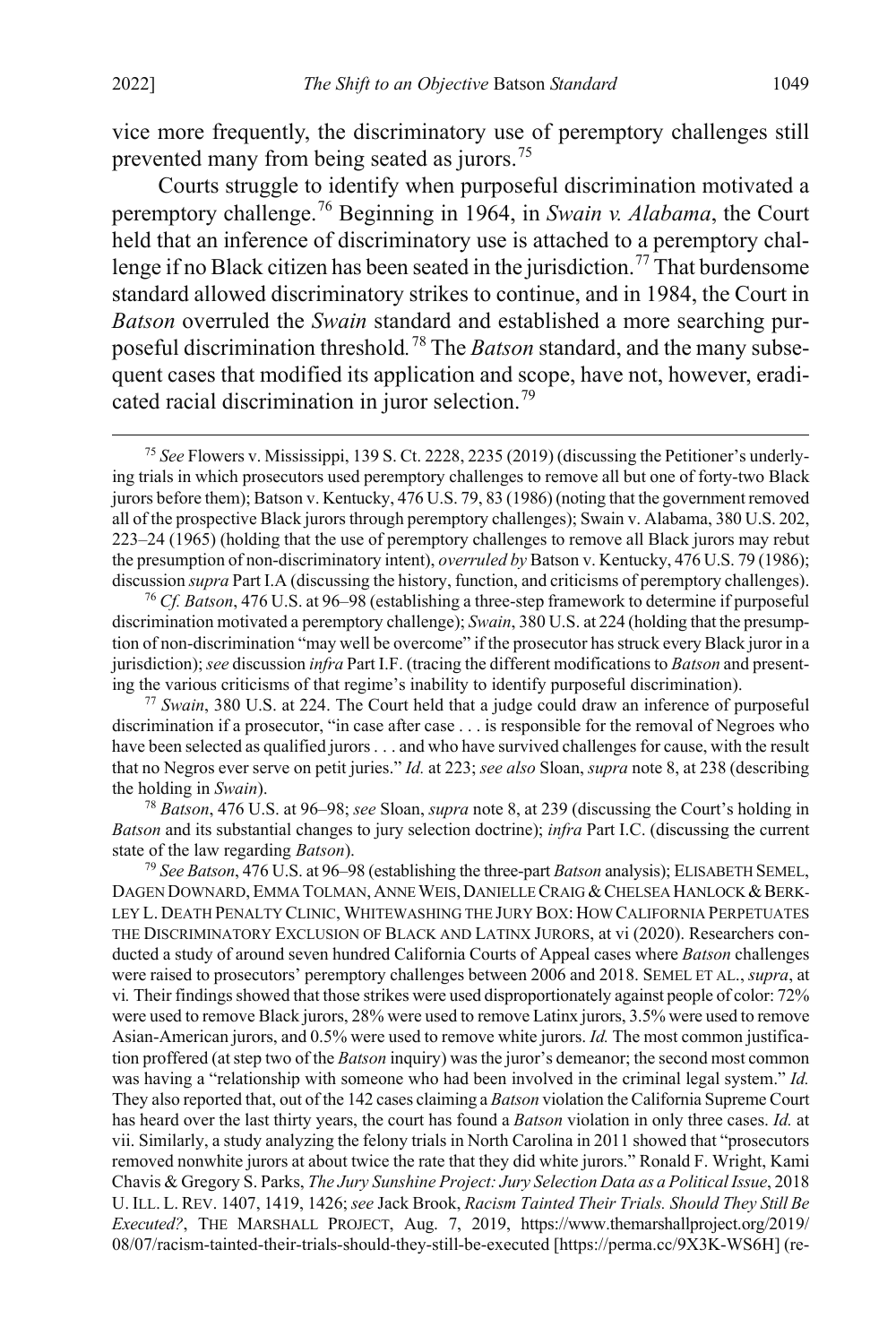vice more frequently, the discriminatory use of peremptory challenges still prevented many from being seated as jurors.[75]

Courts struggle to identify when purposeful discrimination motivated a peremptory challenge.[76] Beginning in 1964, in *Swain v. Alabama*, the Court held that an inference of discriminatory use is attached to a peremptory challenge if no Black citizen has been seated in the jurisdiction.[77] That burdensome standard allowed discriminatory strikes to continue, and in 1984, the Court in *Batson* overruled the *Swain* standard and established a more searching purposeful discrimination threshold.[78] The *Batson* standard, and the many subsequent cases that modified its application and scope, have not, however, eradicated racial discrimination in juror selection.[79]

[75] *See* Flowers v. Mississippi, 139 S. Ct. 2228, 2235 (2019) (discussing the Petitioner's underlying trials in which prosecutors used peremptory challenges to remove all but one of forty-two Black jurors before them); Batson v. Kentucky, 476 U.S. 79, 83 (1986) (noting that the government removed all of the prospective Black jurors through peremptory challenges); Swain v. Alabama, 380 U.S. 202, 223–24 (1965) (holding that the use of peremptory challenges to remove all Black jurors may rebut the presumption of non-discriminatory intent), *overruled by* Batson v. Kentucky, 476 U.S. 79 (1986); discussion *supra* Part I.A (discussing the history, function, and criticisms of peremptory challenges).

[76] *Cf. Batson*, 476 U.S. at 96–98 (establishing a three-step framework to determine if purposeful discrimination motivated a peremptory challenge); *Swain*, 380 U.S. at 224 (holding that the presumption of non-discrimination "may well be overcome" if the prosecutor has struck every Black juror in a jurisdiction); *see* discussion *infra* Part I.F. (tracing the different modifications to *Batson* and presenting the various criticisms of that regime's inability to identify purposeful discrimination).

[77] *Swain*, 380 U.S. at 224. The Court held that a judge could draw an inference of purposeful discrimination if a prosecutor, "in case after case . . . is responsible for the removal of Negroes who have been selected as qualified jurors . . . and who have survived challenges for cause, with the result that no Negros ever serve on petit juries." *Id.* at 223; *see also* Sloan, *supra* note 8, at 238 (describing the holding in *Swain*).

[78] *Batson*, 476 U.S. at 96–98; *see* Sloan, *supra* note 8, at 239 (discussing the Court's holding in *Batson* and its substantial changes to jury selection doctrine); *infra* Part I.C. (discussing the current state of the law regarding *Batson*).

[79] *See Batson*, 476 U.S. at 96–98 (establishing the three-part *Batson* analysis); ELISABETH SEMEL, DAGEN DOWNARD, EMMA TOLMAN, ANNE WEIS, DANIELLE CRAIG & CHELSEA HANLOCK & BERKLEY L. DEATH PENALTY CLINIC, WHITEWASHING THE JURY BOX: HOW CALIFORNIA PERPETUATES THE DISCRIMINATORY EXCLUSION OF BLACK AND LATINX JURORS, at vi (2020). Researchers conducted a study of around seven hundred California Courts of Appeal cases where *Batson* challenges were raised to prosecutors' peremptory challenges between 2006 and 2018. SEMEL ET AL., *supra*, at vi. Their findings showed that those strikes were used disproportionately against people of color: 72% were used to remove Black jurors, 28% were used to remove Latinx jurors, 3.5% were used to remove Asian-American jurors, and 0.5% were used to remove white jurors. *Id.* The most common justification proffered (at step two of the *Batson* inquiry) was the juror's demeanor; the second most common was having a "relationship with someone who had been involved in the criminal legal system." *Id.* They also reported that, out of the 142 cases claiming a *Batson* violation the California Supreme Court has heard over the last thirty years, the court has found a *Batson* violation in only three cases. *Id.* at vii. Similarly, a study analyzing the felony trials in North Carolina in 2011 showed that "prosecutors removed nonwhite jurors at about twice the rate that they did white jurors." Ronald F. Wright, Kami Chavis & Gregory S. Parks, *The Jury Sunshine Project: Jury Selection Data as a Political Issue*, 2018 U. ILL. L. REV. 1407, 1419, 1426; *see* Jack Brook, *Racism Tainted Their Trials. Should They Still Be Executed?*, THE MARSHALL PROJECT, Aug. 7, 2019, https://www.themarshallproject.org/2019/08/07/racism-tainted-their-trials-should-they-still-be-executed [https://perma.cc/9X3K-WS6H] (re-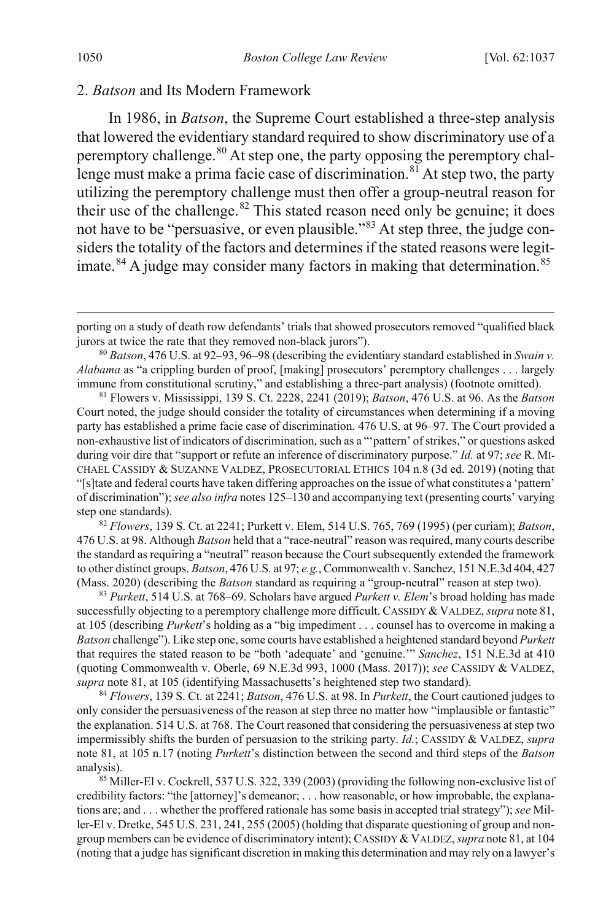### 2. *Batson* and Its Modern Framework

In 1986, in *Batson*, the Supreme Court established a three-step analysis that lowered the evidentiary standard required to show discriminatory use of a peremptory challenge.[80] At step one, the party opposing the peremptory challenge must make a prima facie case of discrimination.[81] At step two, the party utilizing the peremptory challenge must then offer a group-neutral reason for their use of the challenge.[82] This stated reason need only be genuine; it does not have to be "persuasive, or even plausible."[83] At step three, the judge considers the totality of the factors and determines if the stated reasons were legitimate.[84] A judge may consider many factors in making that determination.[85]

---

porting on a study of death row defendants' trials that showed prosecutors removed "qualified black jurors at twice the rate that they removed non-black jurors").

[80] *Batson*, 476 U.S. at 92–93, 96–98 (describing the evidentiary standard established in *Swain v. Alabama* as "a crippling burden of proof, [making] prosecutors' peremptory challenges . . . largely immune from constitutional scrutiny," and establishing a three-part analysis) (footnote omitted).

[81] Flowers v. Mississippi, 139 S. Ct. 2228, 2241 (2019); *Batson*, 476 U.S. at 96. As the *Batson* Court noted, the judge should consider the totality of circumstances when determining if a moving party has established a prime facie case of discrimination. 476 U.S. at 96–97. The Court provided a non-exhaustive list of indicators of discrimination, such as a "'pattern' of strikes," or questions asked during voir dire that "support or refute an inference of discriminatory purpose." *Id.* at 97; *see* R. MICHAEL CASSIDY & SUZANNE VALDEZ, PROSECUTORIAL ETHICS 104 n.8 (3d ed. 2019) (noting that "[s]tate and federal courts have taken differing approaches on the issue of what constitutes a 'pattern' of discrimination"); *see also infra* notes 125–130 and accompanying text (presenting courts' varying step one standards).

[82] *Flowers*, 139 S. Ct. at 2241; Purkett v. Elem, 514 U.S. 765, 769 (1995) (per curiam); *Batson*, 476 U.S. at 98. Although *Batson* held that a "race-neutral" reason was required, many courts describe the standard as requiring a "neutral" reason because the Court subsequently extended the framework to other distinct groups. *Batson*, 476 U.S. at 97; *e.g.*, Commonwealth v. Sanchez, 151 N.E.3d 404, 427 (Mass. 2020) (describing the *Batson* standard as requiring a "group-neutral" reason at step two).

[83] *Purkett*, 514 U.S. at 768–69. Scholars have argued *Purkett v. Elem*'s broad holding has made successfully objecting to a peremptory challenge more difficult. CASSIDY & VALDEZ, *supra* note 81, at 105 (describing *Purkett*'s holding as a "big impediment . . . counsel has to overcome in making a *Batson* challenge"). Like step one, some courts have established a heightened standard beyond *Purkett* that requires the stated reason to be "both 'adequate' and 'genuine.'" *Sanchez*, 151 N.E.3d at 410 (quoting Commonwealth v. Oberle, 69 N.E.3d 993, 1000 (Mass. 2017)); *see* CASSIDY & VALDEZ, *supra* note 81, at 105 (identifying Massachusetts's heightened step two standard).

[84] *Flowers*, 139 S. Ct. at 2241; *Batson*, 476 U.S. at 98. In *Purkett*, the Court cautioned judges to only consider the persuasiveness of the reason at step three no matter how "implausible or fantastic" the explanation. 514 U.S. at 768. The Court reasoned that considering the persuasiveness at step two impermissibly shifts the burden of persuasion to the striking party. *Id.*; CASSIDY & VALDEZ, *supra* note 81, at 105 n.17 (noting *Purkett*'s distinction between the second and third steps of the *Batson* analysis).

[85] Miller-El v. Cockrell, 537 U.S. 322, 339 (2003) (providing the following non-exclusive list of credibility factors: "the [attorney]'s demeanor; . . . how reasonable, or how improbable, the explanations are; and . . . whether the proffered rationale has some basis in accepted trial strategy"); *see* Miller-El v. Dretke, 545 U.S. 231, 241, 255 (2005) (holding that disparate questioning of group and non-group members can be evidence of discriminatory intent); CASSIDY & VALDEZ, *supra* note 81, at 104 (noting that a judge has significant discretion in making this determination and may rely on a lawyer's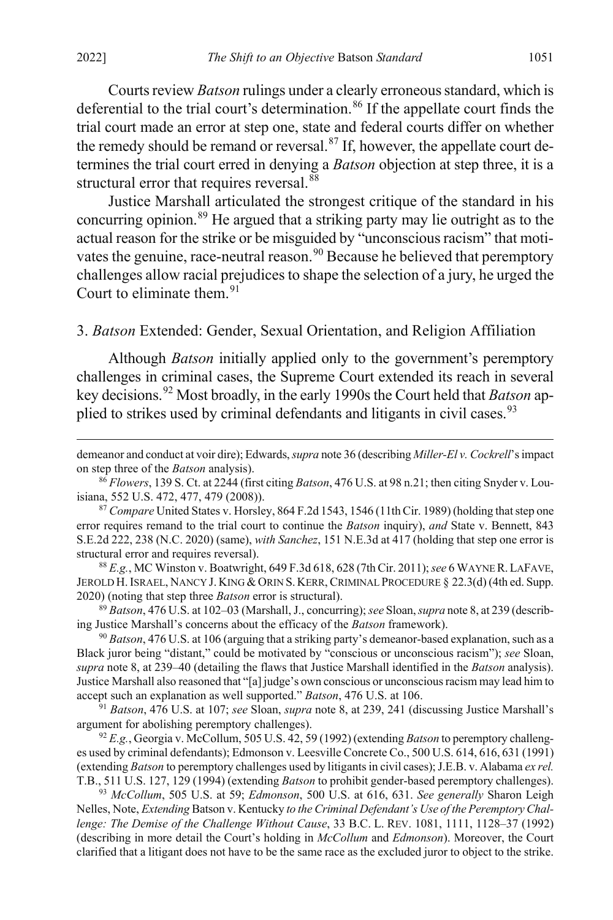Courts review *Batson* rulings under a clearly erroneous standard, which is deferential to the trial court's determination.[86] If the appellate court finds the trial court made an error at step one, state and federal courts differ on whether the remedy should be remand or reversal.[87] If, however, the appellate court determines the trial court erred in denying a *Batson* objection at step three, it is a structural error that requires reversal.[88]

Justice Marshall articulated the strongest critique of the standard in his concurring opinion.[89] He argued that a striking party may lie outright as to the actual reason for the strike or be misguided by "unconscious racism" that motivates the genuine, race-neutral reason.[90] Because he believed that peremptory challenges allow racial prejudices to shape the selection of a jury, he urged the Court to eliminate them.[91]

### 3. *Batson* Extended: Gender, Sexual Orientation, and Religion Affiliation

Although *Batson* initially applied only to the government's peremptory challenges in criminal cases, the Supreme Court extended its reach in several key decisions.[92] Most broadly, in the early 1990s the Court held that *Batson* applied to strikes used by criminal defendants and litigants in civil cases.[93]

---

demeanor and conduct at voir dire); Edwards, *supra* note 36 (describing *Miller-El v. Cockrell*'s impact on step three of the *Batson* analysis).

[86] *Flowers*, 139 S. Ct. at 2244 (first citing *Batson*, 476 U.S. at 98 n.21; then citing Snyder v. Louisiana, 552 U.S. 472, 477, 479 (2008)).

[87] *Compare* United States v. Horsley, 864 F.2d 1543, 1546 (11th Cir. 1989) (holding that step one error requires remand to the trial court to continue the *Batson* inquiry), *and* State v. Bennett, 843 S.E.2d 222, 238 (N.C. 2020) (same), *with Sanchez*, 151 N.E.3d at 417 (holding that step one error is structural error and requires reversal).

[88] *E.g.*, MC Winston v. Boatwright, 649 F.3d 618, 628 (7th Cir. 2011); *see* 6 WAYNE R. LAFAVE, JEROLD H. ISRAEL, NANCY J. KING & ORIN S. KERR, CRIMINAL PROCEDURE § 22.3(d) (4th ed. Supp. 2020) (noting that step three *Batson* error is structural).

[89] *Batson*, 476 U.S. at 102–03 (Marshall, J., concurring); *see* Sloan, *supra* note 8, at 239 (describing Justice Marshall's concerns about the efficacy of the *Batson* framework).

[90] *Batson*, 476 U.S. at 106 (arguing that a striking party's demeanor-based explanation, such as a Black juror being "distant," could be motivated by "conscious or unconscious racism"); *see* Sloan, *supra* note 8, at 239–40 (detailing the flaws that Justice Marshall identified in the *Batson* analysis). Justice Marshall also reasoned that "[a] judge's own conscious or unconscious racism may lead him to accept such an explanation as well supported." *Batson*, 476 U.S. at 106.

[91] *Batson*, 476 U.S. at 107; *see* Sloan, *supra* note 8, at 239, 241 (discussing Justice Marshall's argument for abolishing peremptory challenges).

[92] *E.g.*, Georgia v. McCollum, 505 U.S. 42, 59 (1992) (extending *Batson* to peremptory challenges used by criminal defendants); Edmonson v. Leesville Concrete Co., 500 U.S. 614, 616, 631 (1991) (extending *Batson* to peremptory challenges used by litigants in civil cases); J.E.B. v. Alabama *ex rel.* T.B., 511 U.S. 127, 129 (1994) (extending *Batson* to prohibit gender-based peremptory challenges).

[93] *McCollum*, 505 U.S. at 59; *Edmonson*, 500 U.S. at 616, 631. *See generally* Sharon Leigh Nelles, Note, *Extending* Batson v. Kentucky *to the Criminal Defendant's Use of the Peremptory Challenge: The Demise of the Challenge Without Cause*, 33 B.C. L. REV. 1081, 1111, 1128–37 (1992) (describing in more detail the Court's holding in *McCollum* and *Edmonson*). Moreover, the Court clarified that a litigant does not have to be the same race as the excluded juror to object to the strike.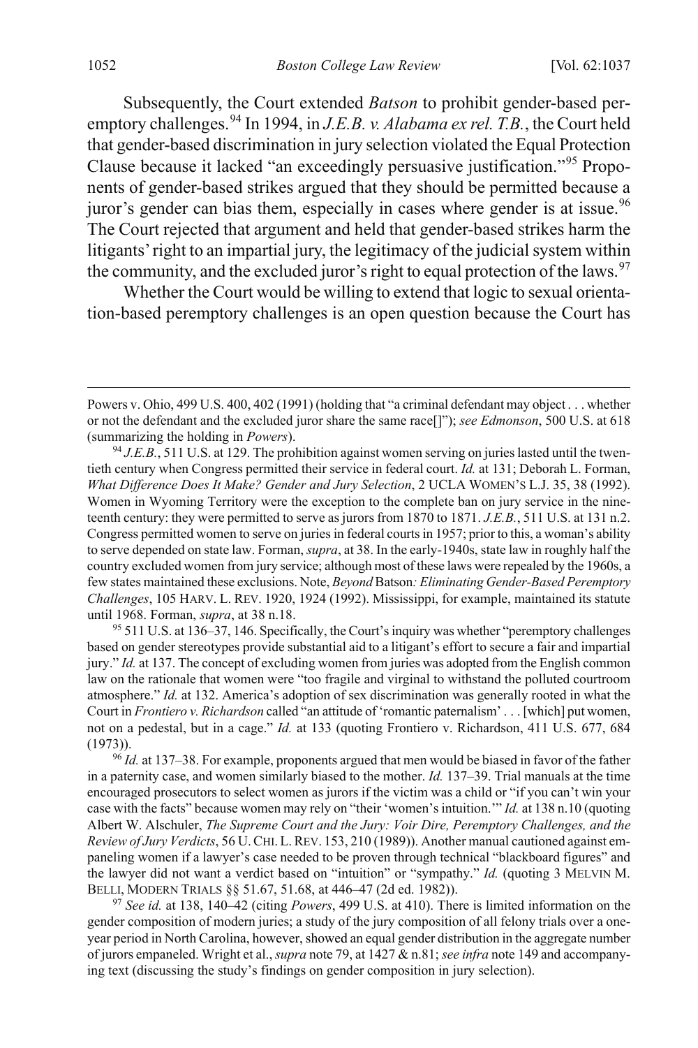Subsequently, the Court extended *Batson* to prohibit gender-based peremptory challenges.[94] In 1994, in *J.E.B. v. Alabama ex rel. T.B.*, the Court held that gender-based discrimination in jury selection violated the Equal Protection Clause because it lacked "an exceedingly persuasive justification."[95] Proponents of gender-based strikes argued that they should be permitted because a juror's gender can bias them, especially in cases where gender is at issue.[96] The Court rejected that argument and held that gender-based strikes harm the litigants' right to an impartial jury, the legitimacy of the judicial system within the community, and the excluded juror's right to equal protection of the laws.[97]

Whether the Court would be willing to extend that logic to sexual orientation-based peremptory challenges is an open question because the Court has

---

Powers v. Ohio, 499 U.S. 400, 402 (1991) (holding that "a criminal defendant may object . . . whether or not the defendant and the excluded juror share the same race[]"); *see Edmonson*, 500 U.S. at 618 (summarizing the holding in *Powers*).

[94] *J.E.B.*, 511 U.S. at 129. The prohibition against women serving on juries lasted until the twentieth century when Congress permitted their service in federal court. *Id.* at 131; Deborah L. Forman, *What Difference Does It Make? Gender and Jury Selection*, 2 UCLA WOMEN'S L.J. 35, 38 (1992). Women in Wyoming Territory were the exception to the complete ban on jury service in the nineteenth century: they were permitted to serve as jurors from 1870 to 1871. *J.E.B.*, 511 U.S. at 131 n.2. Congress permitted women to serve on juries in federal courts in 1957; prior to this, a woman's ability to serve depended on state law. Forman, *supra*, at 38. In the early-1940s, state law in roughly half the country excluded women from jury service; although most of these laws were repealed by the 1960s, a few states maintained these exclusions. Note, *Beyond* Batson*: Eliminating Gender-Based Peremptory Challenges*, 105 HARV. L. REV. 1920, 1924 (1992). Mississippi, for example, maintained its statute until 1968. Forman, *supra*, at 38 n.18.

[95] 511 U.S. at 136–37, 146. Specifically, the Court's inquiry was whether "peremptory challenges based on gender stereotypes provide substantial aid to a litigant's effort to secure a fair and impartial jury." *Id.* at 137. The concept of excluding women from juries was adopted from the English common law on the rationale that women were "too fragile and virginal to withstand the polluted courtroom atmosphere." *Id.* at 132. America's adoption of sex discrimination was generally rooted in what the Court in *Frontiero v. Richardson* called "an attitude of 'romantic paternalism' . . . [which] put women, not on a pedestal, but in a cage." *Id.* at 133 (quoting Frontiero v. Richardson, 411 U.S. 677, 684 (1973)).

[96] *Id.* at 137–38. For example, proponents argued that men would be biased in favor of the father in a paternity case, and women similarly biased to the mother. *Id.* 137–39. Trial manuals at the time encouraged prosecutors to select women as jurors if the victim was a child or "if you can't win your case with the facts" because women may rely on "their 'women's intuition.'" *Id.* at 138 n.10 (quoting Albert W. Alschuler, *The Supreme Court and the Jury: Voir Dire, Peremptory Challenges, and the Review of Jury Verdicts*, 56 U. CHI. L. REV. 153, 210 (1989)). Another manual cautioned against empaneling women if a lawyer's case needed to be proven through technical "blackboard figures" and the lawyer did not want a verdict based on "intuition" or "sympathy." *Id.* (quoting 3 MELVIN M. BELLI, MODERN TRIALS §§ 51.67, 51.68, at 446–47 (2d ed. 1982)).

[97] *See id.* at 138, 140–42 (citing *Powers*, 499 U.S. at 410). There is limited information on the gender composition of modern juries; a study of the jury composition of all felony trials over a one-year period in North Carolina, however, showed an equal gender distribution in the aggregate number of jurors empaneled. Wright et al., *supra* note 79, at 1427 & n.81; *see infra* note 149 and accompanying text (discussing the study's findings on gender composition in jury selection).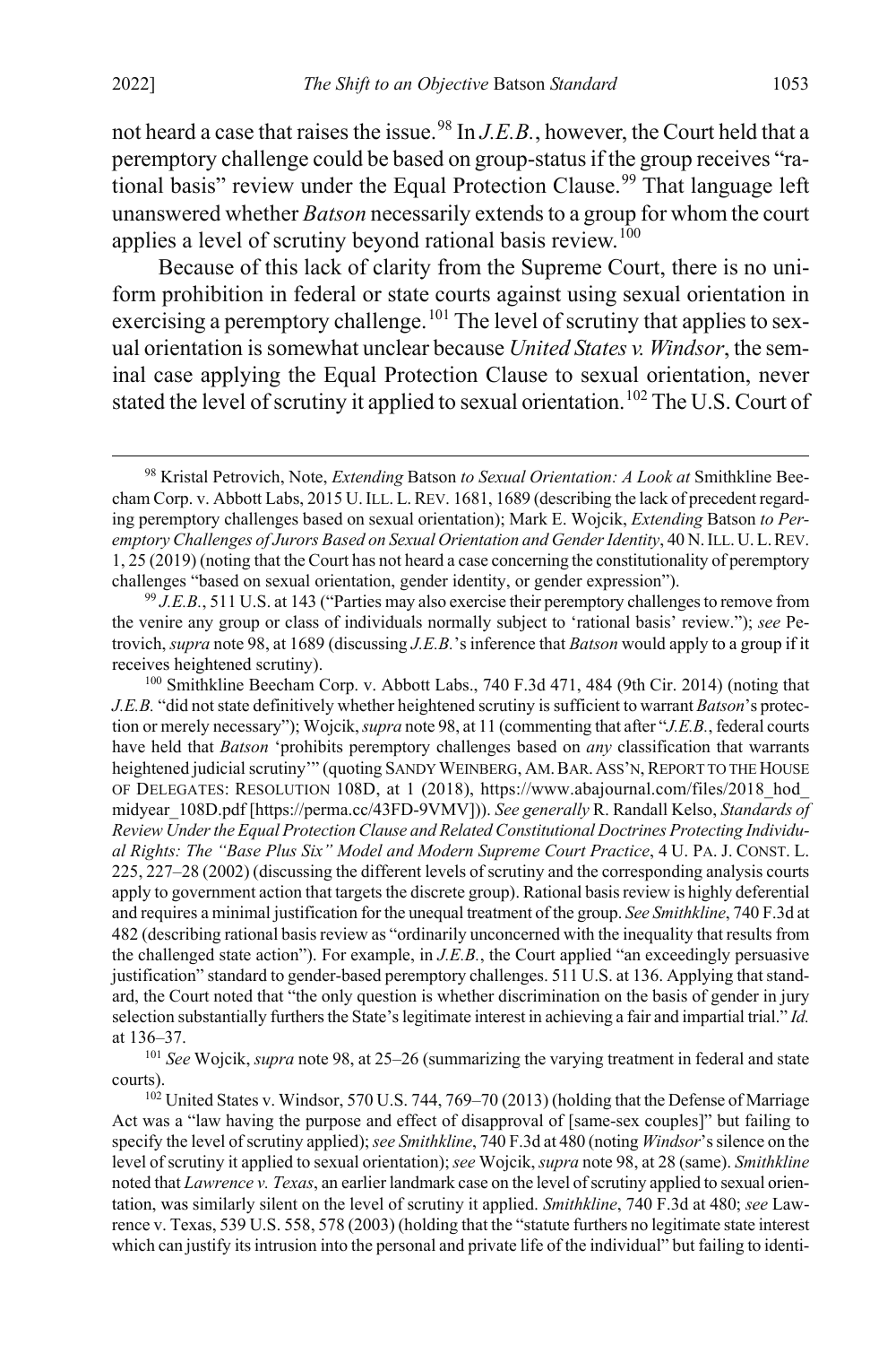not heard a case that raises the issue.[98] In *J.E.B.*, however, the Court held that a peremptory challenge could be based on group-status if the group receives "rational basis" review under the Equal Protection Clause.[99] That language left unanswered whether *Batson* necessarily extends to a group for whom the court applies a level of scrutiny beyond rational basis review.[100]

Because of this lack of clarity from the Supreme Court, there is no uniform prohibition in federal or state courts against using sexual orientation in exercising a peremptory challenge.[101] The level of scrutiny that applies to sexual orientation is somewhat unclear because *United States v. Windsor*, the seminal case applying the Equal Protection Clause to sexual orientation, never stated the level of scrutiny it applied to sexual orientation.[102] The U.S. Court of

---

[98] Kristal Petrovich, Note, *Extending* Batson *to Sexual Orientation: A Look at* Smithkline Beecham Corp. v. Abbott Labs, 2015 U. ILL. L. REV. 1681, 1689 (describing the lack of precedent regarding peremptory challenges based on sexual orientation); Mark E. Wojcik, *Extending* Batson *to Peremptory Challenges of Jurors Based on Sexual Orientation and Gender Identity*, 40 N. ILL. U. L. REV. 1, 25 (2019) (noting that the Court has not heard a case concerning the constitutionality of peremptory challenges "based on sexual orientation, gender identity, or gender expression").

[99] *J.E.B.*, 511 U.S. at 143 ("Parties may also exercise their peremptory challenges to remove from the venire any group or class of individuals normally subject to 'rational basis' review."); *see* Petrovich, *supra* note 98, at 1689 (discussing *J.E.B.*'s inference that *Batson* would apply to a group if it receives heightened scrutiny).

[100] Smithkline Beecham Corp. v. Abbott Labs., 740 F.3d 471, 484 (9th Cir. 2014) (noting that *J.E.B.* "did not state definitively whether heightened scrutiny is sufficient to warrant *Batson*'s protection or merely necessary"); Wojcik, *supra* note 98, at 11 (commenting that after "*J.E.B.*, federal courts have held that *Batson* 'prohibits peremptory challenges based on *any* classification that warrants heightened judicial scrutiny'" (quoting SANDY WEINBERG, AM. BAR. ASS'N, REPORT TO THE HOUSE OF DELEGATES: RESOLUTION 108D, at 1 (2018), https://www.abajournal.com/files/2018_hod_midyear_108D.pdf [https://perma.cc/43FD-9VMV])). *See generally* R. Randall Kelso, *Standards of Review Under the Equal Protection Clause and Related Constitutional Doctrines Protecting Individual Rights: The "Base Plus Six" Model and Modern Supreme Court Practice*, 4 U. PA. J. CONST. L. 225, 227–28 (2002) (discussing the different levels of scrutiny and the corresponding analysis courts apply to government action that targets the discrete group). Rational basis review is highly deferential and requires a minimal justification for the unequal treatment of the group. *See Smithkline*, 740 F.3d at 482 (describing rational basis review as "ordinarily unconcerned with the inequality that results from the challenged state action"). For example, in *J.E.B.*, the Court applied "an exceedingly persuasive justification" standard to gender-based peremptory challenges. 511 U.S. at 136. Applying that standard, the Court noted that "the only question is whether discrimination on the basis of gender in jury selection substantially furthers the State's legitimate interest in achieving a fair and impartial trial." *Id.* at 136–37.

[101] *See* Wojcik, *supra* note 98, at 25–26 (summarizing the varying treatment in federal and state courts).

[102] United States v. Windsor, 570 U.S. 744, 769–70 (2013) (holding that the Defense of Marriage Act was a "law having the purpose and effect of disapproval of [same-sex couples]" but failing to specify the level of scrutiny applied); *see Smithkline*, 740 F.3d at 480 (noting *Windsor*'s silence on the level of scrutiny it applied to sexual orientation); *see* Wojcik, *supra* note 98, at 28 (same). *Smithkline* noted that *Lawrence v. Texas*, an earlier landmark case on the level of scrutiny applied to sexual orientation, was similarly silent on the level of scrutiny it applied. *Smithkline*, 740 F.3d at 480; *see* Lawrence v. Texas, 539 U.S. 558, 578 (2003) (holding that the "statute furthers no legitimate state interest which can justify its intrusion into the personal and private life of the individual" but failing to identi-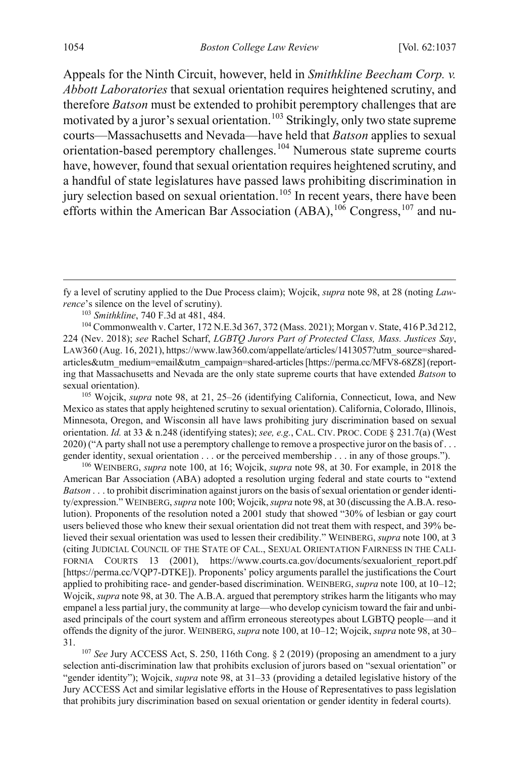Appeals for the Ninth Circuit, however, held in *Smithkline Beecham Corp. v. Abbott Laboratories* that sexual orientation requires heightened scrutiny, and therefore *Batson* must be extended to prohibit peremptory challenges that are motivated by a juror's sexual orientation.[103] Strikingly, only two state supreme courts—Massachusetts and Nevada—have held that *Batson* applies to sexual orientation-based peremptory challenges.[104] Numerous state supreme courts have, however, found that sexual orientation requires heightened scrutiny, and a handful of state legislatures have passed laws prohibiting discrimination in jury selection based on sexual orientation.[105] In recent years, there have been efforts within the American Bar Association (ABA),[106] Congress,[107] and nu-

fy a level of scrutiny applied to the Due Process claim); Wojcik, *supra* note 98, at 28 (noting *Lawrence*'s silence on the level of scrutiny).

[103] *Smithkline*, 740 F.3d at 481, 484.

[104] Commonwealth v. Carter, 172 N.E.3d 367, 372 (Mass. 2021); Morgan v. State, 416 P.3d 212, 224 (Nev. 2018); *see* Rachel Scharf, *LGBTQ Jurors Part of Protected Class, Mass. Justices Say*, LAW360 (Aug. 16, 2021), https://www.law360.com/appellate/articles/1413057?utm_source=shared-articles&utm_medium=email&utm_campaign=shared-articles [https://perma.cc/MFV8-68Z8] (reporting that Massachusetts and Nevada are the only state supreme courts that have extended *Batson* to sexual orientation).

[105] Wojcik, *supra* note 98, at 21, 25–26 (identifying California, Connecticut, Iowa, and New Mexico as states that apply heightened scrutiny to sexual orientation). California, Colorado, Illinois, Minnesota, Oregon, and Wisconsin all have laws prohibiting jury discrimination based on sexual orientation. *Id.* at 33 & n.248 (identifying states); *see, e.g.*, CAL. CIV. PROC. CODE § 231.7(a) (West 2020) ("A party shall not use a peremptory challenge to remove a prospective juror on the basis of . . . gender identity, sexual orientation . . . or the perceived membership . . . in any of those groups.").

[106] WEINBERG, *supra* note 100, at 16; Wojcik, *supra* note 98, at 30. For example, in 2018 the American Bar Association (ABA) adopted a resolution urging federal and state courts to "extend *Batson* . . . to prohibit discrimination against jurors on the basis of sexual orientation or gender identity/expression." WEINBERG, *supra* note 100; Wojcik, *supra* note 98, at 30 (discussing the A.B.A. resolution). Proponents of the resolution noted a 2001 study that showed "30% of lesbian or gay court users believed those who knew their sexual orientation did not treat them with respect, and 39% believed their sexual orientation was used to lessen their credibility." WEINBERG, *supra* note 100, at 3 (citing JUDICIAL COUNCIL OF THE STATE OF CAL., SEXUAL ORIENTATION FAIRNESS IN THE CALIFORNIA COURTS 13 (2001), https://www.courts.ca.gov/documents/sexualorient_report.pdf [https://perma.cc/VQP7-DTKE]). Proponents' policy arguments parallel the justifications the Court applied to prohibiting race- and gender-based discrimination. WEINBERG, *supra* note 100, at 10–12; Wojcik, *supra* note 98, at 30. The A.B.A. argued that peremptory strikes harm the litigants who may empanel a less partial jury, the community at large—who develop cynicism toward the fair and unbiased principals of the court system and affirm erroneous stereotypes about LGBTQ people—and it offends the dignity of the juror. WEINBERG, *supra* note 100, at 10–12; Wojcik, *supra* note 98, at 30–31.

[107] *See* Jury ACCESS Act, S. 250, 116th Cong. § 2 (2019) (proposing an amendment to a jury selection anti-discrimination law that prohibits exclusion of jurors based on "sexual orientation" or "gender identity"); Wojcik, *supra* note 98, at 31–33 (providing a detailed legislative history of the Jury ACCESS Act and similar legislative efforts in the House of Representatives to pass legislation that prohibits jury discrimination based on sexual orientation or gender identity in federal courts).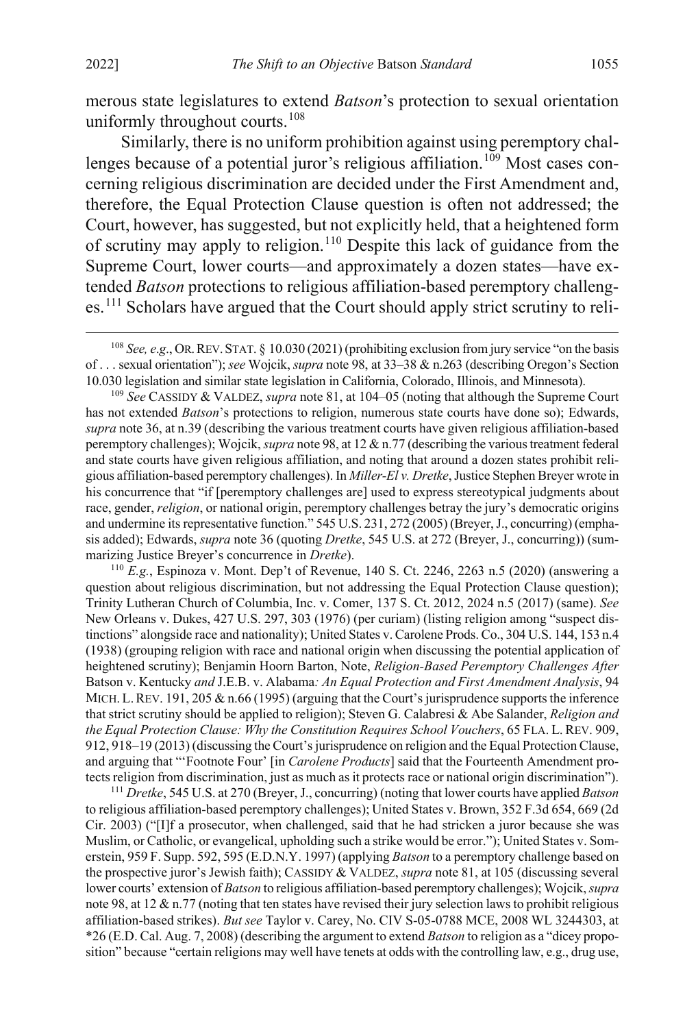merous state legislatures to extend *Batson*'s protection to sexual orientation uniformly throughout courts.[108]

Similarly, there is no uniform prohibition against using peremptory challenges because of a potential juror's religious affiliation.[109] Most cases concerning religious discrimination are decided under the First Amendment and, therefore, the Equal Protection Clause question is often not addressed; the Court, however, has suggested, but not explicitly held, that a heightened form of scrutiny may apply to religion.[110] Despite this lack of guidance from the Supreme Court, lower courts—and approximately a dozen states—have extended *Batson* protections to religious affiliation-based peremptory challenges.[111] Scholars have argued that the Court should apply strict scrutiny to reli-

[108] *See, e.g.*, OR. REV. STAT. § 10.030 (2021) (prohibiting exclusion from jury service "on the basis of . . . sexual orientation"); *see* Wojcik, *supra* note 98, at 33–38 & n.263 (describing Oregon's Section 10.030 legislation and similar state legislation in California, Colorado, Illinois, and Minnesota).

[109] *See* CASSIDY & VALDEZ, *supra* note 81, at 104–05 (noting that although the Supreme Court has not extended *Batson*'s protections to religion, numerous state courts have done so); Edwards, *supra* note 36, at n.39 (describing the various treatment courts have given religious affiliation-based peremptory challenges); Wojcik, *supra* note 98, at 12 & n.77 (describing the various treatment federal and state courts have given religious affiliation, and noting that around a dozen states prohibit religious affiliation-based peremptory challenges). In *Miller-El v. Dretke*, Justice Stephen Breyer wrote in his concurrence that "if [peremptory challenges are] used to express stereotypical judgments about race, gender, *religion*, or national origin, peremptory challenges betray the jury's democratic origins and undermine its representative function." 545 U.S. 231, 272 (2005) (Breyer, J., concurring) (emphasis added); Edwards, *supra* note 36 (quoting *Dretke*, 545 U.S. at 272 (Breyer, J., concurring)) (summarizing Justice Breyer's concurrence in *Dretke*).

[110] *E.g.*, Espinoza v. Mont. Dep't of Revenue, 140 S. Ct. 2246, 2263 n.5 (2020) (answering a question about religious discrimination, but not addressing the Equal Protection Clause question); Trinity Lutheran Church of Columbia, Inc. v. Comer, 137 S. Ct. 2012, 2024 n.5 (2017) (same). *See* New Orleans v. Dukes, 427 U.S. 297, 303 (1976) (per curiam) (listing religion among "suspect distinctions" alongside race and nationality); United States v. Carolene Prods. Co., 304 U.S. 144, 153 n.4 (1938) (grouping religion with race and national origin when discussing the potential application of heightened scrutiny); Benjamin Hoorn Barton, Note, *Religion-Based Peremptory Challenges After* Batson v. Kentucky *and* J.E.B. v. Alabama*: An Equal Protection and First Amendment Analysis*, 94 MICH. L. REV. 191, 205 & n.66 (1995) (arguing that the Court's jurisprudence supports the inference that strict scrutiny should be applied to religion); Steven G. Calabresi & Abe Salander, *Religion and the Equal Protection Clause: Why the Constitution Requires School Vouchers*, 65 FLA. L. REV. 909, 912, 918–19 (2013) (discussing the Court's jurisprudence on religion and the Equal Protection Clause, and arguing that "'Footnote Four' [in *Carolene Products*] said that the Fourteenth Amendment protects religion from discrimination, just as much as it protects race or national origin discrimination").

[111] *Dretke*, 545 U.S. at 270 (Breyer, J., concurring) (noting that lower courts have applied *Batson* to religious affiliation-based peremptory challenges); United States v. Brown, 352 F.3d 654, 669 (2d Cir. 2003) ("[I]f a prosecutor, when challenged, said that he had stricken a juror because she was Muslim, or Catholic, or evangelical, upholding such a strike would be error."); United States v. Somerstein, 959 F. Supp. 592, 595 (E.D.N.Y. 1997) (applying *Batson* to a peremptory challenge based on the prospective juror's Jewish faith); CASSIDY & VALDEZ, *supra* note 81, at 105 (discussing several lower courts' extension of *Batson* to religious affiliation-based peremptory challenges); Wojcik, *supra* note 98, at 12 & n.77 (noting that ten states have revised their jury selection laws to prohibit religious affiliation-based strikes). *But see* Taylor v. Carey, No. CIV S-05-0788 MCE, 2008 WL 3244303, at *26 (E.D. Cal. Aug. 7, 2008) (describing the argument to extend *Batson* to religion as a "dicey proposition" because "certain religions may well have tenets at odds with the controlling law, e.g., drug use,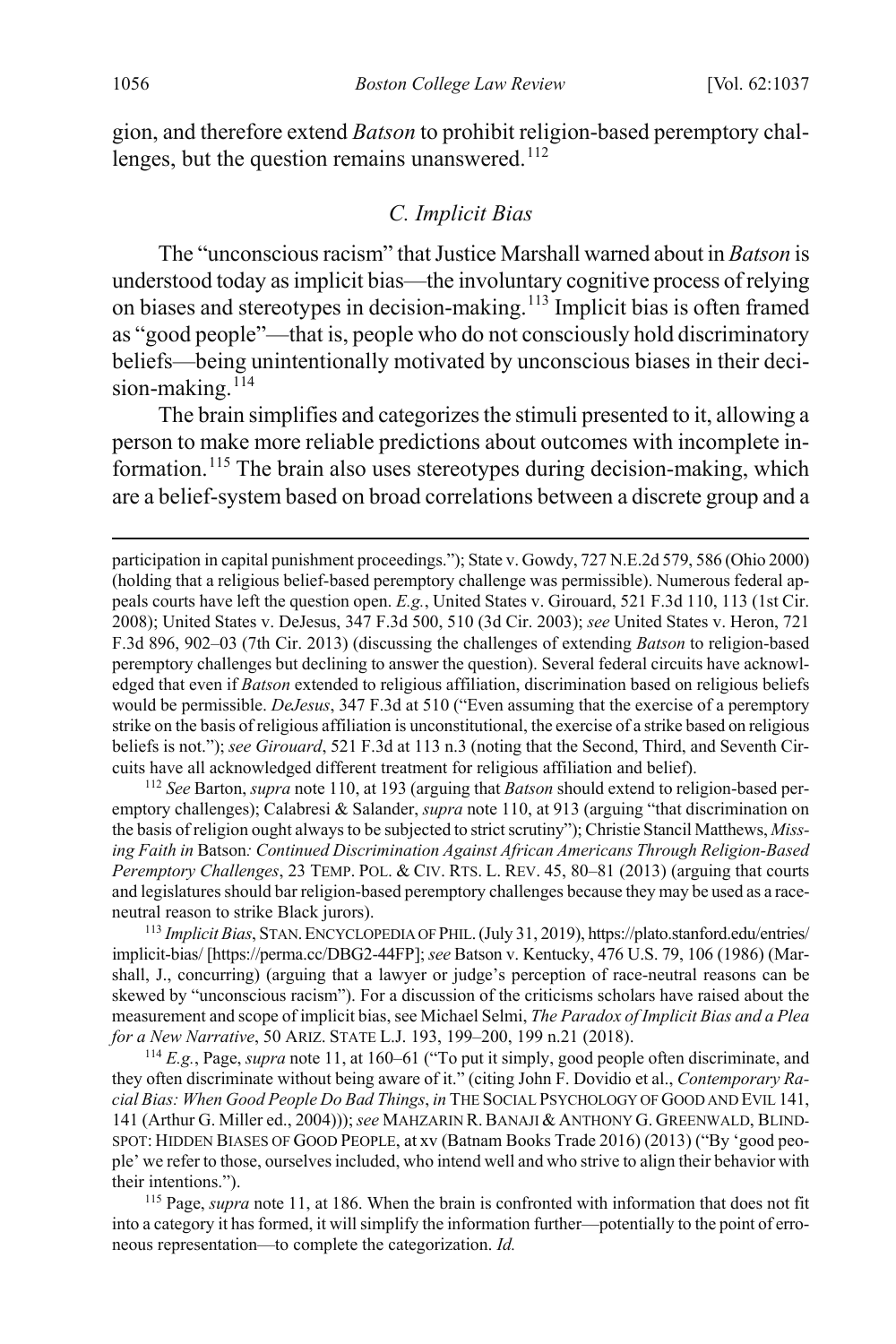gion, and therefore extend *Batson* to prohibit religion-based peremptory challenges, but the question remains unanswered.[112]

### *C. Implicit Bias*

The "unconscious racism" that Justice Marshall warned about in *Batson* is understood today as implicit bias—the involuntary cognitive process of relying on biases and stereotypes in decision-making.[113] Implicit bias is often framed as "good people"—that is, people who do not consciously hold discriminatory beliefs—being unintentionally motivated by unconscious biases in their decision-making.[114]

The brain simplifies and categorizes the stimuli presented to it, allowing a person to make more reliable predictions about outcomes with incomplete information.[115] The brain also uses stereotypes during decision-making, which are a belief-system based on broad correlations between a discrete group and a

---

participation in capital punishment proceedings."); State v. Gowdy, 727 N.E.2d 579, 586 (Ohio 2000) (holding that a religious belief-based peremptory challenge was permissible). Numerous federal appeals courts have left the question open. *E.g.*, United States v. Girouard, 521 F.3d 110, 113 (1st Cir. 2008); United States v. DeJesus, 347 F.3d 500, 510 (3d Cir. 2003); *see* United States v. Heron, 721 F.3d 896, 902–03 (7th Cir. 2013) (discussing the challenges of extending *Batson* to religion-based peremptory challenges but declining to answer the question). Several federal circuits have acknowledged that even if *Batson* extended to religious affiliation, discrimination based on religious beliefs would be permissible. *DeJesus*, 347 F.3d at 510 ("Even assuming that the exercise of a peremptory strike on the basis of religious affiliation is unconstitutional, the exercise of a strike based on religious beliefs is not."); *see Girouard*, 521 F.3d at 113 n.3 (noting that the Second, Third, and Seventh Circuits have all acknowledged different treatment for religious affiliation and belief).

[112] *See* Barton, *supra* note 110, at 193 (arguing that *Batson* should extend to religion-based peremptory challenges); Calabresi & Salander, *supra* note 110, at 913 (arguing "that discrimination on the basis of religion ought always to be subjected to strict scrutiny"); Christie Stancil Matthews, *Missing Faith in* Batson*: Continued Discrimination Against African Americans Through Religion-Based Peremptory Challenges*, 23 TEMP. POL. & CIV. RTS. L. REV. 45, 80–81 (2013) (arguing that courts and legislatures should bar religion-based peremptory challenges because they may be used as a race-neutral reason to strike Black jurors).

[113] *Implicit Bias*, STAN. ENCYCLOPEDIA OF PHIL. (July 31, 2019), https://plato.stanford.edu/entries/implicit-bias/ [https://perma.cc/DBG2-44FP]; *see* Batson v. Kentucky, 476 U.S. 79, 106 (1986) (Marshall, J., concurring) (arguing that a lawyer or judge's perception of race-neutral reasons can be skewed by "unconscious racism"). For a discussion of the criticisms scholars have raised about the measurement and scope of implicit bias, see Michael Selmi, *The Paradox of Implicit Bias and a Plea for a New Narrative*, 50 ARIZ. STATE L.J. 193, 199–200, 199 n.21 (2018).

[114] *E.g.*, Page, *supra* note 11, at 160–61 ("To put it simply, good people often discriminate, and they often discriminate without being aware of it." (citing John F. Dovidio et al., *Contemporary Racial Bias: When Good People Do Bad Things*, *in* THE SOCIAL PSYCHOLOGY OF GOOD AND EVIL 141, 141 (Arthur G. Miller ed., 2004))); *see* MAHZARIN R. BANAJI & ANTHONY G. GREENWALD, BLINDSPOT: HIDDEN BIASES OF GOOD PEOPLE, at xv (Batnam Books Trade 2016) (2013) ("By 'good people' we refer to those, ourselves included, who intend well and who strive to align their behavior with their intentions.").

[115] Page, *supra* note 11, at 186. When the brain is confronted with information that does not fit into a category it has formed, it will simplify the information further—potentially to the point of erroneous representation—to complete the categorization. *Id.*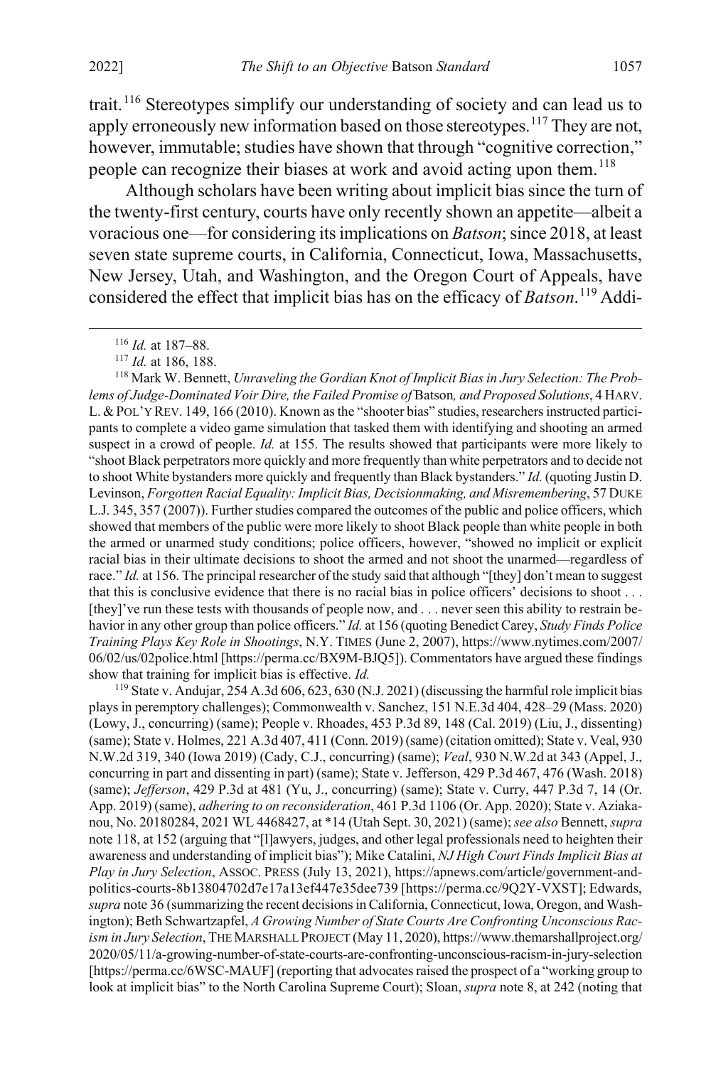trait.[116] Stereotypes simplify our understanding of society and can lead us to apply erroneously new information based on those stereotypes.[117] They are not, however, immutable; studies have shown that through "cognitive correction," people can recognize their biases at work and avoid acting upon them.[118]

Although scholars have been writing about implicit bias since the turn of the twenty-first century, courts have only recently shown an appetite—albeit a voracious one—for considering its implications on *Batson*; since 2018, at least seven state supreme courts, in California, Connecticut, Iowa, Massachusetts, New Jersey, Utah, and Washington, and the Oregon Court of Appeals, have considered the effect that implicit bias has on the efficacy of *Batson*.[119] Addi-

---

[116] *Id.* at 187–88.

[117] *Id.* at 186, 188.

[118] Mark W. Bennett, *Unraveling the Gordian Knot of Implicit Bias in Jury Selection: The Problems of Judge-Dominated Voir Dire, the Failed Promise of* Batson*, and Proposed Solutions*, 4 HARV. L. & POL'Y REV. 149, 166 (2010). Known as the "shooter bias" studies, researchers instructed participants to complete a video game simulation that tasked them with identifying and shooting an armed suspect in a crowd of people. *Id.* at 155. The results showed that participants were more likely to "shoot Black perpetrators more quickly and more frequently than white perpetrators and to decide not to shoot White bystanders more quickly and frequently than Black bystanders." *Id.* (quoting Justin D. Levinson, *Forgotten Racial Equality: Implicit Bias, Decisionmaking, and Misremembering*, 57 DUKE L.J. 345, 357 (2007)). Further studies compared the outcomes of the public and police officers, which showed that members of the public were more likely to shoot Black people than white people in both the armed or unarmed study conditions; police officers, however, "showed no implicit or explicit racial bias in their ultimate decisions to shoot the armed and not shoot the unarmed—regardless of race." *Id.* at 156. The principal researcher of the study said that although "[they] don't mean to suggest that this is conclusive evidence that there is no racial bias in police officers' decisions to shoot . . . [they]'ve run these tests with thousands of people now, and . . . never seen this ability to restrain behavior in any other group than police officers." *Id.* at 156 (quoting Benedict Carey, *Study Finds Police Training Plays Key Role in Shootings*, N.Y. TIMES (June 2, 2007), https://www.nytimes.com/2007/06/02/us/02police.html [https://perma.cc/BX9M-BJQ5]). Commentators have argued these findings show that training for implicit bias is effective. *Id.*

[119] State v. Andujar, 254 A.3d 606, 623, 630 (N.J. 2021) (discussing the harmful role implicit bias plays in peremptory challenges); Commonwealth v. Sanchez, 151 N.E.3d 404, 428–29 (Mass. 2020) (Lowy, J., concurring) (same); People v. Rhoades, 453 P.3d 89, 148 (Cal. 2019) (Liu, J., dissenting) (same); State v. Holmes, 221 A.3d 407, 411 (Conn. 2019) (same) (citation omitted); State v. Veal, 930 N.W.2d 319, 340 (Iowa 2019) (Cady, C.J., concurring) (same); *Veal*, 930 N.W.2d at 343 (Appel, J., concurring in part and dissenting in part) (same); State v. Jefferson, 429 P.3d 467, 476 (Wash. 2018) (same); *Jefferson*, 429 P.3d at 481 (Yu, J., concurring) (same); State v. Curry, 447 P.3d 7, 14 (Or. App. 2019) (same), *adhering to on reconsideration*, 461 P.3d 1106 (Or. App. 2020); State v. Aziakanou, No. 20180284, 2021 WL 4468427, at *14 (Utah Sept. 30, 2021) (same); *see also* Bennett, *supra* note 118, at 152 (arguing that "[l]awyers, judges, and other legal professionals need to heighten their awareness and understanding of implicit bias"); Mike Catalini, *NJ High Court Finds Implicit Bias at Play in Jury Selection*, ASSOC. PRESS (July 13, 2021), https://apnews.com/article/government-and-politics-courts-8b13804702d7e17a13ef447e35dee739 [https://perma.cc/9Q2Y-VXST]; Edwards, *supra* note 36 (summarizing the recent decisions in California, Connecticut, Iowa, Oregon, and Washington); Beth Schwartzapfel, *A Growing Number of State Courts Are Confronting Unconscious Racism in Jury Selection*, THE MARSHALL PROJECT (May 11, 2020), https://www.themarshallproject.org/2020/05/11/a-growing-number-of-state-courts-are-confronting-unconscious-racism-in-jury-selection [https://perma.cc/6WSC-MAUF] (reporting that advocates raised the prospect of a "working group to look at implicit bias" to the North Carolina Supreme Court); Sloan, *supra* note 8, at 242 (noting that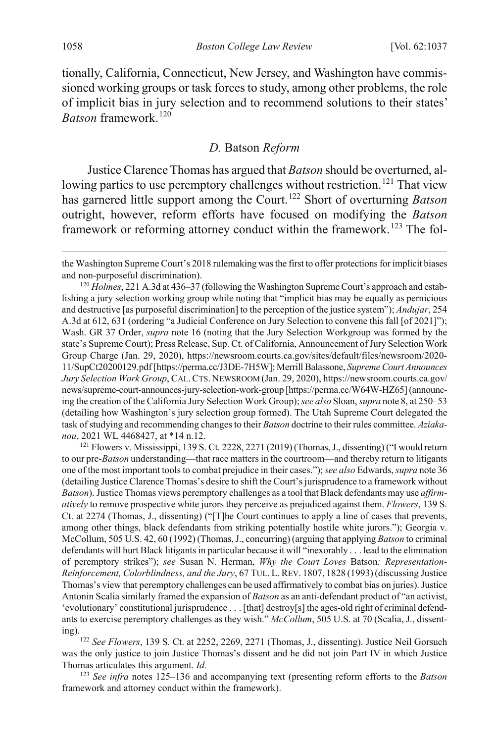tionally, California, Connecticut, New Jersey, and Washington have commissioned working groups or task forces to study, among other problems, the role of implicit bias in jury selection and to recommend solutions to their states' *Batson* framework.[120]

### *D.* Batson *Reform*

Justice Clarence Thomas has argued that *Batson* should be overturned, allowing parties to use peremptory challenges without restriction.[121] That view has garnered little support among the Court.[122] Short of overturning *Batson* outright, however, reform efforts have focused on modifying the *Batson* framework or reforming attorney conduct within the framework.[123] The fol-

---

the Washington Supreme Court's 2018 rulemaking was the first to offer protections for implicit biases and non-purposeful discrimination).

[120] *Holmes*, 221 A.3d at 436–37 (following the Washington Supreme Court's approach and establishing a jury selection working group while noting that "implicit bias may be equally as pernicious and destructive [as purposeful discrimination] to the perception of the justice system"); *Andujar*, 254 A.3d at 612, 631 (ordering "a Judicial Conference on Jury Selection to convene this fall [of 2021]"); Wash. GR 37 Order, *supra* note 16 (noting that the Jury Selection Workgroup was formed by the state's Supreme Court); Press Release, Sup. Ct. of California, Announcement of Jury Selection Work Group Charge (Jan. 29, 2020), https://newsroom.courts.ca.gov/sites/default/files/newsroom/2020-11/SupCt20200129.pdf [https://perma.cc/J3DE-7H5W]; Merrill Balassone, *Supreme Court Announces Jury Selection Work Group*, CAL. CTS. NEWSROOM (Jan. 29, 2020), https://newsroom.courts.ca.gov/news/supreme-court-announces-jury-selection-work-group [https://perma.cc/W64W-HZ65] (announcing the creation of the California Jury Selection Work Group); *see also* Sloan, *supra* note 8, at 250–53 (detailing how Washington's jury selection group formed). The Utah Supreme Court delegated the task of studying and recommending changes to their *Batson* doctrine to their rules committee. *Aziakanou*, 2021 WL 4468427, at *14 n.12.

[121] Flowers v. Mississippi, 139 S. Ct. 2228, 2271 (2019) (Thomas, J., dissenting) ("I would return to our pre-*Batson* understanding—that race matters in the courtroom—and thereby return to litigants one of the most important tools to combat prejudice in their cases."); *see also* Edwards, *supra* note 36 (detailing Justice Clarence Thomas's desire to shift the Court's jurisprudence to a framework without *Batson*). Justice Thomas views peremptory challenges as a tool that Black defendants may use *affirmatively* to remove prospective white jurors they perceive as prejudiced against them. *Flowers*, 139 S. Ct. at 2274 (Thomas, J., dissenting) ("[T]he Court continues to apply a line of cases that prevents, among other things, black defendants from striking potentially hostile white jurors."); Georgia v. McCollum, 505 U.S. 42, 60 (1992) (Thomas, J., concurring) (arguing that applying *Batson* to criminal defendants will hurt Black litigants in particular because it will "inexorably . . . lead to the elimination of peremptory strikes"); *see* Susan N. Herman, *Why the Court Loves* Batson*: Representation-Reinforcement, Colorblindness, and the Jury*, 67 TUL. L. REV. 1807, 1828 (1993) (discussing Justice Thomas's view that peremptory challenges can be used affirmatively to combat bias on juries). Justice Antonin Scalia similarly framed the expansion of *Batson* as an anti-defendant product of "an activist, 'evolutionary' constitutional jurisprudence . . . [that] destroy[s] the ages-old right of criminal defendants to exercise peremptory challenges as they wish." *McCollum*, 505 U.S. at 70 (Scalia, J., dissenting).

[122] *See Flowers*, 139 S. Ct. at 2252, 2269, 2271 (Thomas, J., dissenting). Justice Neil Gorsuch was the only justice to join Justice Thomas's dissent and he did not join Part IV in which Justice Thomas articulates this argument. *Id.*

[123] *See infra* notes 125–136 and accompanying text (presenting reform efforts to the *Batson* framework and attorney conduct within the framework).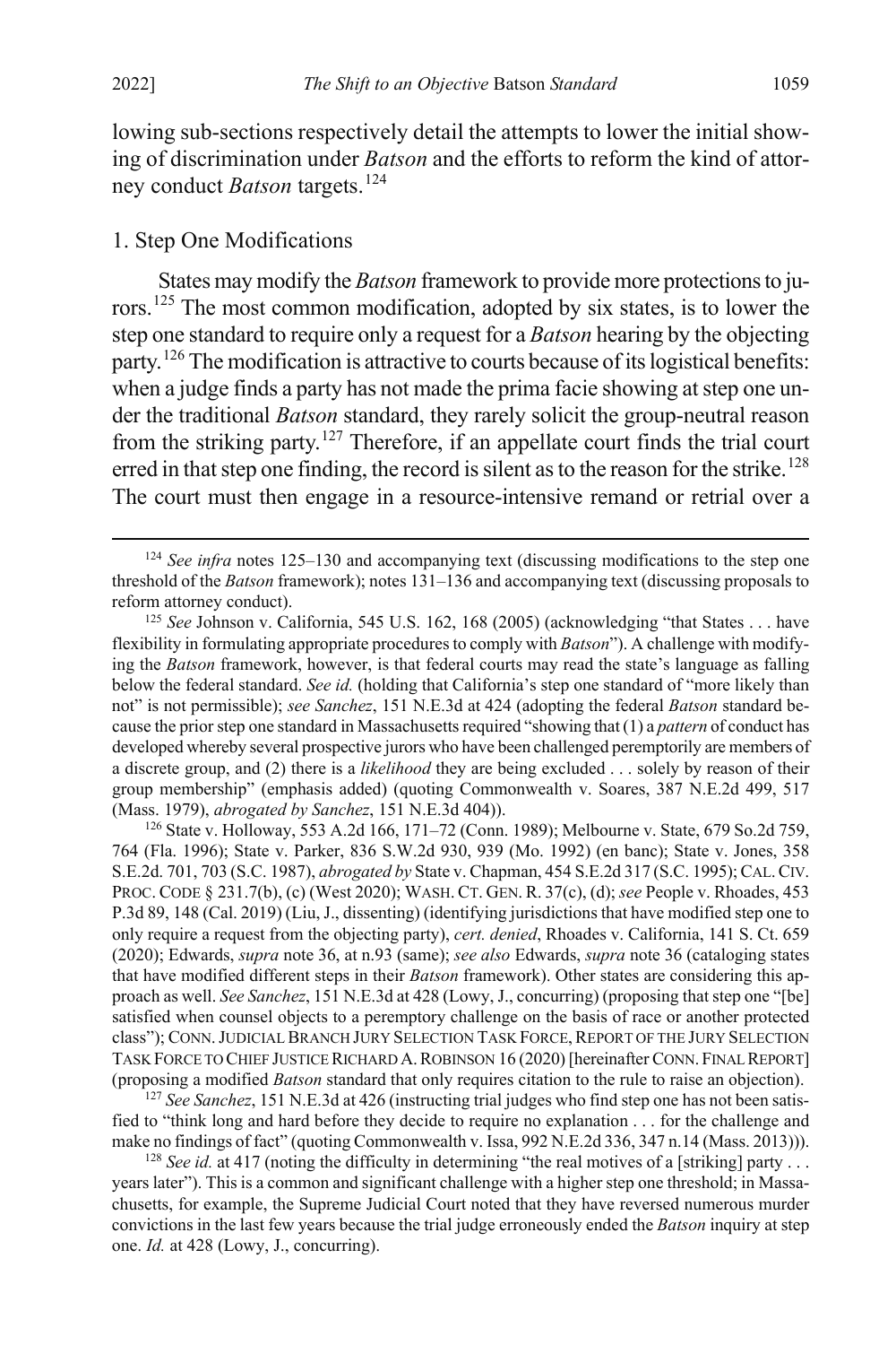lowing sub-sections respectively detail the attempts to lower the initial showing of discrimination under *Batson* and the efforts to reform the kind of attorney conduct *Batson* targets.[124]

### 1. Step One Modifications

States may modify the *Batson* framework to provide more protections to jurors.[125] The most common modification, adopted by six states, is to lower the step one standard to require only a request for a *Batson* hearing by the objecting party.[126] The modification is attractive to courts because of its logistical benefits: when a judge finds a party has not made the prima facie showing at step one under the traditional *Batson* standard, they rarely solicit the group-neutral reason from the striking party.[127] Therefore, if an appellate court finds the trial court erred in that step one finding, the record is silent as to the reason for the strike.[128] The court must then engage in a resource-intensive remand or retrial over a

[124] *See infra* notes 125–130 and accompanying text (discussing modifications to the step one threshold of the *Batson* framework); notes 131–136 and accompanying text (discussing proposals to reform attorney conduct).

[125] *See* Johnson v. California, 545 U.S. 162, 168 (2005) (acknowledging "that States . . . have flexibility in formulating appropriate procedures to comply with *Batson*"). A challenge with modifying the *Batson* framework, however, is that federal courts may read the state's language as falling below the federal standard. *See id.* (holding that California's step one standard of "more likely than not" is not permissible); *see Sanchez*, 151 N.E.3d at 424 (adopting the federal *Batson* standard because the prior step one standard in Massachusetts required "showing that (1) a *pattern* of conduct has developed whereby several prospective jurors who have been challenged peremptorily are members of a discrete group, and (2) there is a *likelihood* they are being excluded . . . solely by reason of their group membership" (emphasis added) (quoting Commonwealth v. Soares, 387 N.E.2d 499, 517 (Mass. 1979), *abrogated by Sanchez*, 151 N.E.3d 404)).

[126] State v. Holloway, 553 A.2d 166, 171–72 (Conn. 1989); Melbourne v. State, 679 So.2d 759, 764 (Fla. 1996); State v. Parker, 836 S.W.2d 930, 939 (Mo. 1992) (en banc); State v. Jones, 358 S.E.2d. 701, 703 (S.C. 1987), *abrogated by* State v. Chapman, 454 S.E.2d 317 (S.C. 1995); CAL. CIV. PROC. CODE § 231.7(b), (c) (West 2020); WASH. CT. GEN. R. 37(c), (d); *see* People v. Rhoades, 453 P.3d 89, 148 (Cal. 2019) (Liu, J., dissenting) (identifying jurisdictions that have modified step one to only require a request from the objecting party), *cert. denied*, Rhoades v. California, 141 S. Ct. 659 (2020); Edwards, *supra* note 36, at n.93 (same); *see also* Edwards, *supra* note 36 (cataloging states that have modified different steps in their *Batson* framework). Other states are considering this approach as well. *See Sanchez*, 151 N.E.3d at 428 (Lowy, J., concurring) (proposing that step one "[be] satisfied when counsel objects to a peremptory challenge on the basis of race or another protected class"); CONN. JUDICIAL BRANCH JURY SELECTION TASK FORCE, REPORT OF THE JURY SELECTION TASK FORCE TO CHIEF JUSTICE RICHARD A. ROBINSON 16 (2020) [hereinafter CONN. FINAL REPORT] (proposing a modified *Batson* standard that only requires citation to the rule to raise an objection).

[127] *See Sanchez*, 151 N.E.3d at 426 (instructing trial judges who find step one has not been satisfied to "think long and hard before they decide to require no explanation . . . for the challenge and make no findings of fact" (quoting Commonwealth v. Issa, 992 N.E.2d 336, 347 n.14 (Mass. 2013))).

[128] *See id.* at 417 (noting the difficulty in determining "the real motives of a [striking] party . . . years later"). This is a common and significant challenge with a higher step one threshold; in Massachusetts, for example, the Supreme Judicial Court noted that they have reversed numerous murder convictions in the last few years because the trial judge erroneously ended the *Batson* inquiry at step one. *Id.* at 428 (Lowy, J., concurring).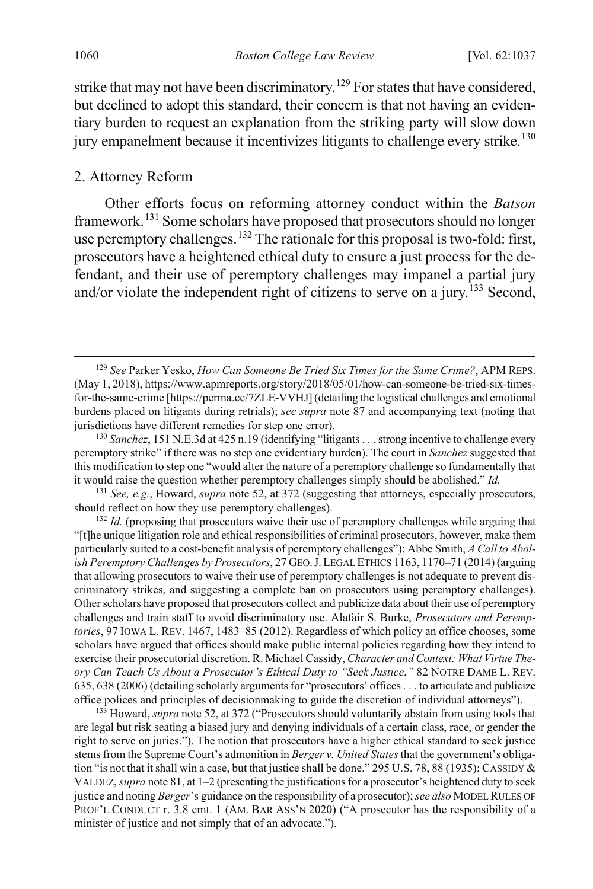strike that may not have been discriminatory.[129] For states that have considered, but declined to adopt this standard, their concern is that not having an evidentiary burden to request an explanation from the striking party will slow down jury empanelment because it incentivizes litigants to challenge every strike.[130]

### 2. Attorney Reform

Other efforts focus on reforming attorney conduct within the *Batson* framework.[131] Some scholars have proposed that prosecutors should no longer use peremptory challenges.[132] The rationale for this proposal is two-fold: first, prosecutors have a heightened ethical duty to ensure a just process for the defendant, and their use of peremptory challenges may impanel a partial jury and/or violate the independent right of citizens to serve on a jury.[133] Second,

---

[129] *See* Parker Yesko, *How Can Someone Be Tried Six Times for the Same Crime?*, APM REPS. (May 1, 2018), https://www.apmreports.org/story/2018/05/01/how-can-someone-be-tried-six-times-for-the-same-crime [https://perma.cc/7ZLE-VVHJ] (detailing the logistical challenges and emotional burdens placed on litigants during retrials); *see supra* note 87 and accompanying text (noting that jurisdictions have different remedies for step one error).

[130] *Sanchez*, 151 N.E.3d at 425 n.19 (identifying "litigants . . . strong incentive to challenge every peremptory strike" if there was no step one evidentiary burden). The court in *Sanchez* suggested that this modification to step one "would alter the nature of a peremptory challenge so fundamentally that it would raise the question whether peremptory challenges simply should be abolished." *Id.*

[131] *See, e.g.*, Howard, *supra* note 52, at 372 (suggesting that attorneys, especially prosecutors, should reflect on how they use peremptory challenges).

[132] *Id.* (proposing that prosecutors waive their use of peremptory challenges while arguing that "[t]he unique litigation role and ethical responsibilities of criminal prosecutors, however, make them particularly suited to a cost-benefit analysis of peremptory challenges"); Abbe Smith, *A Call to Abolish Peremptory Challenges by Prosecutors*, 27 GEO. J. LEGAL ETHICS 1163, 1170–71 (2014) (arguing that allowing prosecutors to waive their use of peremptory challenges is not adequate to prevent discriminatory strikes, and suggesting a complete ban on prosecutors using peremptory challenges). Other scholars have proposed that prosecutors collect and publicize data about their use of peremptory challenges and train staff to avoid discriminatory use. Alafair S. Burke, *Prosecutors and Peremptories*, 97 IOWA L. REV. 1467, 1483–85 (2012). Regardless of which policy an office chooses, some scholars have argued that offices should make public internal policies regarding how they intend to exercise their prosecutorial discretion. R. Michael Cassidy, *Character and Context: What Virtue Theory Can Teach Us About a Prosecutor's Ethical Duty to "Seek Justice*,*"* 82 NOTRE DAME L. REV. 635, 638 (2006) (detailing scholarly arguments for "prosecutors' offices . . . to articulate and publicize office polices and principles of decisionmaking to guide the discretion of individual attorneys").

[133] Howard, *supra* note 52, at 372 ("Prosecutors should voluntarily abstain from using tools that are legal but risk seating a biased jury and denying individuals of a certain class, race, or gender the right to serve on juries."). The notion that prosecutors have a higher ethical standard to seek justice stems from the Supreme Court's admonition in *Berger v. United States* that the government's obligation "is not that it shall win a case, but that justice shall be done." 295 U.S. 78, 88 (1935); CASSIDY & VALDEZ, *supra* note 81, at 1–2 (presenting the justifications for a prosecutor's heightened duty to seek justice and noting *Berger*'s guidance on the responsibility of a prosecutor); *see also* MODEL RULES OF PROF'L CONDUCT r. 3.8 cmt. 1 (AM. BAR ASS'N 2020) ("A prosecutor has the responsibility of a minister of justice and not simply that of an advocate.").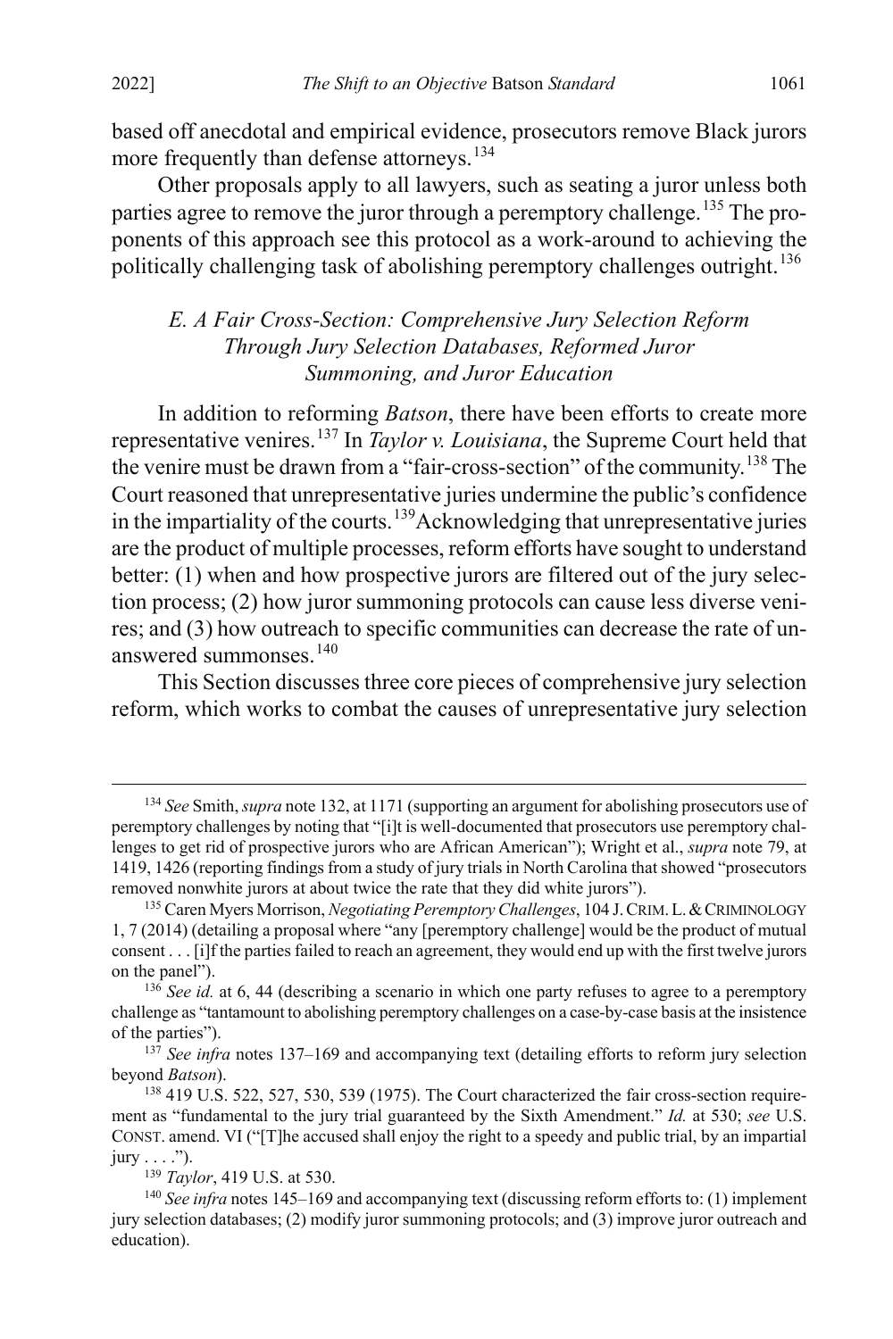based off anecdotal and empirical evidence, prosecutors remove Black jurors more frequently than defense attorneys.[134]

Other proposals apply to all lawyers, such as seating a juror unless both parties agree to remove the juror through a peremptory challenge.[135] The proponents of this approach see this protocol as a work-around to achieving the politically challenging task of abolishing peremptory challenges outright.[136]

### *E. A Fair Cross-Section: Comprehensive Jury Selection Reform Through Jury Selection Databases, Reformed Juror Summoning, and Juror Education*

In addition to reforming *Batson*, there have been efforts to create more representative venires.[137] In *Taylor v. Louisiana*, the Supreme Court held that the venire must be drawn from a "fair-cross-section" of the community.[138] The Court reasoned that unrepresentative juries undermine the public's confidence in the impartiality of the courts.[139] Acknowledging that unrepresentative juries are the product of multiple processes, reform efforts have sought to understand better: (1) when and how prospective jurors are filtered out of the jury selection process; (2) how juror summoning protocols can cause less diverse venires; and (3) how outreach to specific communities can decrease the rate of unanswered summonses.[140]

This Section discusses three core pieces of comprehensive jury selection reform, which works to combat the causes of unrepresentative jury selection

---

[134] *See* Smith, *supra* note 132, at 1171 (supporting an argument for abolishing prosecutors use of peremptory challenges by noting that "[i]t is well-documented that prosecutors use peremptory challenges to get rid of prospective jurors who are African American"); Wright et al., *supra* note 79, at 1419, 1426 (reporting findings from a study of jury trials in North Carolina that showed "prosecutors removed nonwhite jurors at about twice the rate that they did white jurors").

[135] Caren Myers Morrison, *Negotiating Peremptory Challenges*, 104 J. CRIM. L. & CRIMINOLOGY 1, 7 (2014) (detailing a proposal where "any [peremptory challenge] would be the product of mutual consent . . . [i]f the parties failed to reach an agreement, they would end up with the first twelve jurors on the panel").

[136] *See id.* at 6, 44 (describing a scenario in which one party refuses to agree to a peremptory challenge as "tantamount to abolishing peremptory challenges on a case-by-case basis at the insistence of the parties").

[137] *See infra* notes 137–169 and accompanying text (detailing efforts to reform jury selection beyond *Batson*).

[138] 419 U.S. 522, 527, 530, 539 (1975). The Court characterized the fair cross-section requirement as "fundamental to the jury trial guaranteed by the Sixth Amendment." *Id.* at 530; *see* U.S. CONST. amend. VI ("[T]he accused shall enjoy the right to a speedy and public trial, by an impartial jury . . . .").

[139] *Taylor*, 419 U.S. at 530.

[140] *See infra* notes 145–169 and accompanying text (discussing reform efforts to: (1) implement jury selection databases; (2) modify juror summoning protocols; and (3) improve juror outreach and education).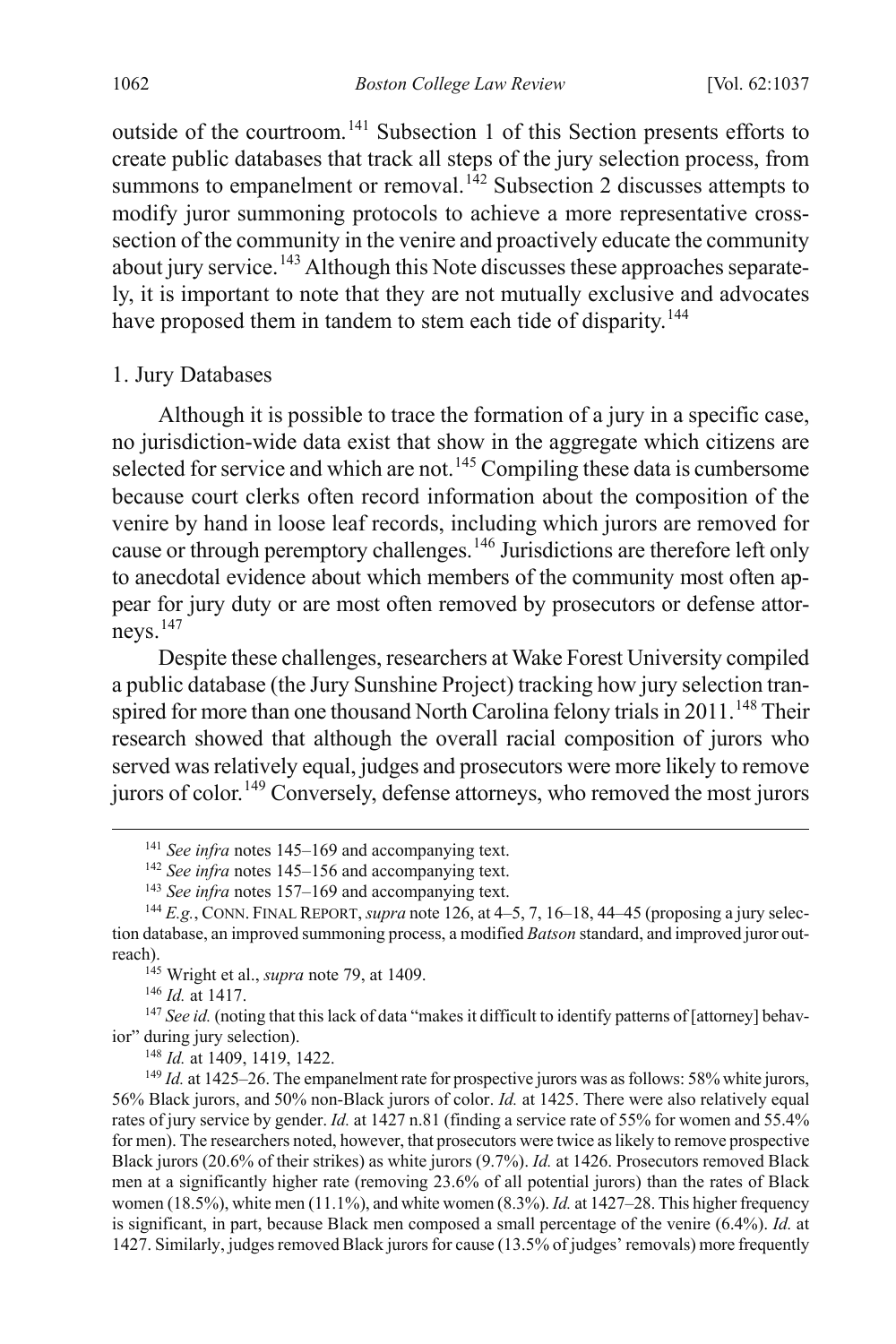outside of the courtroom.[141] Subsection 1 of this Section presents efforts to create public databases that track all steps of the jury selection process, from summons to empanelment or removal.[142] Subsection 2 discusses attempts to modify juror summoning protocols to achieve a more representative cross-section of the community in the venire and proactively educate the community about jury service.[143] Although this Note discusses these approaches separately, it is important to note that they are not mutually exclusive and advocates have proposed them in tandem to stem each tide of disparity.[144]

### 1. Jury Databases

Although it is possible to trace the formation of a jury in a specific case, no jurisdiction-wide data exist that show in the aggregate which citizens are selected for service and which are not.[145] Compiling these data is cumbersome because court clerks often record information about the composition of the venire by hand in loose leaf records, including which jurors are removed for cause or through peremptory challenges.[146] Jurisdictions are therefore left only to anecdotal evidence about which members of the community most often appear for jury duty or are most often removed by prosecutors or defense attorneys.[147]

Despite these challenges, researchers at Wake Forest University compiled a public database (the Jury Sunshine Project) tracking how jury selection transpired for more than one thousand North Carolina felony trials in 2011.[148] Their research showed that although the overall racial composition of jurors who served was relatively equal, judges and prosecutors were more likely to remove jurors of color.[149] Conversely, defense attorneys, who removed the most jurors

---

[141] *See infra* notes 145–169 and accompanying text.

[142] *See infra* notes 145–156 and accompanying text.

[143] *See infra* notes 157–169 and accompanying text.

[144] *E.g.*, CONN. FINAL REPORT, *supra* note 126, at 4–5, 7, 16–18, 44–45 (proposing a jury selection database, an improved summoning process, a modified *Batson* standard, and improved juror outreach).

[145] Wright et al., *supra* note 79, at 1409.

[146] *Id.* at 1417.

[147] *See id.* (noting that this lack of data "makes it difficult to identify patterns of [attorney] behavior" during jury selection).

[148] *Id.* at 1409, 1419, 1422.

[149] *Id.* at 1425–26. The empanelment rate for prospective jurors was as follows: 58% white jurors, 56% Black jurors, and 50% non-Black jurors of color. *Id.* at 1425. There were also relatively equal rates of jury service by gender. *Id.* at 1427 n.81 (finding a service rate of 55% for women and 55.4% for men). The researchers noted, however, that prosecutors were twice as likely to remove prospective Black jurors (20.6% of their strikes) as white jurors (9.7%). *Id.* at 1426. Prosecutors removed Black men at a significantly higher rate (removing 23.6% of all potential jurors) than the rates of Black women (18.5%), white men (11.1%), and white women (8.3%). *Id.* at 1427–28. This higher frequency is significant, in part, because Black men composed a small percentage of the venire (6.4%). *Id.* at 1427. Similarly, judges removed Black jurors for cause (13.5% of judges' removals) more frequently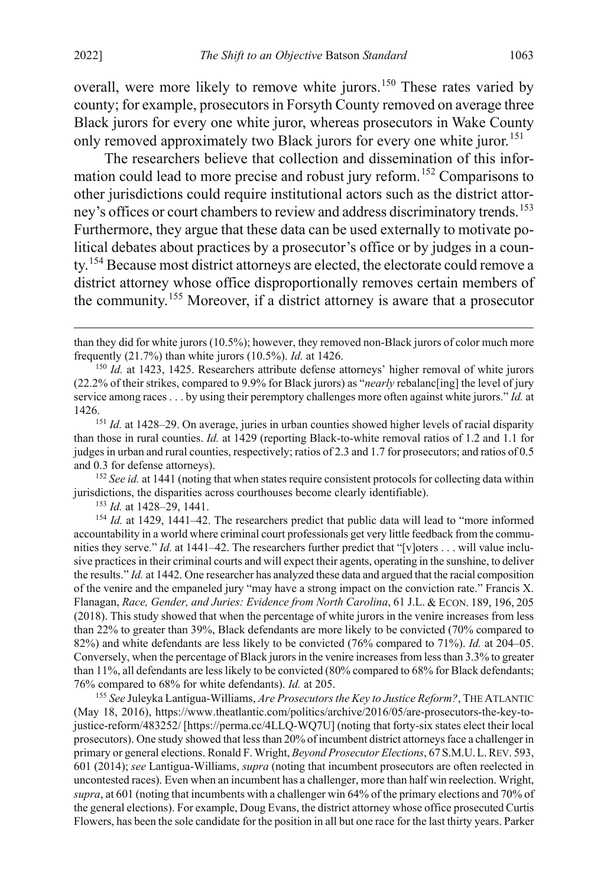overall, were more likely to remove white jurors.[150] These rates varied by county; for example, prosecutors in Forsyth County removed on average three Black jurors for every one white juror, whereas prosecutors in Wake County only removed approximately two Black jurors for every one white juror.[151]

The researchers believe that collection and dissemination of this information could lead to more precise and robust jury reform.[152] Comparisons to other jurisdictions could require institutional actors such as the district attorney's offices or court chambers to review and address discriminatory trends.[153] Furthermore, they argue that these data can be used externally to motivate political debates about practices by a prosecutor's office or by judges in a county.[154] Because most district attorneys are elected, the electorate could remove a district attorney whose office disproportionally removes certain members of the community.[155] Moreover, if a district attorney is aware that a prosecutor

---

than they did for white jurors (10.5%); however, they removed non-Black jurors of color much more frequently (21.7%) than white jurors (10.5%). *Id.* at 1426.

[150] *Id.* at 1423, 1425. Researchers attribute defense attorneys' higher removal of white jurors (22.2% of their strikes, compared to 9.9% for Black jurors) as "*nearly* rebalanc[ing] the level of jury service among races . . . by using their peremptory challenges more often against white jurors." *Id.* at 1426.

[151] *Id.* at 1428–29. On average, juries in urban counties showed higher levels of racial disparity than those in rural counties. *Id.* at 1429 (reporting Black-to-white removal ratios of 1.2 and 1.1 for judges in urban and rural counties, respectively; ratios of 2.3 and 1.7 for prosecutors; and ratios of 0.5 and 0.3 for defense attorneys).

[152] *See id.* at 1441 (noting that when states require consistent protocols for collecting data within jurisdictions, the disparities across courthouses become clearly identifiable).

[153] *Id.* at 1428–29, 1441.

[154] *Id.* at 1429, 1441–42. The researchers predict that public data will lead to "more informed accountability in a world where criminal court professionals get very little feedback from the communities they serve." *Id.* at 1441–42. The researchers further predict that "[v]oters . . . will value inclusive practices in their criminal courts and will expect their agents, operating in the sunshine, to deliver the results." *Id.* at 1442. One researcher has analyzed these data and argued that the racial composition of the venire and the empaneled jury "may have a strong impact on the conviction rate." Francis X. Flanagan, *Race, Gender, and Juries: Evidence from North Carolina*, 61 J.L. & ECON. 189, 196, 205 (2018). This study showed that when the percentage of white jurors in the venire increases from less than 22% to greater than 39%, Black defendants are more likely to be convicted (70% compared to 82%) and white defendants are less likely to be convicted (76% compared to 71%). *Id.* at 204–05. Conversely, when the percentage of Black jurors in the venire increases from less than 3.3% to greater than 11%, all defendants are less likely to be convicted (80% compared to 68% for Black defendants; 76% compared to 68% for white defendants). *Id.* at 205.

[155] *See* Juleyka Lantigua-Williams, *Are Prosecutors the Key to Justice Reform?*, THE ATLANTIC (May 18, 2016), https://www.theatlantic.com/politics/archive/2016/05/are-prosecutors-the-key-to-justice-reform/483252/ [https://perma.cc/4LLQ-WQ7U] (noting that forty-six states elect their local prosecutors). One study showed that less than 20% of incumbent district attorneys face a challenger in primary or general elections. Ronald F. Wright, *Beyond Prosecutor Elections*, 67 S.M.U. L. REV. 593, 601 (2014); *see* Lantigua-Williams, *supra* (noting that incumbent prosecutors are often reelected in uncontested races). Even when an incumbent has a challenger, more than half win reelection. Wright, *supra*, at 601 (noting that incumbents with a challenger win 64% of the primary elections and 70% of the general elections). For example, Doug Evans, the district attorney whose office prosecuted Curtis Flowers, has been the sole candidate for the position in all but one race for the last thirty years. Parker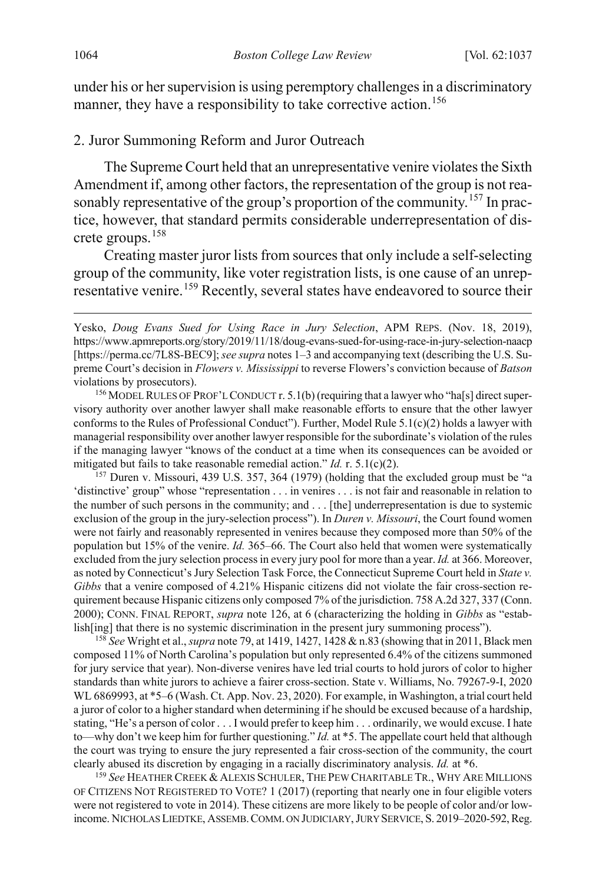under his or her supervision is using peremptory challenges in a discriminatory manner, they have a responsibility to take corrective action.[156]

### 2. Juror Summoning Reform and Juror Outreach

The Supreme Court held that an unrepresentative venire violates the Sixth Amendment if, among other factors, the representation of the group is not reasonably representative of the group's proportion of the community.[157] In practice, however, that standard permits considerable underrepresentation of discrete groups.[158]

Creating master juror lists from sources that only include a self-selecting group of the community, like voter registration lists, is one cause of an unrepresentative venire.[159] Recently, several states have endeavored to source their

---

Yesko, *Doug Evans Sued for Using Race in Jury Selection*, APM REPS. (Nov. 18, 2019), https://www.apmreports.org/story/2019/11/18/doug-evans-sued-for-using-race-in-jury-selection-naacp [https://perma.cc/7L8S-BEC9]; *see supra* notes 1–3 and accompanying text (describing the U.S. Supreme Court's decision in *Flowers v. Mississippi* to reverse Flowers's conviction because of *Batson* violations by prosecutors).

[156] MODEL RULES OF PROF'L CONDUCT r. 5.1(b) (requiring that a lawyer who "ha[s] direct supervisory authority over another lawyer shall make reasonable efforts to ensure that the other lawyer conforms to the Rules of Professional Conduct"). Further, Model Rule 5.1(c)(2) holds a lawyer with managerial responsibility over another lawyer responsible for the subordinate's violation of the rules if the managing lawyer "knows of the conduct at a time when its consequences can be avoided or mitigated but fails to take reasonable remedial action." *Id.* r. 5.1(c)(2).

[157] Duren v. Missouri, 439 U.S. 357, 364 (1979) (holding that the excluded group must be "a 'distinctive' group" whose "representation . . . in venires . . . is not fair and reasonable in relation to the number of such persons in the community; and . . . [the] underrepresentation is due to systemic exclusion of the group in the jury-selection process"). In *Duren v. Missouri*, the Court found women were not fairly and reasonably represented in venires because they composed more than 50% of the population but 15% of the venire. *Id.* 365–66. The Court also held that women were systematically excluded from the jury selection process in every jury pool for more than a year. *Id.* at 366. Moreover, as noted by Connecticut's Jury Selection Task Force, the Connecticut Supreme Court held in *State v. Gibbs* that a venire composed of 4.21% Hispanic citizens did not violate the fair cross-section requirement because Hispanic citizens only composed 7% of the jurisdiction. 758 A.2d 327, 337 (Conn. 2000); CONN. FINAL REPORT, *supra* note 126, at 6 (characterizing the holding in *Gibbs* as "establish[ing] that there is no systemic discrimination in the present jury summoning process").

[158] *See* Wright et al., *supra* note 79, at 1419, 1427, 1428 & n.83 (showing that in 2011, Black men composed 11% of North Carolina's population but only represented 6.4% of the citizens summoned for jury service that year). Non-diverse venires have led trial courts to hold jurors of color to higher standards than white jurors to achieve a fairer cross-section. State v. Williams, No. 79267-9-I, 2020 WL 6869993, at *5–6 (Wash. Ct. App. Nov. 23, 2020). For example, in Washington, a trial court held a juror of color to a higher standard when determining if he should be excused because of a hardship, stating, "He's a person of color . . . I would prefer to keep him . . . ordinarily, we would excuse. I hate to—why don't we keep him for further questioning." *Id.* at *5. The appellate court held that although the court was trying to ensure the jury represented a fair cross-section of the community, the court clearly abused its discretion by engaging in a racially discriminatory analysis. *Id.* at *6.

[159] *See* HEATHER CREEK & ALEXIS SCHULER, THE PEW CHARITABLE TR., WHY ARE MILLIONS OF CITIZENS NOT REGISTERED TO VOTE? 1 (2017) (reporting that nearly one in four eligible voters were not registered to vote in 2014). These citizens are more likely to be people of color and/or low-income. NICHOLAS LIEDTKE, ASSEMB. COMM. ON JUDICIARY, JURY SERVICE, S. 2019–2020-592, Reg.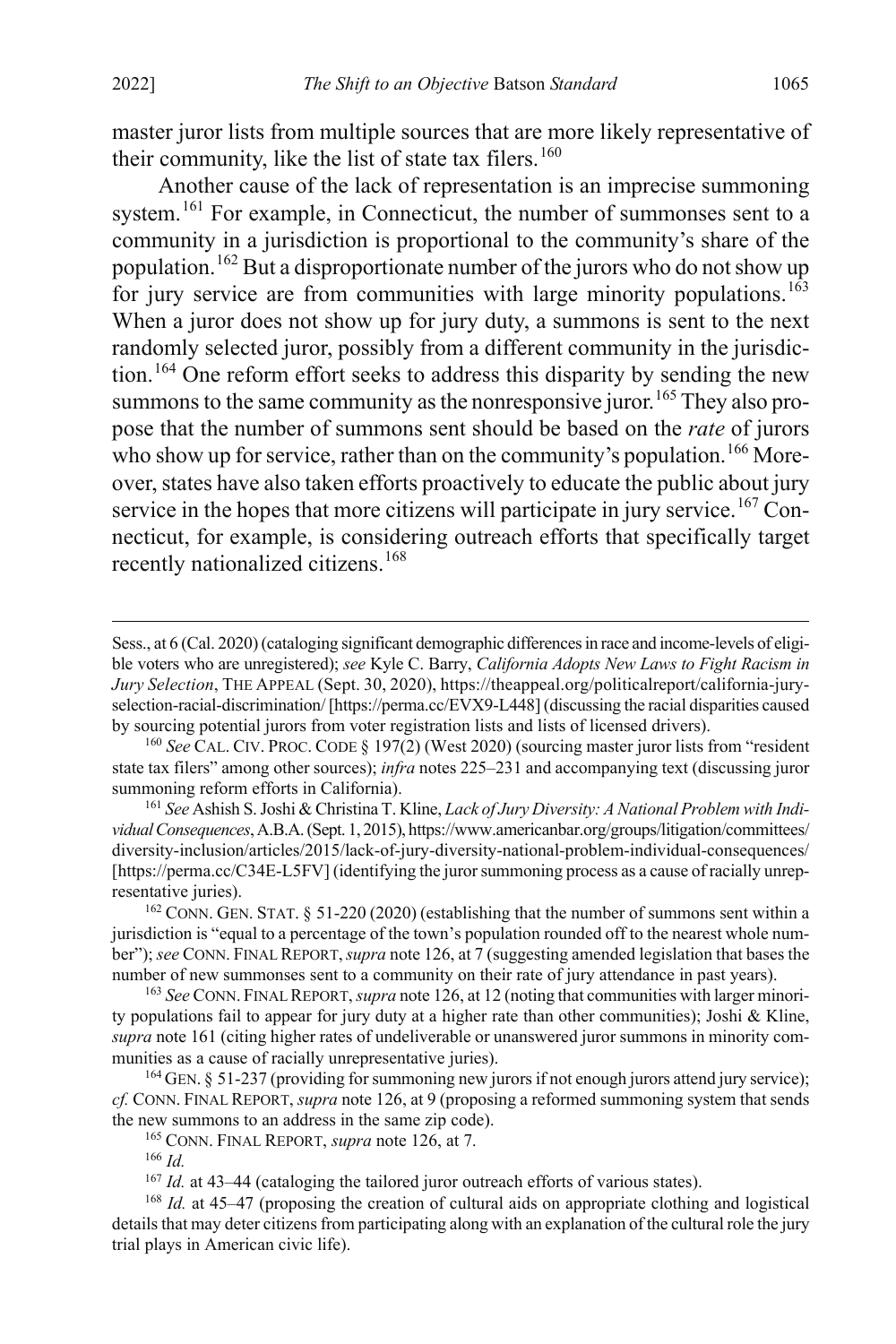master juror lists from multiple sources that are more likely representative of their community, like the list of state tax filers.[160]

Another cause of the lack of representation is an imprecise summoning system.[161] For example, in Connecticut, the number of summonses sent to a community in a jurisdiction is proportional to the community's share of the population.[162] But a disproportionate number of the jurors who do not show up for jury service are from communities with large minority populations.[163] When a juror does not show up for jury duty, a summons is sent to the next randomly selected juror, possibly from a different community in the jurisdiction.[164] One reform effort seeks to address this disparity by sending the new summons to the same community as the nonresponsive juror.[165] They also propose that the number of summons sent should be based on the *rate* of jurors who show up for service, rather than on the community's population.[166] Moreover, states have also taken efforts proactively to educate the public about jury service in the hopes that more citizens will participate in jury service.[167] Connecticut, for example, is considering outreach efforts that specifically target recently nationalized citizens.[168]

---

Sess., at 6 (Cal. 2020) (cataloging significant demographic differences in race and income-levels of eligible voters who are unregistered); *see* Kyle C. Barry, *California Adopts New Laws to Fight Racism in Jury Selection*, THE APPEAL (Sept. 30, 2020), https://theappeal.org/politicalreport/california-jury-selection-racial-discrimination/ [https://perma.cc/EVX9-L448] (discussing the racial disparities caused by sourcing potential jurors from voter registration lists and lists of licensed drivers).

[160] *See* CAL. CIV. PROC. CODE § 197(2) (West 2020) (sourcing master juror lists from "resident state tax filers" among other sources); *infra* notes 225–231 and accompanying text (discussing juror summoning reform efforts in California).

[161] *See* Ashish S. Joshi & Christina T. Kline, *Lack of Jury Diversity: A National Problem with Individual Consequences*, A.B.A. (Sept. 1, 2015), https://www.americanbar.org/groups/litigation/committees/diversity-inclusion/articles/2015/lack-of-jury-diversity-national-problem-individual-consequences/ [https://perma.cc/C34E-L5FV] (identifying the juror summoning process as a cause of racially unrepresentative juries).

[162] CONN. GEN. STAT. § 51-220 (2020) (establishing that the number of summons sent within a jurisdiction is "equal to a percentage of the town's population rounded off to the nearest whole number"); *see* CONN. FINAL REPORT, *supra* note 126, at 7 (suggesting amended legislation that bases the number of new summonses sent to a community on their rate of jury attendance in past years).

[163] *See* CONN. FINAL REPORT, *supra* note 126, at 12 (noting that communities with larger minority populations fail to appear for jury duty at a higher rate than other communities); Joshi & Kline, *supra* note 161 (citing higher rates of undeliverable or unanswered juror summons in minority communities as a cause of racially unrepresentative juries).

[164] GEN. § 51-237 (providing for summoning new jurors if not enough jurors attend jury service); *cf.* CONN. FINAL REPORT, *supra* note 126, at 9 (proposing a reformed summoning system that sends the new summons to an address in the same zip code).

[165] CONN. FINAL REPORT, *supra* note 126, at 7.

[166] *Id.*

[167] *Id.* at 43–44 (cataloging the tailored juror outreach efforts of various states).

[168] *Id.* at 45–47 (proposing the creation of cultural aids on appropriate clothing and logistical details that may deter citizens from participating along with an explanation of the cultural role the jury trial plays in American civic life).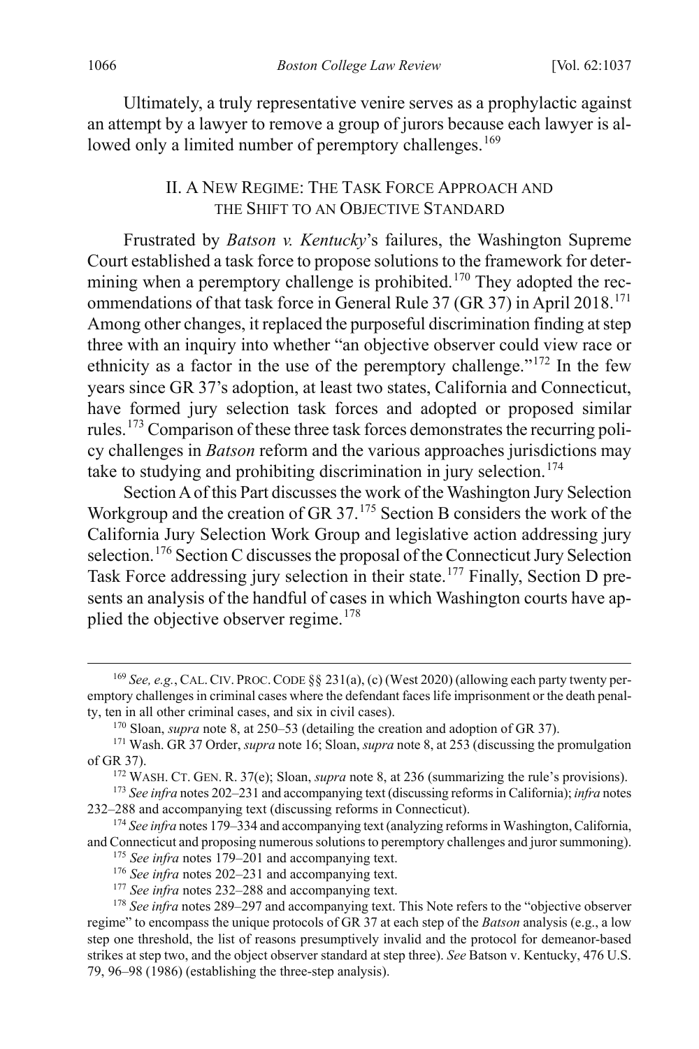Ultimately, a truly representative venire serves as a prophylactic against an attempt by a lawyer to remove a group of jurors because each lawyer is allowed only a limited number of peremptory challenges.[169]

## II. A NEW REGIME: THE TASK FORCE APPROACH AND THE SHIFT TO AN OBJECTIVE STANDARD

Frustrated by *Batson v. Kentucky*'s failures, the Washington Supreme Court established a task force to propose solutions to the framework for determining when a peremptory challenge is prohibited.[170] They adopted the recommendations of that task force in General Rule 37 (GR 37) in April 2018.[171] Among other changes, it replaced the purposeful discrimination finding at step three with an inquiry into whether "an objective observer could view race or ethnicity as a factor in the use of the peremptory challenge."[172] In the few years since GR 37's adoption, at least two states, California and Connecticut, have formed jury selection task forces and adopted or proposed similar rules.[173] Comparison of these three task forces demonstrates the recurring policy challenges in *Batson* reform and the various approaches jurisdictions may take to studying and prohibiting discrimination in jury selection.[174]

Section A of this Part discusses the work of the Washington Jury Selection Workgroup and the creation of GR 37.[175] Section B considers the work of the California Jury Selection Work Group and legislative action addressing jury selection.[176] Section C discusses the proposal of the Connecticut Jury Selection Task Force addressing jury selection in their state.[177] Finally, Section D presents an analysis of the handful of cases in which Washington courts have applied the objective observer regime.[178]

---

[169] *See, e.g.*, CAL. CIV. PROC. CODE §§ 231(a), (c) (West 2020) (allowing each party twenty peremptory challenges in criminal cases where the defendant faces life imprisonment or the death penalty, ten in all other criminal cases, and six in civil cases).

[170] Sloan, *supra* note 8, at 250–53 (detailing the creation and adoption of GR 37).

[171] Wash. GR 37 Order, *supra* note 16; Sloan, *supra* note 8, at 253 (discussing the promulgation of GR 37).

[172] WASH. CT. GEN. R. 37(e); Sloan, *supra* note 8, at 236 (summarizing the rule's provisions).

[173] *See infra* notes 202–231 and accompanying text (discussing reforms in California); *infra* notes 232–288 and accompanying text (discussing reforms in Connecticut).

[174] *See infra* notes 179–334 and accompanying text (analyzing reforms in Washington, California, and Connecticut and proposing numerous solutions to peremptory challenges and juror summoning).

[175] *See infra* notes 179–201 and accompanying text.

[176] *See infra* notes 202–231 and accompanying text.

[177] *See infra* notes 232–288 and accompanying text.

[178] *See infra* notes 289–297 and accompanying text. This Note refers to the "objective observer regime" to encompass the unique protocols of GR 37 at each step of the *Batson* analysis (e.g., a low step one threshold, the list of reasons presumptively invalid and the protocol for demeanor-based strikes at step two, and the object observer standard at step three). *See* Batson v. Kentucky, 476 U.S. 79, 96–98 (1986) (establishing the three-step analysis).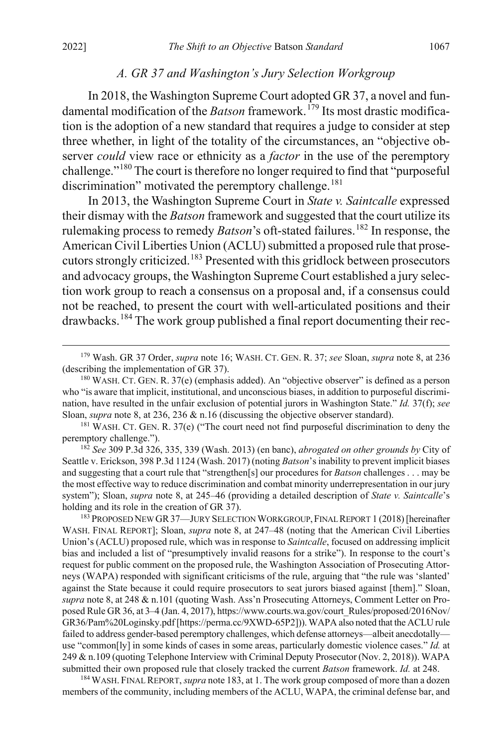### *A. GR 37 and Washington's Jury Selection Workgroup*

In 2018, the Washington Supreme Court adopted GR 37, a novel and fundamental modification of the *Batson* framework.[179] Its most drastic modification is the adoption of a new standard that requires a judge to consider at step three whether, in light of the totality of the circumstances, an "objective observer *could* view race or ethnicity as a *factor* in the use of the peremptory challenge."[180] The court is therefore no longer required to find that "purposeful discrimination" motivated the peremptory challenge.[181]

In 2013, the Washington Supreme Court in *State v. Saintcalle* expressed their dismay with the *Batson* framework and suggested that the court utilize its rulemaking process to remedy *Batson*'s oft-stated failures.[182] In response, the American Civil Liberties Union (ACLU) submitted a proposed rule that prosecutors strongly criticized.[183] Presented with this gridlock between prosecutors and advocacy groups, the Washington Supreme Court established a jury selection work group to reach a consensus on a proposal and, if a consensus could not be reached, to present the court with well-articulated positions and their drawbacks.[184] The work group published a final report documenting their rec-

---

[179] Wash. GR 37 Order, *supra* note 16; WASH. CT. GEN. R. 37; *see* Sloan, *supra* note 8, at 236 (describing the implementation of GR 37).

[180] WASH. CT. GEN. R. 37(e) (emphasis added). An "objective observer" is defined as a person who "is aware that implicit, institutional, and unconscious biases, in addition to purposeful discrimination, have resulted in the unfair exclusion of potential jurors in Washington State." *Id.* 37(f); *see* Sloan, *supra* note 8, at 236, 236 & n.16 (discussing the objective observer standard).

[181] WASH. CT. GEN. R. 37(e) ("The court need not find purposeful discrimination to deny the peremptory challenge.").

[182] *See* 309 P.3d 326, 335, 339 (Wash. 2013) (en banc), *abrogated on other grounds by* City of Seattle v. Erickson, 398 P.3d 1124 (Wash. 2017) (noting *Batson*'s inability to prevent implicit biases and suggesting that a court rule that "strengthen[s] our procedures for *Batson* challenges . . . may be the most effective way to reduce discrimination and combat minority underrepresentation in our jury system"); Sloan, *supra* note 8, at 245–46 (providing a detailed description of *State v. Saintcalle*'s holding and its role in the creation of GR 37).

[183] PROPOSED NEW GR 37—JURY SELECTION WORKGROUP, FINAL REPORT 1 (2018) [hereinafter WASH. FINAL REPORT]; Sloan, *supra* note 8, at 247–48 (noting that the American Civil Liberties Union's (ACLU) proposed rule, which was in response to *Saintcalle*, focused on addressing implicit bias and included a list of "presumptively invalid reasons for a strike"). In response to the court's request for public comment on the proposed rule, the Washington Association of Prosecuting Attorneys (WAPA) responded with significant criticisms of the rule, arguing that "the rule was 'slanted' against the State because it could require prosecutors to seat jurors biased against [them]." Sloan, *supra* note 8, at 248 & n.101 (quoting Wash. Ass'n Prosecuting Attorneys, Comment Letter on Proposed Rule GR 36, at 3–4 (Jan. 4, 2017), https://www.courts.wa.gov/court_Rules/proposed/2016Nov/GR36/Pam%20Loginsky.pdf [https://perma.cc/9XWD-65P2])). WAPA also noted that the ACLU rule failed to address gender-based peremptory challenges, which defense attorneys—albeit anecdotally—use "common[ly] in some kinds of cases in some areas, particularly domestic violence cases." *Id.* at 249 & n.109 (quoting Telephone Interview with Criminal Deputy Prosecutor (Nov. 2, 2018)). WAPA submitted their own proposed rule that closely tracked the current *Batson* framework. *Id.* at 248.

[184] WASH. FINAL REPORT, *supra* note 183, at 1. The work group composed of more than a dozen members of the community, including members of the ACLU, WAPA, the criminal defense bar, and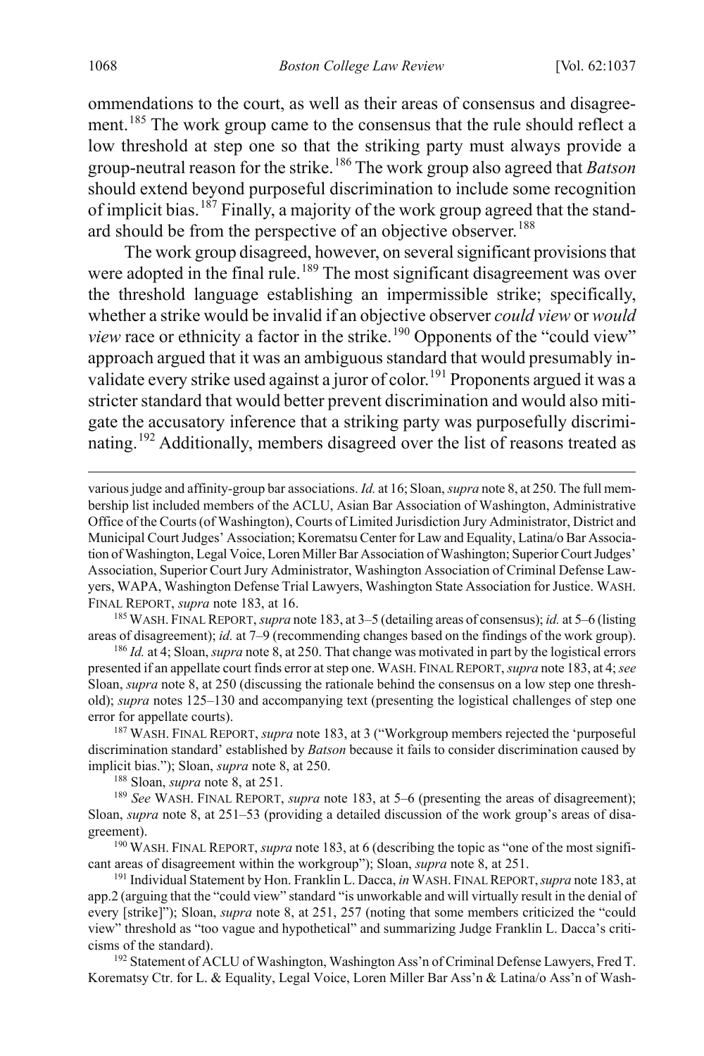ommendations to the court, as well as their areas of consensus and disagreement.[185] The work group came to the consensus that the rule should reflect a low threshold at step one so that the striking party must always provide a group-neutral reason for the strike.[186] The work group also agreed that *Batson* should extend beyond purposeful discrimination to include some recognition of implicit bias.[187] Finally, a majority of the work group agreed that the standard should be from the perspective of an objective observer.[188]

The work group disagreed, however, on several significant provisions that were adopted in the final rule.[189] The most significant disagreement was over the threshold language establishing an impermissible strike; specifically, whether a strike would be invalid if an objective observer *could view* or *would view* race or ethnicity a factor in the strike.[190] Opponents of the "could view" approach argued that it was an ambiguous standard that would presumably invalidate every strike used against a juror of color.[191] Proponents argued it was a stricter standard that would better prevent discrimination and would also mitigate the accusatory inference that a striking party was purposefully discriminating.[192] Additionally, members disagreed over the list of reasons treated as

---

various judge and affinity-group bar associations. *Id.* at 16; Sloan, *supra* note 8, at 250. The full membership list included members of the ACLU, Asian Bar Association of Washington, Administrative Office of the Courts (of Washington), Courts of Limited Jurisdiction Jury Administrator, District and Municipal Court Judges' Association; Korematsu Center for Law and Equality, Latina/o Bar Association of Washington, Legal Voice, Loren Miller Bar Association of Washington; Superior Court Judges' Association, Superior Court Jury Administrator, Washington Association of Criminal Defense Lawyers, WAPA, Washington Defense Trial Lawyers, Washington State Association for Justice. WASH. FINAL REPORT, *supra* note 183, at 16.

[185] WASH. FINAL REPORT, *supra* note 183, at 3–5 (detailing areas of consensus); *id.* at 5–6 (listing areas of disagreement); *id.* at 7–9 (recommending changes based on the findings of the work group).

[186] *Id.* at 4; Sloan, *supra* note 8, at 250. That change was motivated in part by the logistical errors presented if an appellate court finds error at step one. WASH. FINAL REPORT, *supra* note 183, at 4; *see* Sloan, *supra* note 8, at 250 (discussing the rationale behind the consensus on a low step one threshold); *supra* notes 125–130 and accompanying text (presenting the logistical challenges of step one error for appellate courts).

[187] WASH. FINAL REPORT, *supra* note 183, at 3 ("Workgroup members rejected the 'purposeful discrimination standard' established by *Batson* because it fails to consider discrimination caused by implicit bias."); Sloan, *supra* note 8, at 250.

[188] Sloan, *supra* note 8, at 251.

[189] *See* WASH. FINAL REPORT, *supra* note 183, at 5–6 (presenting the areas of disagreement); Sloan, *supra* note 8, at 251–53 (providing a detailed discussion of the work group's areas of disagreement).

[190] WASH. FINAL REPORT, *supra* note 183, at 6 (describing the topic as "one of the most significant areas of disagreement within the workgroup"); Sloan, *supra* note 8, at 251.

[191] Individual Statement by Hon. Franklin L. Dacca, *in* WASH. FINAL REPORT, *supra* note 183, at app.2 (arguing that the "could view" standard "is unworkable and will virtually result in the denial of every [strike]"); Sloan, *supra* note 8, at 251, 257 (noting that some members criticized the "could view" threshold as "too vague and hypothetical" and summarizing Judge Franklin L. Dacca's criticisms of the standard).

[192] Statement of ACLU of Washington, Washington Ass'n of Criminal Defense Lawyers, Fred T. Korematsy Ctr. for L. & Equality, Legal Voice, Loren Miller Bar Ass'n & Latina/o Ass'n of Wash-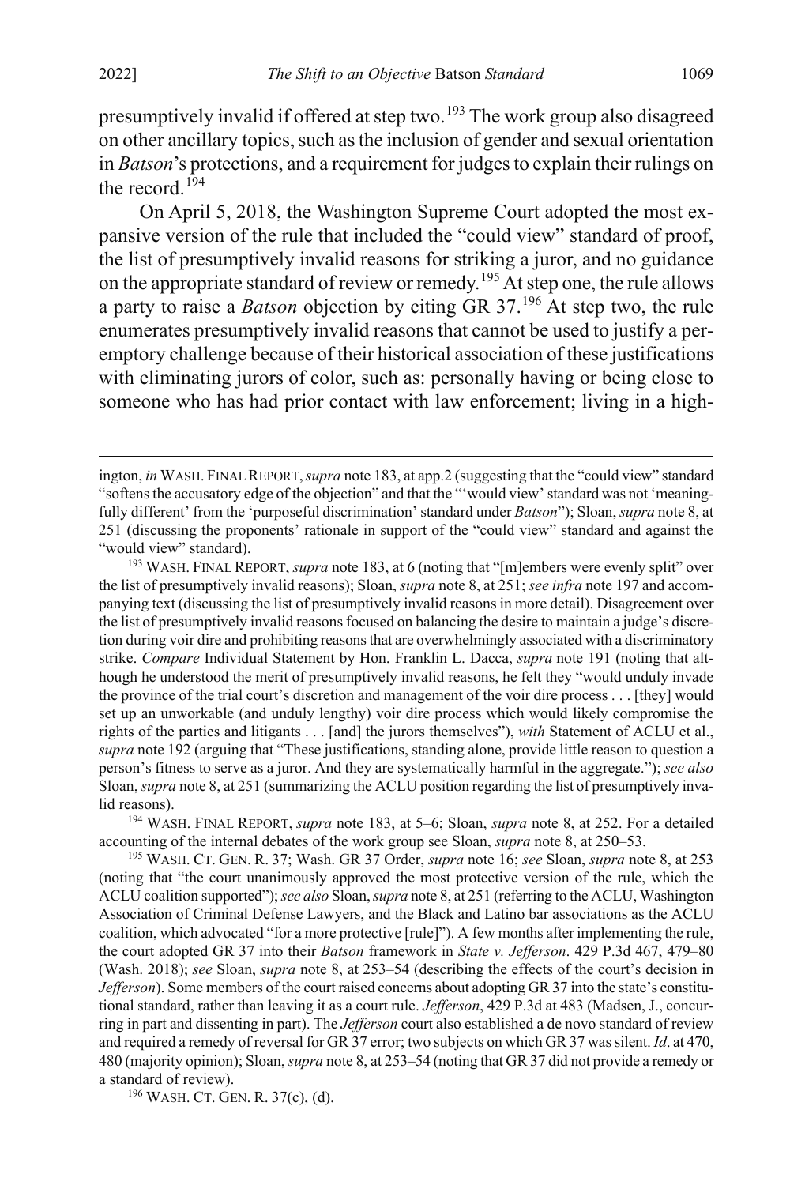presumptively invalid if offered at step two.[193] The work group also disagreed on other ancillary topics, such as the inclusion of gender and sexual orientation in *Batson*'s protections, and a requirement for judges to explain their rulings on the record.[194]

On April 5, 2018, the Washington Supreme Court adopted the most expansive version of the rule that included the "could view" standard of proof, the list of presumptively invalid reasons for striking a juror, and no guidance on the appropriate standard of review or remedy.[195] At step one, the rule allows a party to raise a *Batson* objection by citing GR 37.[196] At step two, the rule enumerates presumptively invalid reasons that cannot be used to justify a peremptory challenge because of their historical association of these justifications with eliminating jurors of color, such as: personally having or being close to someone who has had prior contact with law enforcement; living in a high-

---

ington, *in* WASH. FINAL REPORT, *supra* note 183, at app.2 (suggesting that the "could view" standard "softens the accusatory edge of the objection" and that the "'would view' standard was not 'meaningfully different' from the 'purposeful discrimination' standard under *Batson*"); Sloan, *supra* note 8, at 251 (discussing the proponents' rationale in support of the "could view" standard and against the "would view" standard).

[193] WASH. FINAL REPORT, *supra* note 183, at 6 (noting that "[m]embers were evenly split" over the list of presumptively invalid reasons); Sloan, *supra* note 8, at 251; *see infra* note 197 and accompanying text (discussing the list of presumptively invalid reasons in more detail). Disagreement over the list of presumptively invalid reasons focused on balancing the desire to maintain a judge's discretion during voir dire and prohibiting reasons that are overwhelmingly associated with a discriminatory strike. *Compare* Individual Statement by Hon. Franklin L. Dacca, *supra* note 191 (noting that although he understood the merit of presumptively invalid reasons, he felt they "would unduly invade the province of the trial court's discretion and management of the voir dire process . . . [they] would set up an unworkable (and unduly lengthy) voir dire process which would likely compromise the rights of the parties and litigants . . . [and] the jurors themselves"), *with* Statement of ACLU et al., *supra* note 192 (arguing that "These justifications, standing alone, provide little reason to question a person's fitness to serve as a juror. And they are systematically harmful in the aggregate."); *see also* Sloan, *supra* note 8, at 251 (summarizing the ACLU position regarding the list of presumptively invalid reasons).

[194] WASH. FINAL REPORT, *supra* note 183, at 5–6; Sloan, *supra* note 8, at 252. For a detailed accounting of the internal debates of the work group see Sloan, *supra* note 8, at 250–53.

[195] WASH. CT. GEN. R. 37; Wash. GR 37 Order, *supra* note 16; *see* Sloan, *supra* note 8, at 253 (noting that "the court unanimously approved the most protective version of the rule, which the ACLU coalition supported"); *see also* Sloan, *supra* note 8, at 251 (referring to the ACLU, Washington Association of Criminal Defense Lawyers, and the Black and Latino bar associations as the ACLU coalition, which advocated "for a more protective [rule]"). A few months after implementing the rule, the court adopted GR 37 into their *Batson* framework in *State v. Jefferson*. 429 P.3d 467, 479–80 (Wash. 2018); *see* Sloan, *supra* note 8, at 253–54 (describing the effects of the court's decision in *Jefferson*). Some members of the court raised concerns about adopting GR 37 into the state's constitutional standard, rather than leaving it as a court rule. *Jefferson*, 429 P.3d at 483 (Madsen, J., concurring in part and dissenting in part). The *Jefferson* court also established a de novo standard of review and required a remedy of reversal for GR 37 error; two subjects on which GR 37 was silent. *Id*. at 470, 480 (majority opinion); Sloan, *supra* note 8, at 253–54 (noting that GR 37 did not provide a remedy or a standard of review).

[196] WASH. CT. GEN. R. 37(c), (d).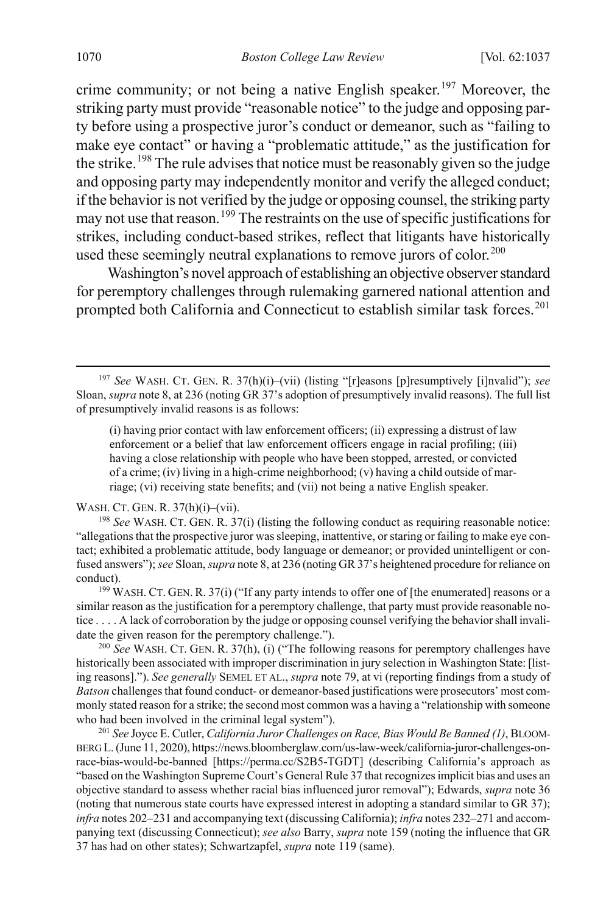crime community; or not being a native English speaker.[197] Moreover, the striking party must provide "reasonable notice" to the judge and opposing party before using a prospective juror's conduct or demeanor, such as "failing to make eye contact" or having a "problematic attitude," as the justification for the strike.[198] The rule advises that notice must be reasonably given so the judge and opposing party may independently monitor and verify the alleged conduct; if the behavior is not verified by the judge or opposing counsel, the striking party may not use that reason.[199] The restraints on the use of specific justifications for strikes, including conduct-based strikes, reflect that litigants have historically used these seemingly neutral explanations to remove jurors of color.[200]

Washington's novel approach of establishing an objective observer standard for peremptory challenges through rulemaking garnered national attention and prompted both California and Connecticut to establish similar task forces.[201]

---

[197] *See* WASH. CT. GEN. R. 37(h)(i)–(vii) (listing "[r]easons [p]resumptively [i]nvalid"); *see* Sloan, *supra* note 8, at 236 (noting GR 37's adoption of presumptively invalid reasons). The full list of presumptively invalid reasons is as follows:

> (i) having prior contact with law enforcement officers; (ii) expressing a distrust of law enforcement or a belief that law enforcement officers engage in racial profiling; (iii) having a close relationship with people who have been stopped, arrested, or convicted of a crime; (iv) living in a high-crime neighborhood; (v) having a child outside of marriage; (vi) receiving state benefits; and (vii) not being a native English speaker.

WASH. CT. GEN. R. 37(h)(i)–(vii).

[198] *See* WASH. CT. GEN. R. 37(i) (listing the following conduct as requiring reasonable notice: "allegations that the prospective juror was sleeping, inattentive, or staring or failing to make eye contact; exhibited a problematic attitude, body language or demeanor; or provided unintelligent or confused answers"); *see* Sloan, *supra* note 8, at 236 (noting GR 37's heightened procedure for reliance on conduct).

[199] WASH. CT. GEN. R. 37(i) ("If any party intends to offer one of [the enumerated] reasons or a similar reason as the justification for a peremptory challenge, that party must provide reasonable notice . . . . A lack of corroboration by the judge or opposing counsel verifying the behavior shall invalidate the given reason for the peremptory challenge.").

[200] *See* WASH. CT. GEN. R. 37(h), (i) ("The following reasons for peremptory challenges have historically been associated with improper discrimination in jury selection in Washington State: [listing reasons]."). *See generally* SEMEL ET AL., *supra* note 79, at vi (reporting findings from a study of *Batson* challenges that found conduct- or demeanor-based justifications were prosecutors' most commonly stated reason for a strike; the second most common was a having a "relationship with someone who had been involved in the criminal legal system").

[201] *See* Joyce E. Cutler, *California Juror Challenges on Race, Bias Would Be Banned (1)*, BLOOMBERG L. (June 11, 2020), https://news.bloomberglaw.com/us-law-week/california-juror-challenges-on-race-bias-would-be-banned [https://perma.cc/S2B5-TGDT] (describing California's approach as "based on the Washington Supreme Court's General Rule 37 that recognizes implicit bias and uses an objective standard to assess whether racial bias influenced juror removal"); Edwards, *supra* note 36 (noting that numerous state courts have expressed interest in adopting a standard similar to GR 37); *infra* notes 202–231 and accompanying text (discussing California); *infra* notes 232–271 and accompanying text (discussing Connecticut); *see also* Barry, *supra* note 159 (noting the influence that GR 37 has had on other states); Schwartzapfel, *supra* note 119 (same).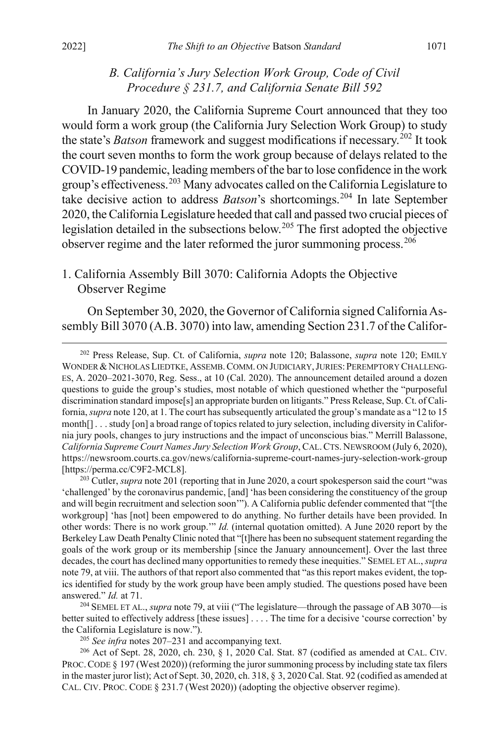### *B. California's Jury Selection Work Group, Code of Civil Procedure § 231.7, and California Senate Bill 592*

In January 2020, the California Supreme Court announced that they too would form a work group (the California Jury Selection Work Group) to study the state's *Batson* framework and suggest modifications if necessary.[202] It took the court seven months to form the work group because of delays related to the COVID-19 pandemic, leading members of the bar to lose confidence in the work group's effectiveness.[203] Many advocates called on the California Legislature to take decisive action to address *Batson*'s shortcomings.[204] In late September 2020, the California Legislature heeded that call and passed two crucial pieces of legislation detailed in the subsections below.[205] The first adopted the objective observer regime and the later reformed the juror summoning process.[206]

#### 1. California Assembly Bill 3070: California Adopts the Objective Observer Regime

On September 30, 2020, the Governor of California signed California Assembly Bill 3070 (A.B. 3070) into law, amending Section 231.7 of the Califor-

---

[202] Press Release, Sup. Ct. of California, *supra* note 120; Balassone, *supra* note 120; EMILY WONDER & NICHOLAS LIEDTKE, ASSEMB. COMM. ON JUDICIARY, JURIES: PEREMPTORY CHALLENGES, A. 2020–2021-3070, Reg. Sess., at 10 (Cal. 2020). The announcement detailed around a dozen questions to guide the group's studies, most notable of which questioned whether the "purposeful discrimination standard impose[s] an appropriate burden on litigants." Press Release, Sup. Ct. of California, *supra* note 120, at 1. The court has subsequently articulated the group's mandate as a "12 to 15 month[] . . . study [on] a broad range of topics related to jury selection, including diversity in California jury pools, changes to jury instructions and the impact of unconscious bias." Merrill Balassone, *California Supreme Court Names Jury Selection Work Group*, CAL. CTS. NEWSROOM (July 6, 2020), https://newsroom.courts.ca.gov/news/california-supreme-court-names-jury-selection-work-group [https://perma.cc/C9F2-MCL8].

[203] Cutler, *supra* note 201 (reporting that in June 2020, a court spokesperson said the court "was 'challenged' by the coronavirus pandemic, [and] 'has been considering the constituency of the group and will begin recruitment and selection soon'"). A California public defender commented that "[the workgroup] 'has [not] been empowered to do anything. No further details have been provided. In other words: There is no work group.'" *Id.* (internal quotation omitted). A June 2020 report by the Berkeley Law Death Penalty Clinic noted that "[t]here has been no subsequent statement regarding the goals of the work group or its membership [since the January announcement]. Over the last three decades, the court has declined many opportunities to remedy these inequities." SEMEL ET AL., *supra* note 79, at viii. The authors of that report also commented that "as this report makes evident, the topics identified for study by the work group have been amply studied. The questions posed have been answered." *Id.* at 71.

[204] SEMEL ET AL., *supra* note 79, at viii ("The legislature—through the passage of AB 3070—is better suited to effectively address [these issues] . . . . The time for a decisive 'course correction' by the California Legislature is now.").

[205] *See infra* notes 207–231 and accompanying text.

[206] Act of Sept. 28, 2020, ch. 230, § 1, 2020 Cal. Stat. 87 (codified as amended at CAL. CIV. PROC. CODE § 197 (West 2020)) (reforming the juror summoning process by including state tax filers in the master juror list); Act of Sept. 30, 2020, ch. 318, § 3, 2020 Cal. Stat. 92 (codified as amended at CAL. CIV. PROC. CODE § 231.7 (West 2020)) (adopting the objective observer regime).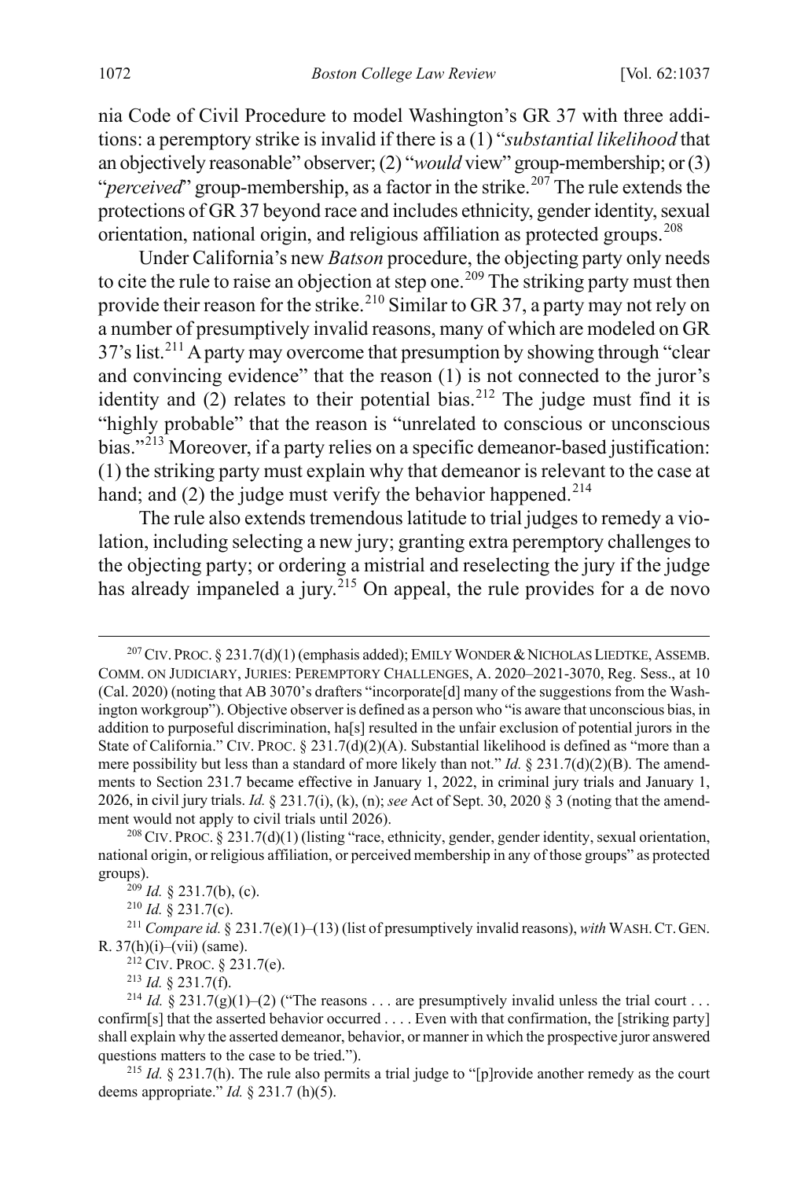nia Code of Civil Procedure to model Washington's GR 37 with three additions: a peremptory strike is invalid if there is a (1) "*substantial likelihood* that an objectively reasonable" observer; (2) "*would* view" group-membership; or (3) "*perceived*" group-membership, as a factor in the strike.[207] The rule extends the protections of GR 37 beyond race and includes ethnicity, gender identity, sexual orientation, national origin, and religious affiliation as protected groups.[208]

Under California's new *Batson* procedure, the objecting party only needs to cite the rule to raise an objection at step one.[209] The striking party must then provide their reason for the strike.[210] Similar to GR 37, a party may not rely on a number of presumptively invalid reasons, many of which are modeled on GR 37's list.[211] A party may overcome that presumption by showing through "clear and convincing evidence" that the reason (1) is not connected to the juror's identity and (2) relates to their potential bias.[212] The judge must find it is "highly probable" that the reason is "unrelated to conscious or unconscious bias."[213] Moreover, if a party relies on a specific demeanor-based justification: (1) the striking party must explain why that demeanor is relevant to the case at hand; and (2) the judge must verify the behavior happened.[214]

The rule also extends tremendous latitude to trial judges to remedy a violation, including selecting a new jury; granting extra peremptory challenges to the objecting party; or ordering a mistrial and reselecting the jury if the judge has already impaneled a jury.[215] On appeal, the rule provides for a de novo

---

[207] CIV. PROC. § 231.7(d)(1) (emphasis added); EMILY WONDER & NICHOLAS LIEDTKE, ASSEMB. COMM. ON JUDICIARY, JURIES: PEREMPTORY CHALLENGES, A. 2020–2021-3070, Reg. Sess., at 10 (Cal. 2020) (noting that AB 3070's drafters "incorporate[d] many of the suggestions from the Washington workgroup"). Objective observer is defined as a person who "is aware that unconscious bias, in addition to purposeful discrimination, ha[s] resulted in the unfair exclusion of potential jurors in the State of California." CIV. PROC. § 231.7(d)(2)(A). Substantial likelihood is defined as "more than a mere possibility but less than a standard of more likely than not." *Id.* § 231.7(d)(2)(B). The amendments to Section 231.7 became effective in January 1, 2022, in criminal jury trials and January 1, 2026, in civil jury trials. *Id.* § 231.7(i), (k), (n); *see* Act of Sept. 30, 2020 § 3 (noting that the amendment would not apply to civil trials until 2026).

[208] CIV. PROC. § 231.7(d)(1) (listing "race, ethnicity, gender, gender identity, sexual orientation, national origin, or religious affiliation, or perceived membership in any of those groups" as protected groups).

[209] *Id.* § 231.7(b), (c).

[210] *Id.* § 231.7(c).

[211] *Compare id.* § 231.7(e)(1)–(13) (list of presumptively invalid reasons), *with* WASH. CT. GEN. R. 37(h)(i)–(vii) (same).

[212] CIV. PROC. § 231.7(e).

[213] *Id.* § 231.7(f).

[214] *Id.* § 231.7(g)(1)–(2) ("The reasons . . . are presumptively invalid unless the trial court . . . confirm[s] that the asserted behavior occurred . . . . Even with that confirmation, the [striking party] shall explain why the asserted demeanor, behavior, or manner in which the prospective juror answered questions matters to the case to be tried.").

[215] *Id.* § 231.7(h). The rule also permits a trial judge to "[p]rovide another remedy as the court deems appropriate." *Id.* § 231.7 (h)(5).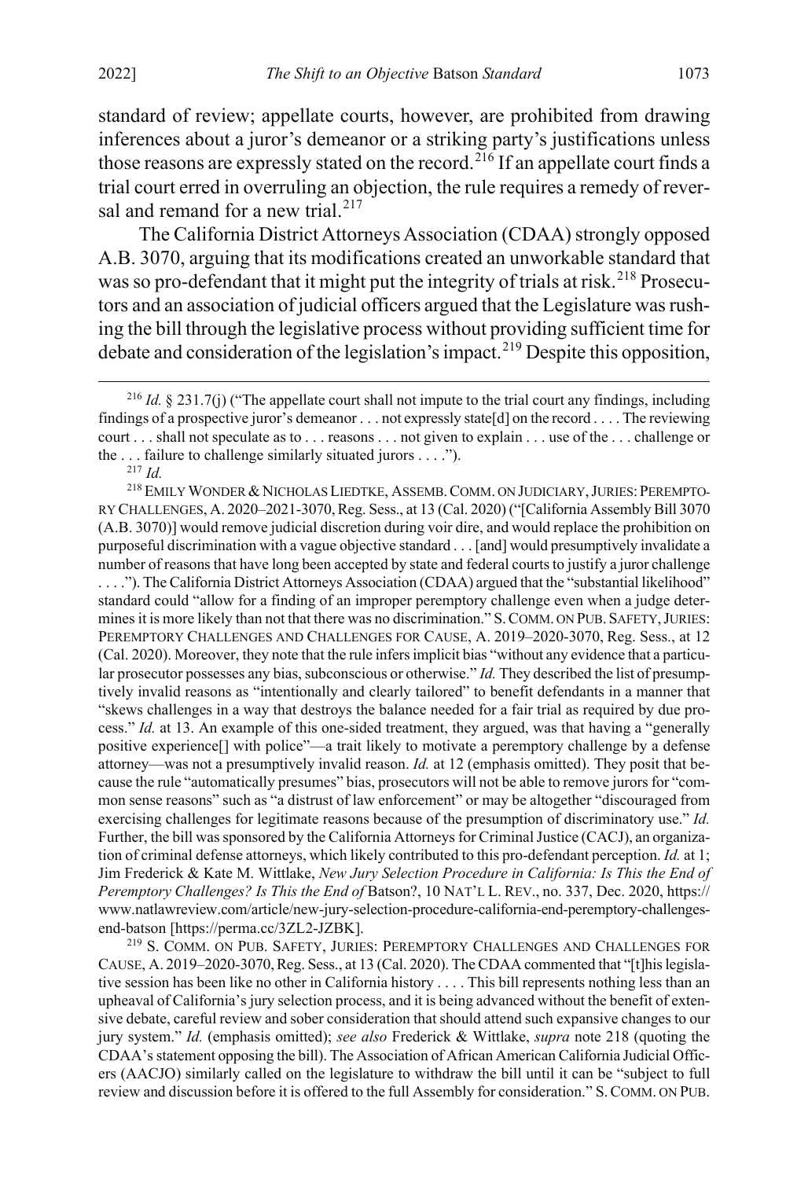standard of review; appellate courts, however, are prohibited from drawing inferences about a juror's demeanor or a striking party's justifications unless those reasons are expressly stated on the record.[216] If an appellate court finds a trial court erred in overruling an objection, the rule requires a remedy of reversal and remand for a new trial.[217]

The California District Attorneys Association (CDAA) strongly opposed A.B. 3070, arguing that its modifications created an unworkable standard that was so pro-defendant that it might put the integrity of trials at risk.[218] Prosecutors and an association of judicial officers argued that the Legislature was rushing the bill through the legislative process without providing sufficient time for debate and consideration of the legislation's impact.[219] Despite this opposition,

[216] *Id.* § 231.7(j) ("The appellate court shall not impute to the trial court any findings, including findings of a prospective juror's demeanor . . . not expressly state[d] on the record . . . . The reviewing court . . . shall not speculate as to . . . reasons . . . not given to explain . . . use of the . . . challenge or the . . . failure to challenge similarly situated jurors . . . .").

[217] *Id.*

[218] EMILY WONDER & NICHOLAS LIEDTKE, ASSEMB. COMM. ON JUDICIARY, JURIES: PEREMPTORY CHALLENGES, A. 2020–2021-3070, Reg. Sess., at 13 (Cal. 2020) ("[California Assembly Bill 3070 (A.B. 3070)] would remove judicial discretion during voir dire, and would replace the prohibition on purposeful discrimination with a vague objective standard . . . [and] would presumptively invalidate a number of reasons that have long been accepted by state and federal courts to justify a juror challenge . . . ."). The California District Attorneys Association (CDAA) argued that the "substantial likelihood" standard could "allow for a finding of an improper peremptory challenge even when a judge determines it is more likely than not that there was no discrimination." S. COMM. ON PUB. SAFETY, JURIES: PEREMPTORY CHALLENGES AND CHALLENGES FOR CAUSE, A. 2019–2020-3070, Reg. Sess., at 12 (Cal. 2020). Moreover, they note that the rule infers implicit bias "without any evidence that a particular prosecutor possesses any bias, subconscious or otherwise." *Id.* They described the list of presumptively invalid reasons as "intentionally and clearly tailored" to benefit defendants in a manner that "skews challenges in a way that destroys the balance needed for a fair trial as required by due process." *Id.* at 13. An example of this one-sided treatment, they argued, was that having a "generally positive experience[] with police"—a trait likely to motivate a peremptory challenge by a defense attorney—was not a presumptively invalid reason. *Id.* at 12 (emphasis omitted). They posit that because the rule "automatically presumes" bias, prosecutors will not be able to remove jurors for "common sense reasons" such as "a distrust of law enforcement" or may be altogether "discouraged from exercising challenges for legitimate reasons because of the presumption of discriminatory use." *Id.* Further, the bill was sponsored by the California Attorneys for Criminal Justice (CACJ), an organization of criminal defense attorneys, which likely contributed to this pro-defendant perception. *Id.* at 1; Jim Frederick & Kate M. Wittlake, *New Jury Selection Procedure in California: Is This the End of Peremptory Challenges? Is This the End of* Batson?, 10 NAT'L L. REV., no. 337, Dec. 2020, https://www.natlawreview.com/article/new-jury-selection-procedure-california-end-peremptory-challenges-end-batson [https://perma.cc/3ZL2-JZBK].

[219] S. COMM. ON PUB. SAFETY, JURIES: PEREMPTORY CHALLENGES AND CHALLENGES FOR CAUSE, A. 2019–2020-3070, Reg. Sess., at 13 (Cal. 2020). The CDAA commented that "[t]his legislative session has been like no other in California history . . . . This bill represents nothing less than an upheaval of California's jury selection process, and it is being advanced without the benefit of extensive debate, careful review and sober consideration that should attend such expansive changes to our jury system." *Id.* (emphasis omitted); *see also* Frederick & Wittlake, *supra* note 218 (quoting the CDAA's statement opposing the bill). The Association of African American California Judicial Officers (AACJO) similarly called on the legislature to withdraw the bill until it can be "subject to full review and discussion before it is offered to the full Assembly for consideration." S. COMM. ON PUB.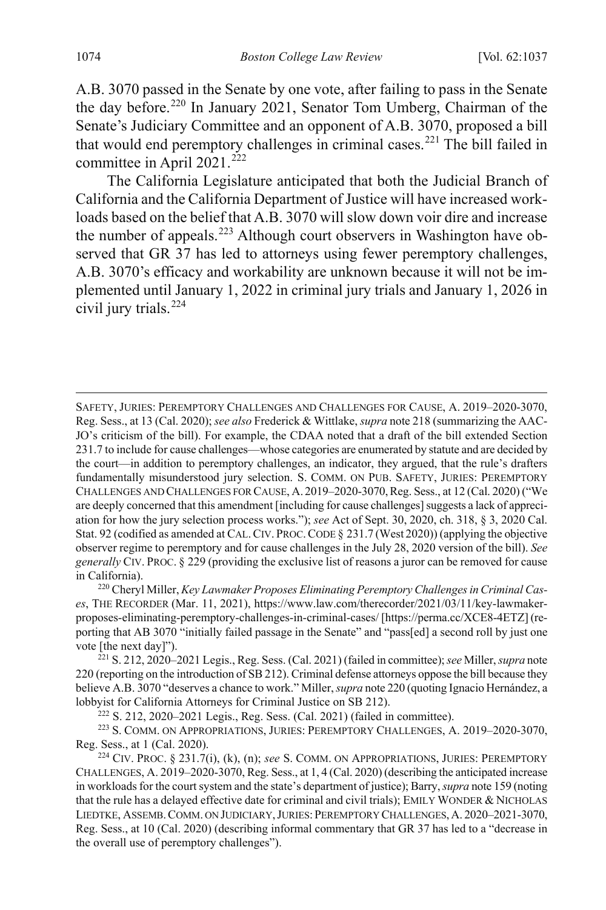A.B. 3070 passed in the Senate by one vote, after failing to pass in the Senate the day before.[220] In January 2021, Senator Tom Umberg, Chairman of the Senate's Judiciary Committee and an opponent of A.B. 3070, proposed a bill that would end peremptory challenges in criminal cases.[221] The bill failed in committee in April 2021.[222]

The California Legislature anticipated that both the Judicial Branch of California and the California Department of Justice will have increased workloads based on the belief that A.B. 3070 will slow down voir dire and increase the number of appeals.[223] Although court observers in Washington have observed that GR 37 has led to attorneys using fewer peremptory challenges, A.B. 3070's efficacy and workability are unknown because it will not be implemented until January 1, 2022 in criminal jury trials and January 1, 2026 in civil jury trials.[224]

---

SAFETY, JURIES: PEREMPTORY CHALLENGES AND CHALLENGES FOR CAUSE, A. 2019–2020-3070, Reg. Sess., at 13 (Cal. 2020); *see also* Frederick & Wittlake, *supra* note 218 (summarizing the AACJO's criticism of the bill). For example, the CDAA noted that a draft of the bill extended Section 231.7 to include for cause challenges—whose categories are enumerated by statute and are decided by the court—in addition to peremptory challenges, an indicator, they argued, that the rule's drafters fundamentally misunderstood jury selection. S. COMM. ON PUB. SAFETY, JURIES: PEREMPTORY CHALLENGES AND CHALLENGES FOR CAUSE, A. 2019–2020-3070, Reg. Sess., at 12 (Cal. 2020) ("We are deeply concerned that this amendment [including for cause challenges] suggests a lack of appreciation for how the jury selection process works."); *see* Act of Sept. 30, 2020, ch. 318, § 3, 2020 Cal. Stat. 92 (codified as amended at CAL. CIV. PROC. CODE § 231.7 (West 2020)) (applying the objective observer regime to peremptory and for cause challenges in the July 28, 2020 version of the bill). *See generally* CIV. PROC. § 229 (providing the exclusive list of reasons a juror can be removed for cause in California).

[220] Cheryl Miller, *Key Lawmaker Proposes Eliminating Peremptory Challenges in Criminal Cases*, THE RECORDER (Mar. 11, 2021), https://www.law.com/therecorder/2021/03/11/key-lawmaker-proposes-eliminating-peremptory-challenges-in-criminal-cases/ [https://perma.cc/XCE8-4ETZ] (reporting that AB 3070 "initially failed passage in the Senate" and "pass[ed] a second roll by just one vote [the next day]").

[221] S. 212, 2020–2021 Legis., Reg. Sess. (Cal. 2021) (failed in committee); *see* Miller, *supra* note 220 (reporting on the introduction of SB 212). Criminal defense attorneys oppose the bill because they believe A.B. 3070 "deserves a chance to work." Miller, *supra* note 220 (quoting Ignacio Hernández, a lobbyist for California Attorneys for Criminal Justice on SB 212).

[222] S. 212, 2020–2021 Legis., Reg. Sess. (Cal. 2021) (failed in committee).

[223] S. COMM. ON APPROPRIATIONS, JURIES: PEREMPTORY CHALLENGES, A. 2019–2020-3070, Reg. Sess., at 1 (Cal. 2020).

[224] CIV. PROC. § 231.7(i), (k), (n); *see* S. COMM. ON APPROPRIATIONS, JURIES: PEREMPTORY CHALLENGES, A. 2019–2020-3070, Reg. Sess., at 1, 4 (Cal. 2020) (describing the anticipated increase in workloads for the court system and the state's department of justice); Barry, *supra* note 159 (noting that the rule has a delayed effective date for criminal and civil trials); EMILY WONDER & NICHOLAS LIEDTKE, ASSEMB. COMM. ON JUDICIARY, JURIES: PEREMPTORY CHALLENGES, A. 2020–2021-3070, Reg. Sess., at 10 (Cal. 2020) (describing informal commentary that GR 37 has led to a "decrease in the overall use of peremptory challenges").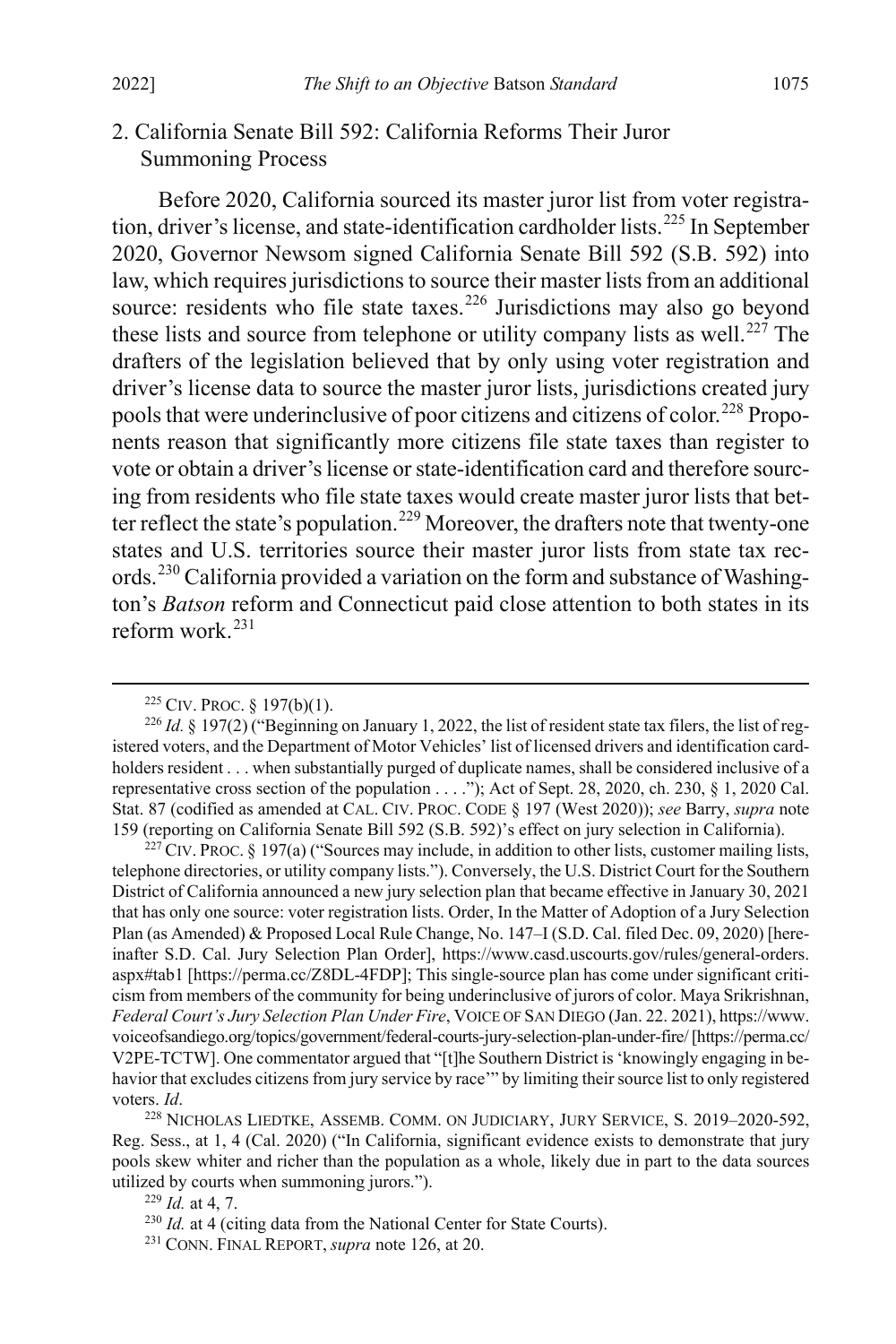### 2. California Senate Bill 592: California Reforms Their Juror Summoning Process

Before 2020, California sourced its master juror list from voter registration, driver's license, and state-identification cardholder lists.[225] In September 2020, Governor Newsom signed California Senate Bill 592 (S.B. 592) into law, which requires jurisdictions to source their master lists from an additional source: residents who file state taxes.[226] Jurisdictions may also go beyond these lists and source from telephone or utility company lists as well.[227] The drafters of the legislation believed that by only using voter registration and driver's license data to source the master juror lists, jurisdictions created jury pools that were underinclusive of poor citizens and citizens of color.[228] Proponents reason that significantly more citizens file state taxes than register to vote or obtain a driver's license or state-identification card and therefore sourcing from residents who file state taxes would create master juror lists that better reflect the state's population.[229] Moreover, the drafters note that twenty-one states and U.S. territories source their master juror lists from state tax records.[230] California provided a variation on the form and substance of Washington's *Batson* reform and Connecticut paid close attention to both states in its reform work.[231]

---

[225] CIV. PROC. § 197(b)(1).

[226] *Id.* § 197(2) ("Beginning on January 1, 2022, the list of resident state tax filers, the list of registered voters, and the Department of Motor Vehicles' list of licensed drivers and identification cardholders resident . . . when substantially purged of duplicate names, shall be considered inclusive of a representative cross section of the population . . . ."); Act of Sept. 28, 2020, ch. 230, § 1, 2020 Cal. Stat. 87 (codified as amended at CAL. CIV. PROC. CODE § 197 (West 2020)); *see* Barry, *supra* note 159 (reporting on California Senate Bill 592 (S.B. 592)'s effect on jury selection in California).

[227] CIV. PROC. § 197(a) ("Sources may include, in addition to other lists, customer mailing lists, telephone directories, or utility company lists."). Conversely, the U.S. District Court for the Southern District of California announced a new jury selection plan that became effective in January 30, 2021 that has only one source: voter registration lists. Order, In the Matter of Adoption of a Jury Selection Plan (as Amended) & Proposed Local Rule Change, No. 147–I (S.D. Cal. filed Dec. 09, 2020) [hereinafter S.D. Cal. Jury Selection Plan Order], https://www.casd.uscourts.gov/rules/general-orders.aspx#tab1 [https://perma.cc/Z8DL-4FDP]; This single-source plan has come under significant criticism from members of the community for being underinclusive of jurors of color. Maya Srikrishnan, *Federal Court's Jury Selection Plan Under Fire*, VOICE OF SAN DIEGO (Jan. 22. 2021), https://www.voiceofsandiego.org/topics/government/federal-courts-jury-selection-plan-under-fire/ [https://perma.cc/V2PE-TCTW]. One commentator argued that "[t]he Southern District is 'knowingly engaging in behavior that excludes citizens from jury service by race'" by limiting their source list to only registered voters. *Id*.

[228] NICHOLAS LIEDTKE, ASSEMB. COMM. ON JUDICIARY, JURY SERVICE, S. 2019–2020-592, Reg. Sess., at 1, 4 (Cal. 2020) ("In California, significant evidence exists to demonstrate that jury pools skew whiter and richer than the population as a whole, likely due in part to the data sources utilized by courts when summoning jurors.").

[229] *Id.* at 4, 7.

[230] *Id.* at 4 (citing data from the National Center for State Courts).

[231] CONN. FINAL REPORT, *supra* note 126, at 20.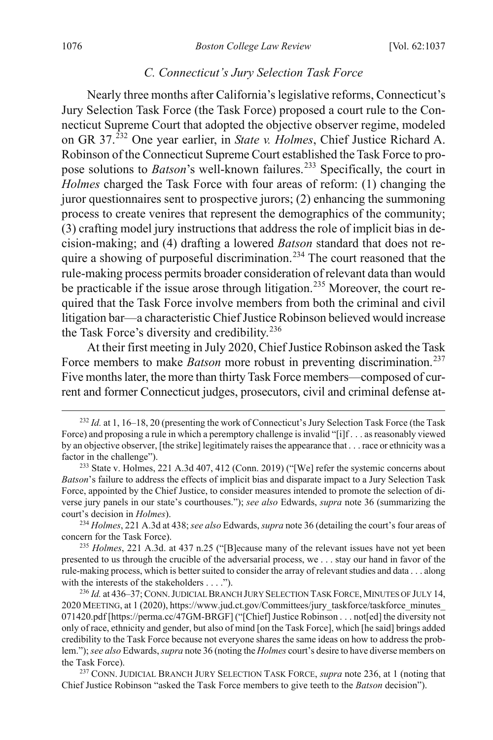### *C. Connecticut's Jury Selection Task Force*

Nearly three months after California's legislative reforms, Connecticut's Jury Selection Task Force (the Task Force) proposed a court rule to the Connecticut Supreme Court that adopted the objective observer regime, modeled on GR 37.[232] One year earlier, in *State v. Holmes*, Chief Justice Richard A. Robinson of the Connecticut Supreme Court established the Task Force to propose solutions to *Batson*'s well-known failures.[233] Specifically, the court in *Holmes* charged the Task Force with four areas of reform: (1) changing the juror questionnaires sent to prospective jurors; (2) enhancing the summoning process to create venires that represent the demographics of the community; (3) crafting model jury instructions that address the role of implicit bias in decision-making; and (4) drafting a lowered *Batson* standard that does not require a showing of purposeful discrimination.[234] The court reasoned that the rule-making process permits broader consideration of relevant data than would be practicable if the issue arose through litigation.[235] Moreover, the court required that the Task Force involve members from both the criminal and civil litigation bar—a characteristic Chief Justice Robinson believed would increase the Task Force's diversity and credibility.[236]

At their first meeting in July 2020, Chief Justice Robinson asked the Task Force members to make *Batson* more robust in preventing discrimination.[237] Five months later, the more than thirty Task Force members—composed of current and former Connecticut judges, prosecutors, civil and criminal defense at-

---

[232] *Id.* at 1, 16–18, 20 (presenting the work of Connecticut's Jury Selection Task Force (the Task Force) and proposing a rule in which a peremptory challenge is invalid "[i]f . . . as reasonably viewed by an objective observer, [the strike] legitimately raises the appearance that . . . race or ethnicity was a factor in the challenge").

[233] State v. Holmes, 221 A.3d 407, 412 (Conn. 2019) ("[We] refer the systemic concerns about *Batson*'s failure to address the effects of implicit bias and disparate impact to a Jury Selection Task Force, appointed by the Chief Justice, to consider measures intended to promote the selection of diverse jury panels in our state's courthouses."); *see also* Edwards, *supra* note 36 (summarizing the court's decision in *Holmes*).

[234] *Holmes*, 221 A.3d at 438; *see also* Edwards, *supra* note 36 (detailing the court's four areas of concern for the Task Force).

[235] *Holmes*, 221 A.3d. at 437 n.25 ("[B]ecause many of the relevant issues have not yet been presented to us through the crucible of the adversarial process, we . . . stay our hand in favor of the rule-making process, which is better suited to consider the array of relevant studies and data . . . along with the interests of the stakeholders . . . .").

[236] *Id.* at 436–37; CONN. JUDICIAL BRANCH JURY SELECTION TASK FORCE, MINUTES OF JULY 14, 2020 MEETING, at 1 (2020), https://www.jud.ct.gov/Committees/jury_taskforce/taskforce_minutes_071420.pdf [https://perma.cc/47GM-BRGF] ("[Chief] Justice Robinson . . . not[ed] the diversity not only of race, ethnicity and gender, but also of mind [on the Task Force], which [he said] brings added credibility to the Task Force because not everyone shares the same ideas on how to address the problem."); *see also* Edwards, *supra* note 36 (noting the *Holmes* court's desire to have diverse members on the Task Force).

[237] CONN. JUDICIAL BRANCH JURY SELECTION TASK FORCE, *supra* note 236, at 1 (noting that Chief Justice Robinson "asked the Task Force members to give teeth to the *Batson* decision").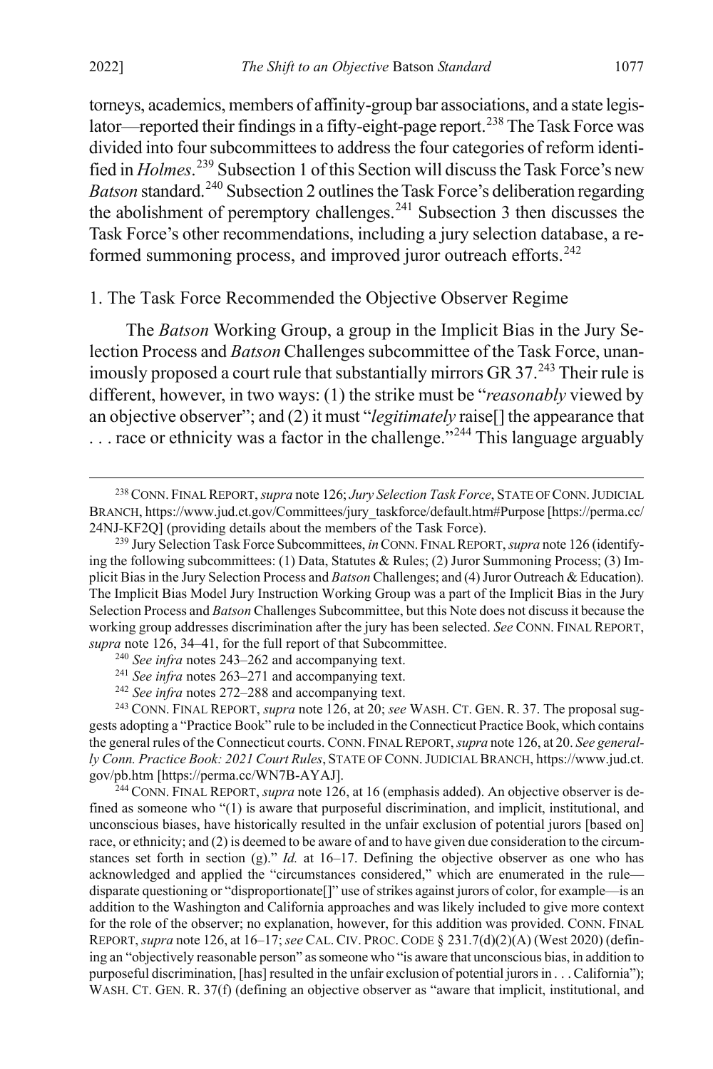torneys, academics, members of affinity-group bar associations, and a state legislator—reported their findings in a fifty-eight-page report.[238] The Task Force was divided into four subcommittees to address the four categories of reform identified in *Holmes*.[239] Subsection 1 of this Section will discuss the Task Force's new *Batson* standard.[240] Subsection 2 outlines the Task Force's deliberation regarding the abolishment of peremptory challenges.[241] Subsection 3 then discusses the Task Force's other recommendations, including a jury selection database, a reformed summoning process, and improved juror outreach efforts.[242]

### 1. The Task Force Recommended the Objective Observer Regime

The *Batson* Working Group, a group in the Implicit Bias in the Jury Selection Process and *Batson* Challenges subcommittee of the Task Force, unanimously proposed a court rule that substantially mirrors GR 37.[243] Their rule is different, however, in two ways: (1) the strike must be "*reasonably* viewed by an objective observer"; and (2) it must "*legitimately* raise[] the appearance that . . . race or ethnicity was a factor in the challenge."[244] This language arguably

---

[238] CONN. FINAL REPORT, *supra* note 126; *Jury Selection Task Force*, STATE OF CONN. JUDICIAL BRANCH, https://www.jud.ct.gov/Committees/jury_taskforce/default.htm#Purpose [https://perma.cc/24NJ-KF2Q] (providing details about the members of the Task Force).

[239] Jury Selection Task Force Subcommittees, *in* CONN. FINAL REPORT, *supra* note 126 (identifying the following subcommittees: (1) Data, Statutes & Rules; (2) Juror Summoning Process; (3) Implicit Bias in the Jury Selection Process and *Batson* Challenges; and (4) Juror Outreach & Education). The Implicit Bias Model Jury Instruction Working Group was a part of the Implicit Bias in the Jury Selection Process and *Batson* Challenges Subcommittee, but this Note does not discuss it because the working group addresses discrimination after the jury has been selected. *See* CONN. FINAL REPORT, *supra* note 126, 34–41, for the full report of that Subcommittee.

[240] *See infra* notes 243–262 and accompanying text.

[241] *See infra* notes 263–271 and accompanying text.

[242] *See infra* notes 272–288 and accompanying text.

[243] CONN. FINAL REPORT, *supra* note 126, at 20; *see* WASH. CT. GEN. R. 37. The proposal suggests adopting a "Practice Book" rule to be included in the Connecticut Practice Book, which contains the general rules of the Connecticut courts. CONN. FINAL REPORT, *supra* note 126, at 20. *See generally Conn. Practice Book: 2021 Court Rules*, STATE OF CONN. JUDICIAL BRANCH, https://www.jud.ct.gov/pb.htm [https://perma.cc/WN7B-AYAJ].

[244] CONN. FINAL REPORT, *supra* note 126, at 16 (emphasis added). An objective observer is defined as someone who "(1) is aware that purposeful discrimination, and implicit, institutional, and unconscious biases, have historically resulted in the unfair exclusion of potential jurors [based on] race, or ethnicity; and (2) is deemed to be aware of and to have given due consideration to the circumstances set forth in section (g)." *Id.* at 16–17. Defining the objective observer as one who has acknowledged and applied the "circumstances considered," which are enumerated in the rule—disparate questioning or "disproportionate[]" use of strikes against jurors of color, for example—is an addition to the Washington and California approaches and was likely included to give more context for the role of the observer; no explanation, however, for this addition was provided. CONN. FINAL REPORT, *supra* note 126, at 16–17; *see* CAL. CIV. PROC. CODE § 231.7(d)(2)(A) (West 2020) (defining an "objectively reasonable person" as someone who "is aware that unconscious bias, in addition to purposeful discrimination, [has] resulted in the unfair exclusion of potential jurors in . . . California"); WASH. CT. GEN. R. 37(f) (defining an objective observer as "aware that implicit, institutional, and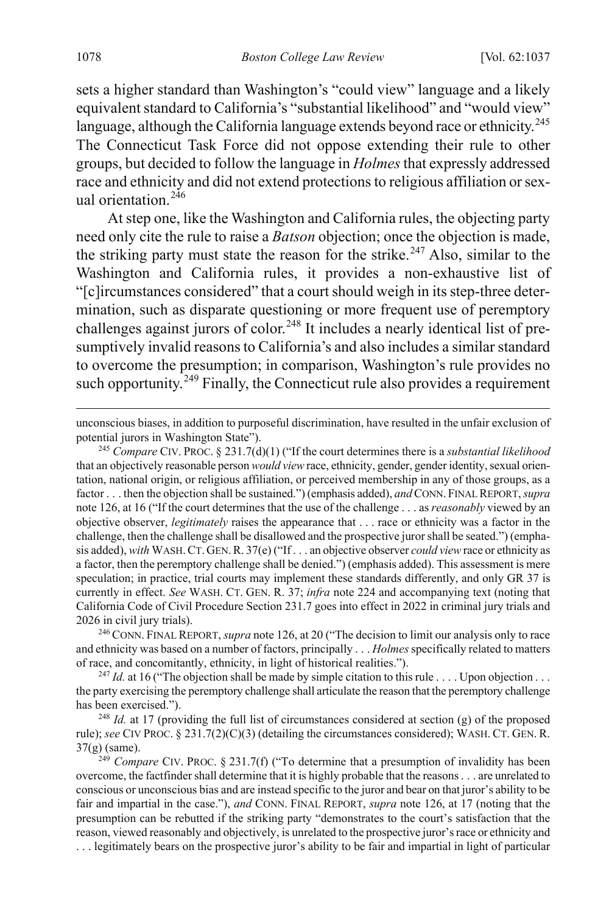sets a higher standard than Washington's "could view" language and a likely equivalent standard to California's "substantial likelihood" and "would view" language, although the California language extends beyond race or ethnicity.[245] The Connecticut Task Force did not oppose extending their rule to other groups, but decided to follow the language in *Holmes* that expressly addressed race and ethnicity and did not extend protections to religious affiliation or sexual orientation.[246]

At step one, like the Washington and California rules, the objecting party need only cite the rule to raise a *Batson* objection; once the objection is made, the striking party must state the reason for the strike.[247] Also, similar to the Washington and California rules, it provides a non-exhaustive list of "[c]ircumstances considered" that a court should weigh in its step-three determination, such as disparate questioning or more frequent use of peremptory challenges against jurors of color.[248] It includes a nearly identical list of presumptively invalid reasons to California's and also includes a similar standard to overcome the presumption; in comparison, Washington's rule provides no such opportunity.[249] Finally, the Connecticut rule also provides a requirement

---

unconscious biases, in addition to purposeful discrimination, have resulted in the unfair exclusion of potential jurors in Washington State").

[245] *Compare* CIV. PROC. § 231.7(d)(1) ("If the court determines there is a *substantial likelihood* that an objectively reasonable person *would view* race, ethnicity, gender, gender identity, sexual orientation, national origin, or religious affiliation, or perceived membership in any of those groups, as a factor . . . then the objection shall be sustained.") (emphasis added), *and* CONN. FINAL REPORT, *supra* note 126, at 16 ("If the court determines that the use of the challenge . . . as *reasonably* viewed by an objective observer, *legitimately* raises the appearance that . . . race or ethnicity was a factor in the challenge, then the challenge shall be disallowed and the prospective juror shall be seated.") (emphasis added), *with* WASH. CT. GEN. R. 37(e) ("If . . . an objective observer *could view* race or ethnicity as a factor, then the peremptory challenge shall be denied.") (emphasis added). This assessment is mere speculation; in practice, trial courts may implement these standards differently, and only GR 37 is currently in effect. *See* WASH. CT. GEN. R. 37; *infra* note 224 and accompanying text (noting that California Code of Civil Procedure Section 231.7 goes into effect in 2022 in criminal jury trials and 2026 in civil jury trials).

[246] CONN. FINAL REPORT, *supra* note 126, at 20 ("The decision to limit our analysis only to race and ethnicity was based on a number of factors, principally . . . *Holmes* specifically related to matters of race, and concomitantly, ethnicity, in light of historical realities.").

[247] *Id.* at 16 ("The objection shall be made by simple citation to this rule . . . . Upon objection . . . the party exercising the peremptory challenge shall articulate the reason that the peremptory challenge has been exercised.").

[248] *Id.* at 17 (providing the full list of circumstances considered at section (g) of the proposed rule); *see* CIV PROC. § 231.7(2)(C)(3) (detailing the circumstances considered); WASH. CT. GEN. R. 37(g) (same).

[249] *Compare* CIV. PROC. § 231.7(f) ("To determine that a presumption of invalidity has been overcome, the factfinder shall determine that it is highly probable that the reasons . . . are unrelated to conscious or unconscious bias and are instead specific to the juror and bear on that juror's ability to be fair and impartial in the case."), *and* CONN. FINAL REPORT, *supra* note 126, at 17 (noting that the presumption can be rebutted if the striking party "demonstrates to the court's satisfaction that the reason, viewed reasonably and objectively, is unrelated to the prospective juror's race or ethnicity and . . . legitimately bears on the prospective juror's ability to be fair and impartial in light of particular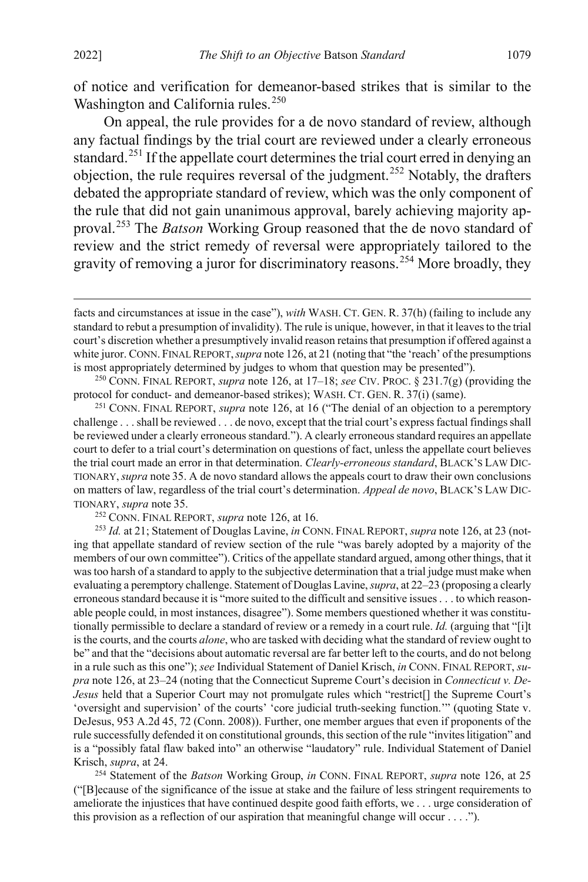of notice and verification for demeanor-based strikes that is similar to the Washington and California rules.[250]

On appeal, the rule provides for a de novo standard of review, although any factual findings by the trial court are reviewed under a clearly erroneous standard.[251] If the appellate court determines the trial court erred in denying an objection, the rule requires reversal of the judgment.[252] Notably, the drafters debated the appropriate standard of review, which was the only component of the rule that did not gain unanimous approval, barely achieving majority approval.[253] The *Batson* Working Group reasoned that the de novo standard of review and the strict remedy of reversal were appropriately tailored to the gravity of removing a juror for discriminatory reasons.[254] More broadly, they

---

facts and circumstances at issue in the case"), *with* WASH. CT. GEN. R. 37(h) (failing to include any standard to rebut a presumption of invalidity). The rule is unique, however, in that it leaves to the trial court's discretion whether a presumptively invalid reason retains that presumption if offered against a white juror. CONN. FINAL REPORT, *supra* note 126, at 21 (noting that "the 'reach' of the presumptions is most appropriately determined by judges to whom that question may be presented").

[250] CONN. FINAL REPORT, *supra* note 126, at 17–18; *see* CIV. PROC. § 231.7(g) (providing the protocol for conduct- and demeanor-based strikes); WASH. CT. GEN. R. 37(i) (same).

[251] CONN. FINAL REPORT, *supra* note 126, at 16 ("The denial of an objection to a peremptory challenge . . . shall be reviewed . . . de novo, except that the trial court's express factual findings shall be reviewed under a clearly erroneous standard."). A clearly erroneous standard requires an appellate court to defer to a trial court's determination on questions of fact, unless the appellate court believes the trial court made an error in that determination. *Clearly-erroneous standard*, BLACK'S LAW DICTIONARY, *supra* note 35. A de novo standard allows the appeals court to draw their own conclusions on matters of law, regardless of the trial court's determination. *Appeal de novo*, BLACK'S LAW DICTIONARY, *supra* note 35.

[252] CONN. FINAL REPORT, *supra* note 126, at 16.

[253] *Id.* at 21; Statement of Douglas Lavine, *in* CONN. FINAL REPORT, *supra* note 126, at 23 (noting that appellate standard of review section of the rule "was barely adopted by a majority of the members of our own committee"). Critics of the appellate standard argued, among other things, that it was too harsh of a standard to apply to the subjective determination that a trial judge must make when evaluating a peremptory challenge. Statement of Douglas Lavine, *supra*, at 22–23 (proposing a clearly erroneous standard because it is "more suited to the difficult and sensitive issues . . . to which reasonable people could, in most instances, disagree"). Some members questioned whether it was constitutionally permissible to declare a standard of review or a remedy in a court rule. *Id.* (arguing that "[i]t is the courts, and the courts *alone*, who are tasked with deciding what the standard of review ought to be" and that the "decisions about automatic reversal are far better left to the courts, and do not belong in a rule such as this one"); *see* Individual Statement of Daniel Krisch, *in* CONN. FINAL REPORT, *supra* note 126, at 23–24 (noting that the Connecticut Supreme Court's decision in *Connecticut v. DeJesus* held that a Superior Court may not promulgate rules which "restrict[] the Supreme Court's 'oversight and supervision' of the courts' 'core judicial truth-seeking function.'" (quoting State v. DeJesus, 953 A.2d 45, 72 (Conn. 2008)). Further, one member argues that even if proponents of the rule successfully defended it on constitutional grounds, this section of the rule "invites litigation" and is a "possibly fatal flaw baked into" an otherwise "laudatory" rule. Individual Statement of Daniel Krisch, *supra*, at 24.

[254] Statement of the *Batson* Working Group, *in* CONN. FINAL REPORT, *supra* note 126, at 25 ("[B]ecause of the significance of the issue at stake and the failure of less stringent requirements to ameliorate the injustices that have continued despite good faith efforts, we . . . urge consideration of this provision as a reflection of our aspiration that meaningful change will occur . . . .").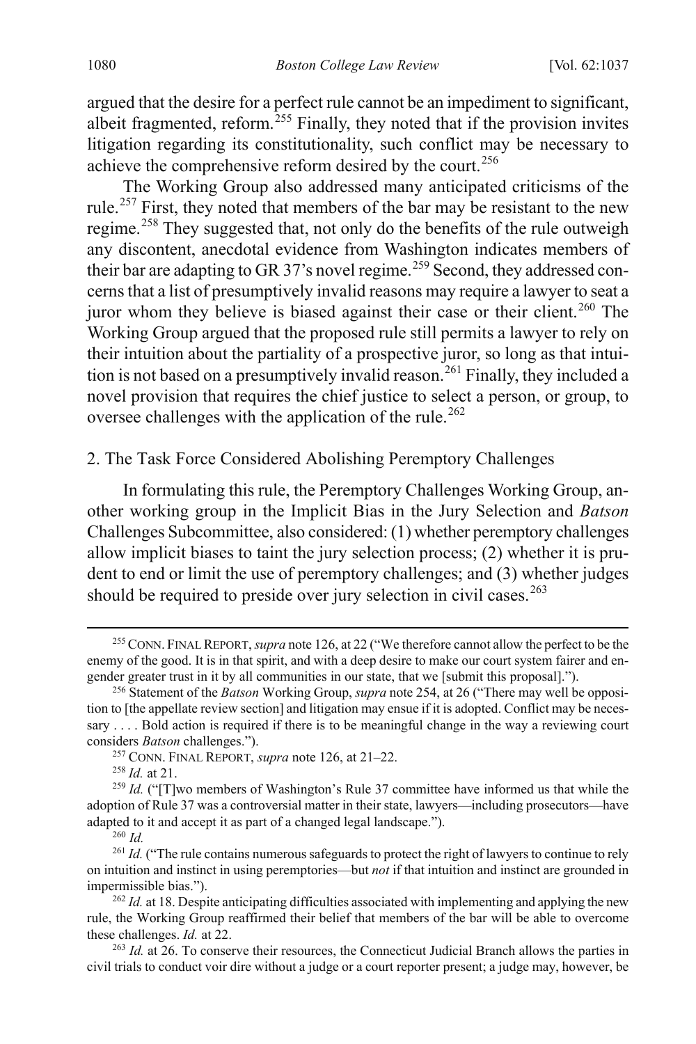argued that the desire for a perfect rule cannot be an impediment to significant, albeit fragmented, reform.[255] Finally, they noted that if the provision invites litigation regarding its constitutionality, such conflict may be necessary to achieve the comprehensive reform desired by the court.[256]

The Working Group also addressed many anticipated criticisms of the rule.[257] First, they noted that members of the bar may be resistant to the new regime.[258] They suggested that, not only do the benefits of the rule outweigh any discontent, anecdotal evidence from Washington indicates members of their bar are adapting to GR 37's novel regime.[259] Second, they addressed concerns that a list of presumptively invalid reasons may require a lawyer to seat a juror whom they believe is biased against their case or their client.[260] The Working Group argued that the proposed rule still permits a lawyer to rely on their intuition about the partiality of a prospective juror, so long as that intuition is not based on a presumptively invalid reason.[261] Finally, they included a novel provision that requires the chief justice to select a person, or group, to oversee challenges with the application of the rule.[262]

## 2. The Task Force Considered Abolishing Peremptory Challenges

In formulating this rule, the Peremptory Challenges Working Group, another working group in the Implicit Bias in the Jury Selection and *Batson* Challenges Subcommittee, also considered: (1) whether peremptory challenges allow implicit biases to taint the jury selection process; (2) whether it is prudent to end or limit the use of peremptory challenges; and (3) whether judges should be required to preside over jury selection in civil cases.[263]

---

[255] CONN. FINAL REPORT, *supra* note 126, at 22 ("We therefore cannot allow the perfect to be the enemy of the good. It is in that spirit, and with a deep desire to make our court system fairer and engender greater trust in it by all communities in our state, that we [submit this proposal].").

[256] Statement of the *Batson* Working Group, *supra* note 254, at 26 ("There may well be opposition to [the appellate review section] and litigation may ensue if it is adopted. Conflict may be necessary . . . . Bold action is required if there is to be meaningful change in the way a reviewing court considers *Batson* challenges.").

[257] CONN. FINAL REPORT, *supra* note 126, at 21–22.

[258] *Id.* at 21.

[259] *Id.* ("[T]wo members of Washington's Rule 37 committee have informed us that while the adoption of Rule 37 was a controversial matter in their state, lawyers—including prosecutors—have adapted to it and accept it as part of a changed legal landscape.").

[260] *Id.*

[261] *Id.* ("The rule contains numerous safeguards to protect the right of lawyers to continue to rely on intuition and instinct in using peremptories—but *not* if that intuition and instinct are grounded in impermissible bias.").

[262] *Id.* at 18. Despite anticipating difficulties associated with implementing and applying the new rule, the Working Group reaffirmed their belief that members of the bar will be able to overcome these challenges. *Id.* at 22.

[263] *Id.* at 26. To conserve their resources, the Connecticut Judicial Branch allows the parties in civil trials to conduct voir dire without a judge or a court reporter present; a judge may, however, be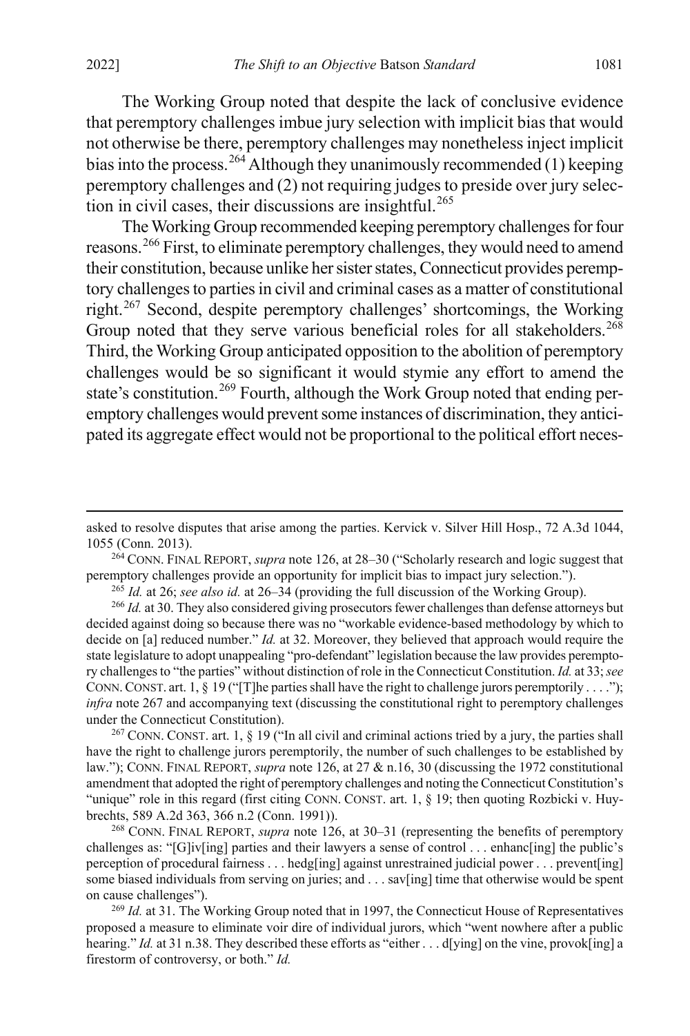The Working Group noted that despite the lack of conclusive evidence that peremptory challenges imbue jury selection with implicit bias that would not otherwise be there, peremptory challenges may nonetheless inject implicit bias into the process.[264] Although they unanimously recommended (1) keeping peremptory challenges and (2) not requiring judges to preside over jury selection in civil cases, their discussions are insightful.[265]

The Working Group recommended keeping peremptory challenges for four reasons.[266] First, to eliminate peremptory challenges, they would need to amend their constitution, because unlike her sister states, Connecticut provides peremptory challenges to parties in civil and criminal cases as a matter of constitutional right.[267] Second, despite peremptory challenges' shortcomings, the Working Group noted that they serve various beneficial roles for all stakeholders.[268] Third, the Working Group anticipated opposition to the abolition of peremptory challenges would be so significant it would stymie any effort to amend the state's constitution.[269] Fourth, although the Work Group noted that ending peremptory challenges would prevent some instances of discrimination, they anticipated its aggregate effect would not be proportional to the political effort neces-

---

asked to resolve disputes that arise among the parties. Kervick v. Silver Hill Hosp., 72 A.3d 1044, 1055 (Conn. 2013).

[264] CONN. FINAL REPORT, *supra* note 126, at 28–30 ("Scholarly research and logic suggest that peremptory challenges provide an opportunity for implicit bias to impact jury selection.").

[265] *Id.* at 26; *see also id.* at 26–34 (providing the full discussion of the Working Group).

[266] *Id.* at 30. They also considered giving prosecutors fewer challenges than defense attorneys but decided against doing so because there was no "workable evidence-based methodology by which to decide on [a] reduced number." *Id.* at 32. Moreover, they believed that approach would require the state legislature to adopt unappealing "pro-defendant" legislation because the law provides peremptory challenges to "the parties" without distinction of role in the Connecticut Constitution. *Id.* at 33; *see* CONN. CONST. art. 1, § 19 ("[T]he parties shall have the right to challenge jurors peremptorily . . . ."); *infra* note 267 and accompanying text (discussing the constitutional right to peremptory challenges under the Connecticut Constitution).

[267] CONN. CONST. art. 1, § 19 ("In all civil and criminal actions tried by a jury, the parties shall have the right to challenge jurors peremptorily, the number of such challenges to be established by law."); CONN. FINAL REPORT, *supra* note 126, at 27 & n.16, 30 (discussing the 1972 constitutional amendment that adopted the right of peremptory challenges and noting the Connecticut Constitution's "unique" role in this regard (first citing CONN. CONST. art. 1, § 19; then quoting Rozbicki v. Huybrechts, 589 A.2d 363, 366 n.2 (Conn. 1991)).

[268] CONN. FINAL REPORT, *supra* note 126, at 30–31 (representing the benefits of peremptory challenges as: "[G]iv[ing] parties and their lawyers a sense of control . . . enhanc[ing] the public's perception of procedural fairness . . . hedg[ing] against unrestrained judicial power . . . prevent[ing] some biased individuals from serving on juries; and . . . sav[ing] time that otherwise would be spent on cause challenges").

[269] *Id.* at 31. The Working Group noted that in 1997, the Connecticut House of Representatives proposed a measure to eliminate voir dire of individual jurors, which "went nowhere after a public hearing." *Id.* at 31 n.38. They described these efforts as "either . . . d[ying] on the vine, provok[ing] a firestorm of controversy, or both." *Id.*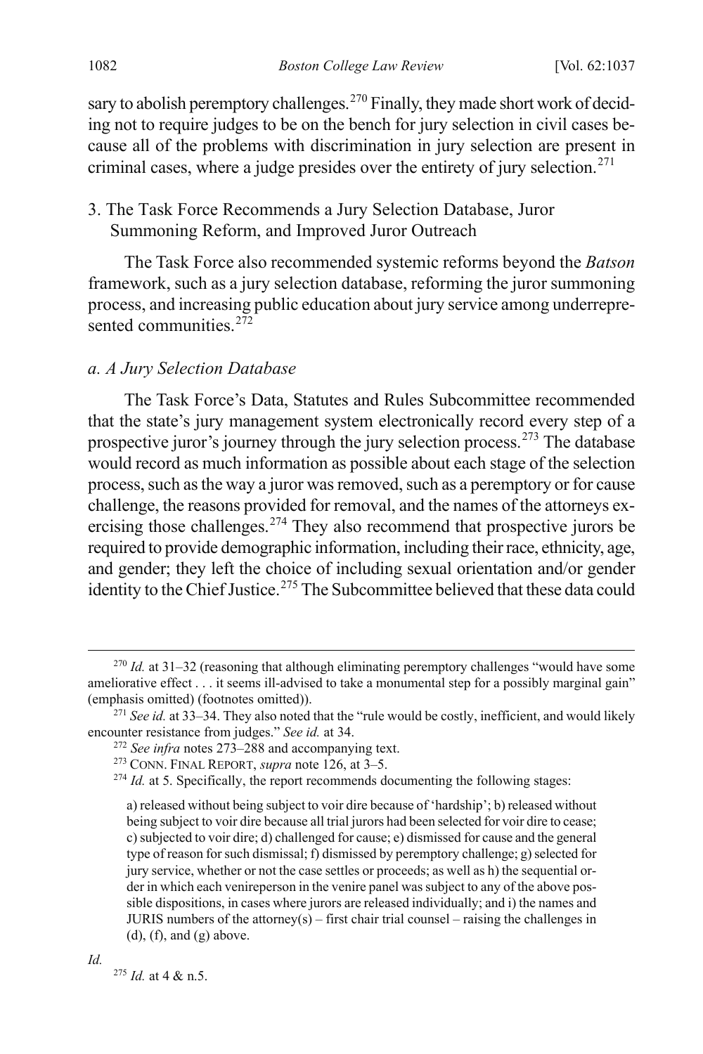sary to abolish peremptory challenges.[270] Finally, they made short work of deciding not to require judges to be on the bench for jury selection in civil cases because all of the problems with discrimination in jury selection are present in criminal cases, where a judge presides over the entirety of jury selection.[271]

### 3. The Task Force Recommends a Jury Selection Database, Juror Summoning Reform, and Improved Juror Outreach

The Task Force also recommended systemic reforms beyond the *Batson* framework, such as a jury selection database, reforming the juror summoning process, and increasing public education about jury service among underrepresented communities.[272]

#### *a. A Jury Selection Database*

The Task Force's Data, Statutes and Rules Subcommittee recommended that the state's jury management system electronically record every step of a prospective juror's journey through the jury selection process.[273] The database would record as much information as possible about each stage of the selection process, such as the way a juror was removed, such as a peremptory or for cause challenge, the reasons provided for removal, and the names of the attorneys exercising those challenges.[274] They also recommend that prospective jurors be required to provide demographic information, including their race, ethnicity, age, and gender; they left the choice of including sexual orientation and/or gender identity to the Chief Justice.[275] The Subcommittee believed that these data could

---

[270] *Id.* at 31–32 (reasoning that although eliminating peremptory challenges "would have some ameliorative effect . . . it seems ill-advised to take a monumental step for a possibly marginal gain" (emphasis omitted) (footnotes omitted)).

[271] *See id.* at 33–34. They also noted that the "rule would be costly, inefficient, and would likely encounter resistance from judges." *See id.* at 34.

[272] *See infra* notes 273–288 and accompanying text.

[273] CONN. FINAL REPORT, *supra* note 126, at 3–5.

[274] *Id.* at 5. Specifically, the report recommends documenting the following stages:

> a) released without being subject to voir dire because of 'hardship'; b) released without being subject to voir dire because all trial jurors had been selected for voir dire to cease; c) subjected to voir dire; d) challenged for cause; e) dismissed for cause and the general type of reason for such dismissal; f) dismissed by peremptory challenge; g) selected for jury service, whether or not the case settles or proceeds; as well as h) the sequential order in which each venireperson in the venire panel was subject to any of the above possible dispositions, in cases where jurors are released individually; and i) the names and JURIS numbers of the attorney(s) – first chair trial counsel – raising the challenges in (d), (f), and (g) above.

*Id.*

[275] *Id.* at 4 & n.5.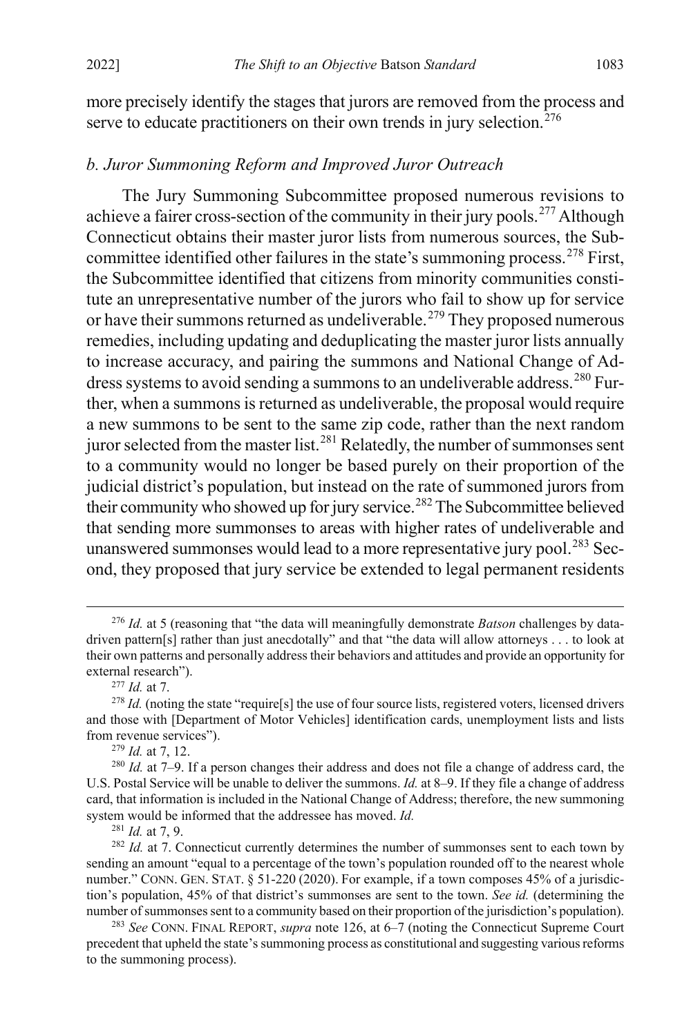more precisely identify the stages that jurors are removed from the process and serve to educate practitioners on their own trends in jury selection.[276]

### *b. Juror Summoning Reform and Improved Juror Outreach*

The Jury Summoning Subcommittee proposed numerous revisions to achieve a fairer cross-section of the community in their jury pools.[277] Although Connecticut obtains their master juror lists from numerous sources, the Subcommittee identified other failures in the state's summoning process.[278] First, the Subcommittee identified that citizens from minority communities constitute an unrepresentative number of the jurors who fail to show up for service or have their summons returned as undeliverable.[279] They proposed numerous remedies, including updating and deduplicating the master juror lists annually to increase accuracy, and pairing the summons and National Change of Address systems to avoid sending a summons to an undeliverable address.[280] Further, when a summons is returned as undeliverable, the proposal would require a new summons to be sent to the same zip code, rather than the next random juror selected from the master list.[281] Relatedly, the number of summonses sent to a community would no longer be based purely on their proportion of the judicial district's population, but instead on the rate of summoned jurors from their community who showed up for jury service.[282] The Subcommittee believed that sending more summonses to areas with higher rates of undeliverable and unanswered summonses would lead to a more representative jury pool.[283] Second, they proposed that jury service be extended to legal permanent residents

---

[276] *Id.* at 5 (reasoning that "the data will meaningfully demonstrate *Batson* challenges by data-driven pattern[s] rather than just anecdotally" and that "the data will allow attorneys . . . to look at their own patterns and personally address their behaviors and attitudes and provide an opportunity for external research").

[277] *Id.* at 7.

[278] *Id.* (noting the state "require[s] the use of four source lists, registered voters, licensed drivers and those with [Department of Motor Vehicles] identification cards, unemployment lists and lists from revenue services").

[279] *Id.* at 7, 12.

[280] *Id.* at 7–9. If a person changes their address and does not file a change of address card, the U.S. Postal Service will be unable to deliver the summons. *Id.* at 8–9. If they file a change of address card, that information is included in the National Change of Address; therefore, the new summoning system would be informed that the addressee has moved. *Id.*

[281] *Id.* at 7, 9.

[282] *Id.* at 7. Connecticut currently determines the number of summonses sent to each town by sending an amount "equal to a percentage of the town's population rounded off to the nearest whole number." CONN. GEN. STAT. § 51-220 (2020). For example, if a town composes 45% of a jurisdiction's population, 45% of that district's summonses are sent to the town. *See id.* (determining the number of summonses sent to a community based on their proportion of the jurisdiction's population).

[283] *See* CONN. FINAL REPORT, *supra* note 126, at 6–7 (noting the Connecticut Supreme Court precedent that upheld the state's summoning process as constitutional and suggesting various reforms to the summoning process).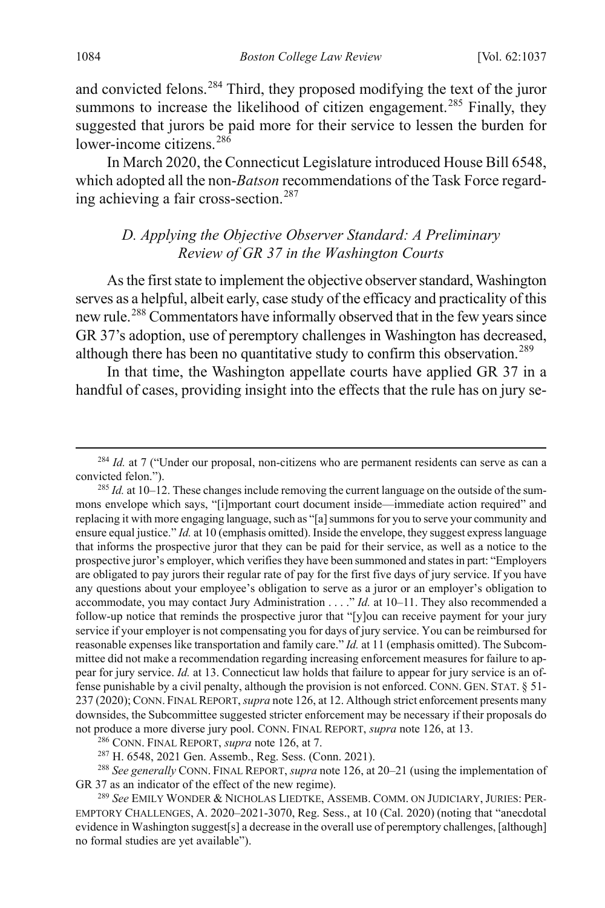and convicted felons.[284] Third, they proposed modifying the text of the juror summons to increase the likelihood of citizen engagement.[285] Finally, they suggested that jurors be paid more for their service to lessen the burden for lower-income citizens.[286]

In March 2020, the Connecticut Legislature introduced House Bill 6548, which adopted all the non-*Batson* recommendations of the Task Force regarding achieving a fair cross-section.[287]

### *D. Applying the Objective Observer Standard: A Preliminary Review of GR 37 in the Washington Courts*

As the first state to implement the objective observer standard, Washington serves as a helpful, albeit early, case study of the efficacy and practicality of this new rule.[288] Commentators have informally observed that in the few years since GR 37's adoption, use of peremptory challenges in Washington has decreased, although there has been no quantitative study to confirm this observation.[289]

In that time, the Washington appellate courts have applied GR 37 in a handful of cases, providing insight into the effects that the rule has on jury se-

---

[284] *Id.* at 7 ("Under our proposal, non-citizens who are permanent residents can serve as can a convicted felon.").

[285] *Id.* at 10–12. These changes include removing the current language on the outside of the summons envelope which says, "[i]mportant court document inside—immediate action required" and replacing it with more engaging language, such as "[a] summons for you to serve your community and ensure equal justice." *Id.* at 10 (emphasis omitted). Inside the envelope, they suggest express language that informs the prospective juror that they can be paid for their service, as well as a notice to the prospective juror's employer, which verifies they have been summoned and states in part: "Employers are obligated to pay jurors their regular rate of pay for the first five days of jury service. If you have any questions about your employee's obligation to serve as a juror or an employer's obligation to accommodate, you may contact Jury Administration . . . ." *Id.* at 10–11. They also recommended a follow-up notice that reminds the prospective juror that "[y]ou can receive payment for your jury service if your employer is not compensating you for days of jury service. You can be reimbursed for reasonable expenses like transportation and family care." *Id.* at 11 (emphasis omitted). The Subcommittee did not make a recommendation regarding increasing enforcement measures for failure to appear for jury service. *Id.* at 13. Connecticut law holds that failure to appear for jury service is an offense punishable by a civil penalty, although the provision is not enforced. CONN. GEN. STAT. § 51-237 (2020); CONN. FINAL REPORT, *supra* note 126, at 12. Although strict enforcement presents many downsides, the Subcommittee suggested stricter enforcement may be necessary if their proposals do not produce a more diverse jury pool. CONN. FINAL REPORT, *supra* note 126, at 13.

[286] CONN. FINAL REPORT, *supra* note 126, at 7.

[287] H. 6548, 2021 Gen. Assemb., Reg. Sess. (Conn. 2021).

[288] *See generally* CONN. FINAL REPORT, *supra* note 126, at 20–21 (using the implementation of GR 37 as an indicator of the effect of the new regime).

[289] *See* EMILY WONDER & NICHOLAS LIEDTKE, ASSEMB. COMM. ON JUDICIARY, JURIES: PEREMPTORY CHALLENGES, A. 2020–2021-3070, Reg. Sess., at 10 (Cal. 2020) (noting that "anecdotal evidence in Washington suggest[s] a decrease in the overall use of peremptory challenges, [although] no formal studies are yet available").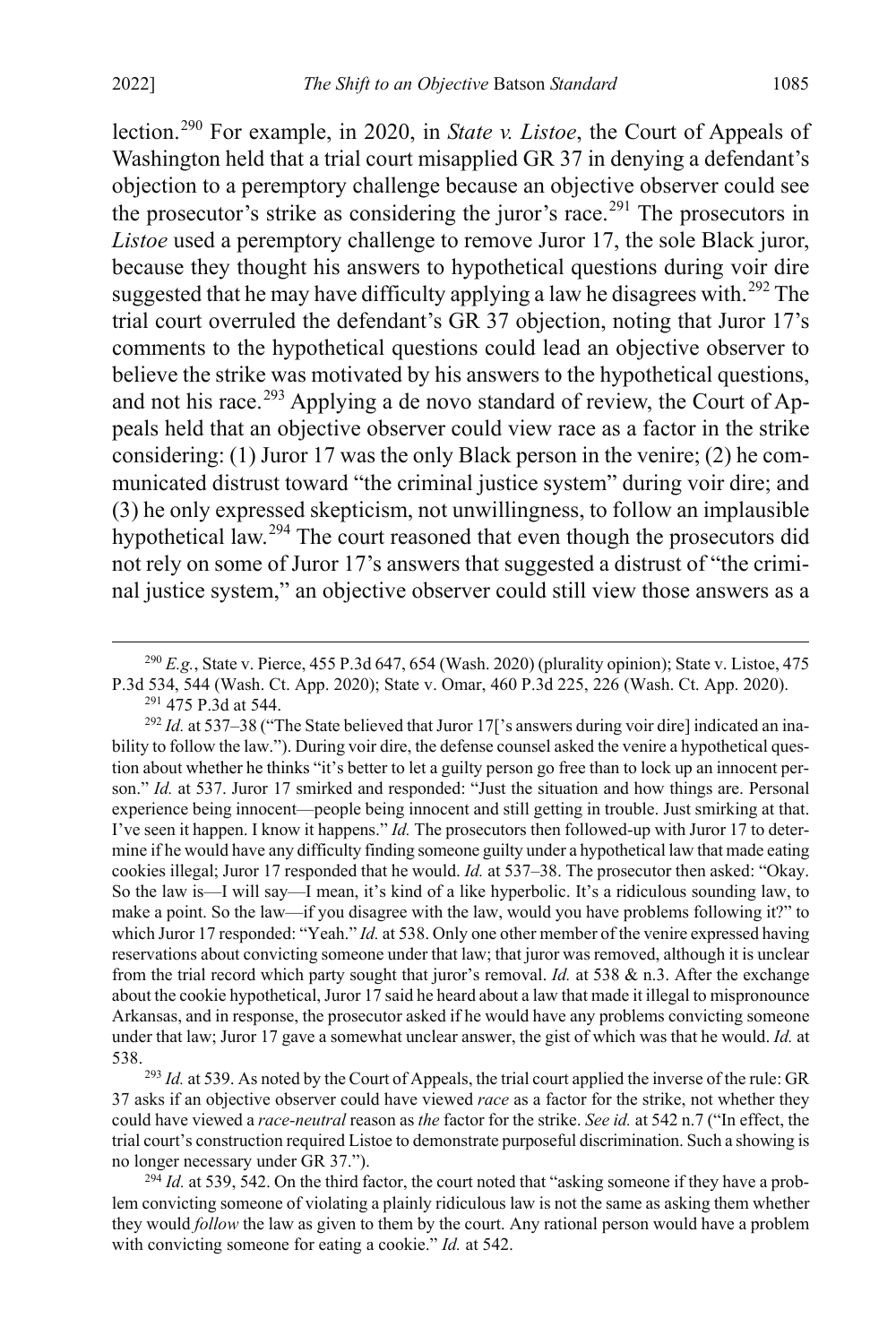lection.[290] For example, in 2020, in *State v. Listoe*, the Court of Appeals of Washington held that a trial court misapplied GR 37 in denying a defendant's objection to a peremptory challenge because an objective observer could see the prosecutor's strike as considering the juror's race.[291] The prosecutors in *Listoe* used a peremptory challenge to remove Juror 17, the sole Black juror, because they thought his answers to hypothetical questions during voir dire suggested that he may have difficulty applying a law he disagrees with.[292] The trial court overruled the defendant's GR 37 objection, noting that Juror 17's comments to the hypothetical questions could lead an objective observer to believe the strike was motivated by his answers to the hypothetical questions, and not his race.[293] Applying a de novo standard of review, the Court of Appeals held that an objective observer could view race as a factor in the strike considering: (1) Juror 17 was the only Black person in the venire; (2) he communicated distrust toward "the criminal justice system" during voir dire; and (3) he only expressed skepticism, not unwillingness, to follow an implausible hypothetical law.[294] The court reasoned that even though the prosecutors did not rely on some of Juror 17's answers that suggested a distrust of "the criminal justice system," an objective observer could still view those answers as a

---

[290] *E.g.*, State v. Pierce, 455 P.3d 647, 654 (Wash. 2020) (plurality opinion); State v. Listoe, 475 P.3d 534, 544 (Wash. Ct. App. 2020); State v. Omar, 460 P.3d 225, 226 (Wash. Ct. App. 2020).

[291] 475 P.3d at 544.

[292] *Id.* at 537–38 ("The State believed that Juror 17['s answers during voir dire] indicated an inability to follow the law."). During voir dire, the defense counsel asked the venire a hypothetical question about whether he thinks "it's better to let a guilty person go free than to lock up an innocent person." *Id.* at 537. Juror 17 smirked and responded: "Just the situation and how things are. Personal experience being innocent—people being innocent and still getting in trouble. Just smirking at that. I've seen it happen. I know it happens." *Id.* The prosecutors then followed-up with Juror 17 to determine if he would have any difficulty finding someone guilty under a hypothetical law that made eating cookies illegal; Juror 17 responded that he would. *Id.* at 537–38. The prosecutor then asked: "Okay. So the law is—I will say—I mean, it's kind of a like hyperbolic. It's a ridiculous sounding law, to make a point. So the law—if you disagree with the law, would you have problems following it?" to which Juror 17 responded: "Yeah." *Id.* at 538. Only one other member of the venire expressed having reservations about convicting someone under that law; that juror was removed, although it is unclear from the trial record which party sought that juror's removal. *Id.* at 538 & n.3. After the exchange about the cookie hypothetical, Juror 17 said he heard about a law that made it illegal to mispronounce Arkansas, and in response, the prosecutor asked if he would have any problems convicting someone under that law; Juror 17 gave a somewhat unclear answer, the gist of which was that he would. *Id.* at 538.

[293] *Id.* at 539. As noted by the Court of Appeals, the trial court applied the inverse of the rule: GR 37 asks if an objective observer could have viewed *race* as a factor for the strike, not whether they could have viewed a *race-neutral* reason as *the* factor for the strike. *See id.* at 542 n.7 ("In effect, the trial court's construction required Listoe to demonstrate purposeful discrimination. Such a showing is no longer necessary under GR 37.").

[294] *Id.* at 539, 542. On the third factor, the court noted that "asking someone if they have a problem convicting someone of violating a plainly ridiculous law is not the same as asking them whether they would *follow* the law as given to them by the court. Any rational person would have a problem with convicting someone for eating a cookie." *Id.* at 542.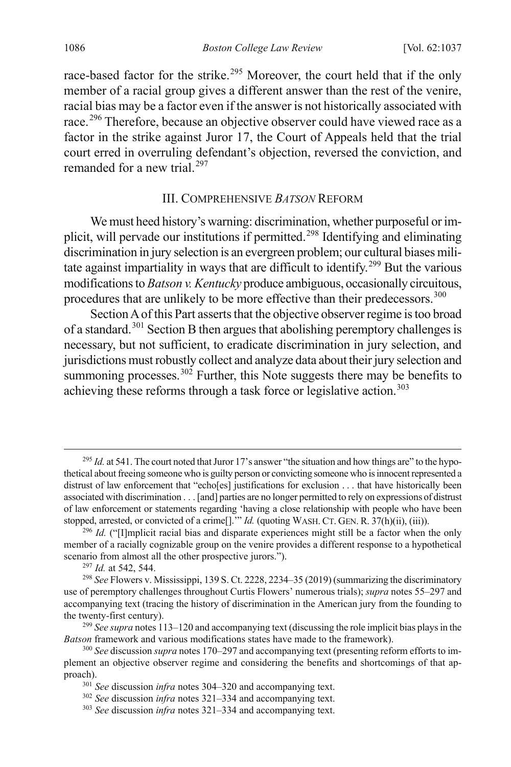race-based factor for the strike.[295] Moreover, the court held that if the only member of a racial group gives a different answer than the rest of the venire, racial bias may be a factor even if the answer is not historically associated with race.[296] Therefore, because an objective observer could have viewed race as a factor in the strike against Juror 17, the Court of Appeals held that the trial court erred in overruling defendant's objection, reversed the conviction, and remanded for a new trial.[297]

## III. COMPREHENSIVE *BATSON* REFORM

We must heed history's warning: discrimination, whether purposeful or implicit, will pervade our institutions if permitted.[298] Identifying and eliminating discrimination in jury selection is an evergreen problem; our cultural biases militate against impartiality in ways that are difficult to identify.[299] But the various modifications to *Batson v. Kentucky* produce ambiguous, occasionally circuitous, procedures that are unlikely to be more effective than their predecessors.[300]

Section A of this Part asserts that the objective observer regime is too broad of a standard.[301] Section B then argues that abolishing peremptory challenges is necessary, but not sufficient, to eradicate discrimination in jury selection, and jurisdictions must robustly collect and analyze data about their jury selection and summoning processes.[302] Further, this Note suggests there may be benefits to achieving these reforms through a task force or legislative action.[303]

---

[295] *Id.* at 541. The court noted that Juror 17's answer "the situation and how things are" to the hypothetical about freeing someone who is guilty person or convicting someone who is innocent represented a distrust of law enforcement that "echo[es] justifications for exclusion . . . that have historically been associated with discrimination . . . [and] parties are no longer permitted to rely on expressions of distrust of law enforcement or statements regarding 'having a close relationship with people who have been stopped, arrested, or convicted of a crime[].'" *Id.* (quoting WASH. CT. GEN. R. 37(h)(ii), (iii)).

[296] *Id.* ("[I]mplicit racial bias and disparate experiences might still be a factor when the only member of a racially cognizable group on the venire provides a different response to a hypothetical scenario from almost all the other prospective jurors.").

[297] *Id.* at 542, 544.

[298] *See* Flowers v. Mississippi, 139 S. Ct. 2228, 2234–35 (2019) (summarizing the discriminatory use of peremptory challenges throughout Curtis Flowers' numerous trials); *supra* notes 55–297 and accompanying text (tracing the history of discrimination in the American jury from the founding to the twenty-first century).

[299] *See supra* notes 113–120 and accompanying text (discussing the role implicit bias plays in the *Batson* framework and various modifications states have made to the framework).

[300] *See* discussion *supra* notes 170–297 and accompanying text (presenting reform efforts to implement an objective observer regime and considering the benefits and shortcomings of that approach).

[301] *See* discussion *infra* notes 304–320 and accompanying text.

[302] *See* discussion *infra* notes 321–334 and accompanying text.

[303] *See* discussion *infra* notes 321–334 and accompanying text.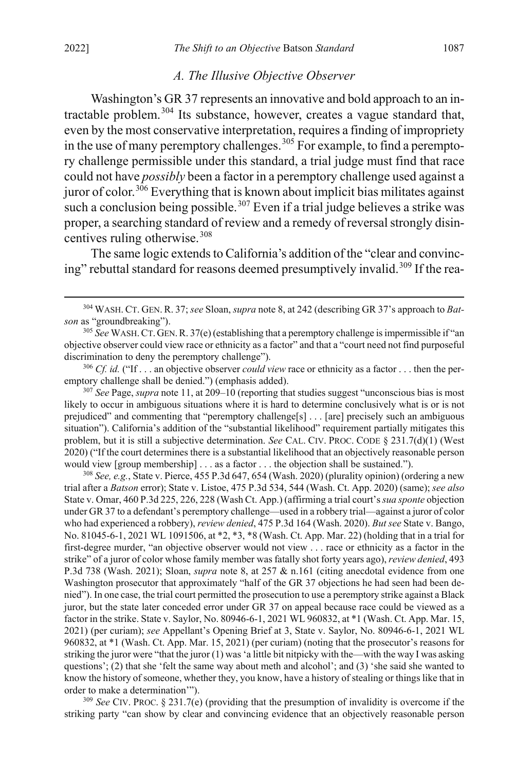### A. The Illusive Objective Observer

Washington's GR 37 represents an innovative and bold approach to an intractable problem.[304] Its substance, however, creates a vague standard that, even by the most conservative interpretation, requires a finding of impropriety in the use of many peremptory challenges.[305] For example, to find a peremptory challenge permissible under this standard, a trial judge must find that race could not have *possibly* been a factor in a peremptory challenge used against a juror of color.[306] Everything that is known about implicit bias militates against such a conclusion being possible.[307] Even if a trial judge believes a strike was proper, a searching standard of review and a remedy of reversal strongly disincentives ruling otherwise.[308]

The same logic extends to California's addition of the "clear and convincing" rebuttal standard for reasons deemed presumptively invalid.[309] If the rea-

---

[304] WASH. CT. GEN. R. 37; *see* Sloan, *supra* note 8, at 242 (describing GR 37's approach to *Batson* as "groundbreaking").

[305] *See* WASH. CT. GEN. R. 37(e) (establishing that a peremptory challenge is impermissible if "an objective observer could view race or ethnicity as a factor" and that a "court need not find purposeful discrimination to deny the peremptory challenge").

[306] *Cf. id.* ("If . . . an objective observer *could view* race or ethnicity as a factor . . . then the peremptory challenge shall be denied.") (emphasis added).

[307] *See* Page, *supra* note 11, at 209–10 (reporting that studies suggest "unconscious bias is most likely to occur in ambiguous situations where it is hard to determine conclusively what is or is not prejudiced" and commenting that "peremptory challenge[s] . . . [are] precisely such an ambiguous situation"). California's addition of the "substantial likelihood" requirement partially mitigates this problem, but it is still a subjective determination. *See* CAL. CIV. PROC. CODE § 231.7(d)(1) (West 2020) ("If the court determines there is a substantial likelihood that an objectively reasonable person would view [group membership] . . . as a factor . . . the objection shall be sustained.").

[308] *See, e.g.*, State v. Pierce, 455 P.3d 647, 654 (Wash. 2020) (plurality opinion) (ordering a new trial after a *Batson* error); State v. Listoe, 475 P.3d 534, 544 (Wash. Ct. App. 2020) (same); *see also* State v. Omar, 460 P.3d 225, 226, 228 (Wash Ct. App.) (affirming a trial court's *sua sponte* objection under GR 37 to a defendant's peremptory challenge—used in a robbery trial—against a juror of color who had experienced a robbery), *review denied*, 475 P.3d 164 (Wash. 2020). *But see* State v. Bango, No. 81045-6-1, 2021 WL 1091506, at \*2, \*3, \*8 (Wash. Ct. App. Mar. 22) (holding that in a trial for first-degree murder, "an objective observer would not view . . . race or ethnicity as a factor in the strike" of a juror of color whose family member was fatally shot forty years ago), *review denied*, 493 P.3d 738 (Wash. 2021); Sloan, *supra* note 8, at 257 & n.161 (citing anecdotal evidence from one Washington prosecutor that approximately "half of the GR 37 objections he had seen had been denied"). In one case, the trial court permitted the prosecution to use a peremptory strike against a Black juror, but the state later conceded error under GR 37 on appeal because race could be viewed as a factor in the strike. State v. Saylor, No. 80946-6-1, 2021 WL 960832, at \*1 (Wash. Ct. App. Mar. 15, 2021) (per curiam); *see* Appellant's Opening Brief at 3, State v. Saylor, No. 80946-6-1, 2021 WL 960832, at \*1 (Wash. Ct. App. Mar. 15, 2021) (per curiam) (noting that the prosecutor's reasons for striking the juror were "that the juror (1) was 'a little bit nitpicky with the—with the way I was asking questions'; (2) that she 'felt the same way about meth and alcohol'; and (3) 'she said she wanted to know the history of someone, whether they, you know, have a history of stealing or things like that in order to make a determination'").

[309] *See* CIV. PROC. § 231.7(e) (providing that the presumption of invalidity is overcome if the striking party "can show by clear and convincing evidence that an objectively reasonable person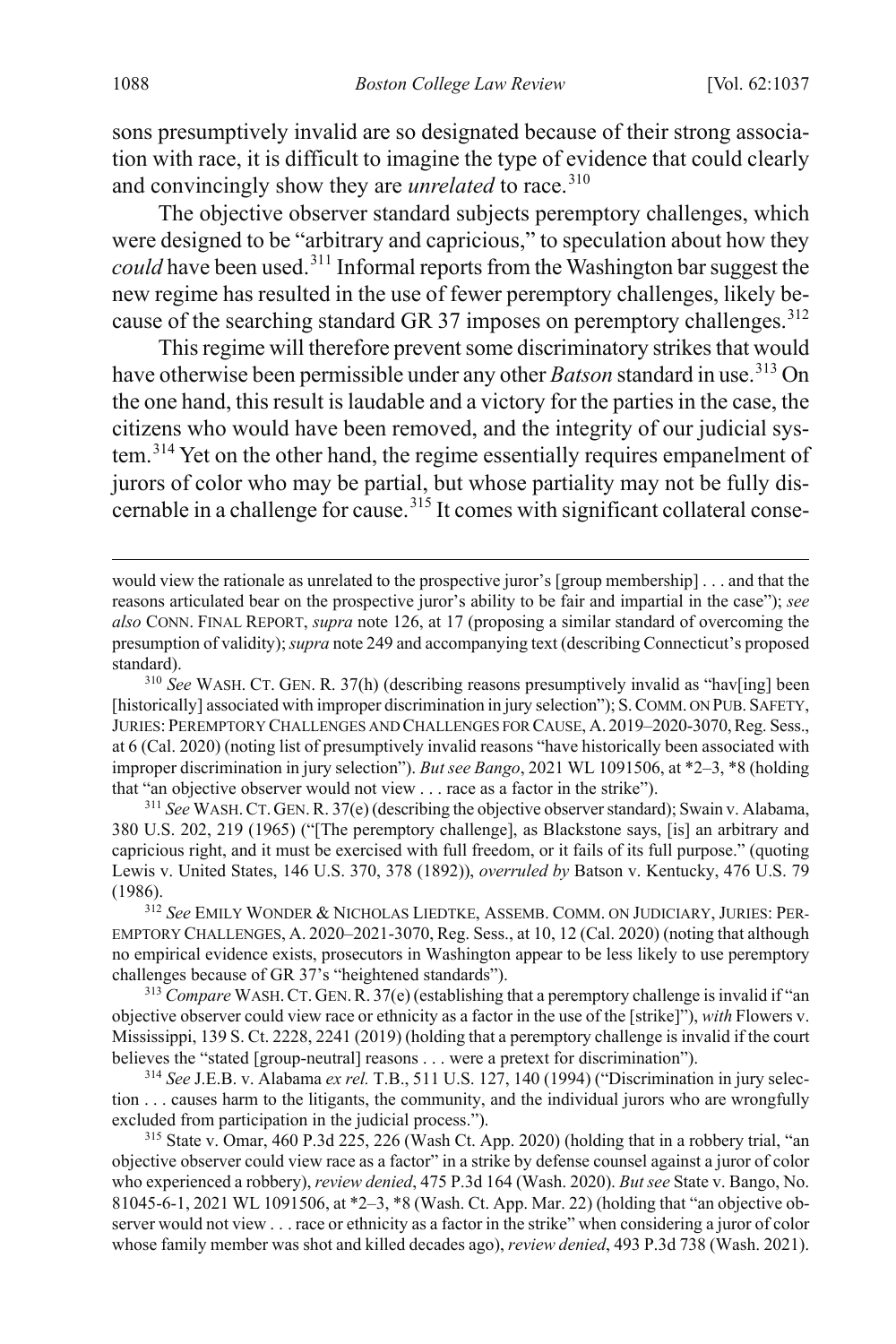sons presumptively invalid are so designated because of their strong association with race, it is difficult to imagine the type of evidence that could clearly and convincingly show they are *unrelated* to race.[310]

The objective observer standard subjects peremptory challenges, which were designed to be "arbitrary and capricious," to speculation about how they *could* have been used.[311] Informal reports from the Washington bar suggest the new regime has resulted in the use of fewer peremptory challenges, likely because of the searching standard GR 37 imposes on peremptory challenges.[312]

This regime will therefore prevent some discriminatory strikes that would have otherwise been permissible under any other *Batson* standard in use.[313] On the one hand, this result is laudable and a victory for the parties in the case, the citizens who would have been removed, and the integrity of our judicial system.[314] Yet on the other hand, the regime essentially requires empanelment of jurors of color who may be partial, but whose partiality may not be fully discernable in a challenge for cause.[315] It comes with significant collateral conse-

---

would view the rationale as unrelated to the prospective juror's [group membership] . . . and that the reasons articulated bear on the prospective juror's ability to be fair and impartial in the case"); *see also* CONN. FINAL REPORT, *supra* note 126, at 17 (proposing a similar standard of overcoming the presumption of validity); *supra* note 249 and accompanying text (describing Connecticut's proposed standard).

[310] *See* WASH. CT. GEN. R. 37(h) (describing reasons presumptively invalid as "hav[ing] been [historically] associated with improper discrimination in jury selection"); S. COMM. ON PUB. SAFETY, JURIES: PEREMPTORY CHALLENGES AND CHALLENGES FOR CAUSE, A. 2019–2020-3070, Reg. Sess., at 6 (Cal. 2020) (noting list of presumptively invalid reasons "have historically been associated with improper discrimination in jury selection"). *But see Bango*, 2021 WL 1091506, at *2–3, *8 (holding that "an objective observer would not view . . . race as a factor in the strike").

[311] *See* WASH. CT. GEN. R. 37(e) (describing the objective observer standard); Swain v. Alabama, 380 U.S. 202, 219 (1965) ("[The peremptory challenge], as Blackstone says, [is] an arbitrary and capricious right, and it must be exercised with full freedom, or it fails of its full purpose." (quoting Lewis v. United States, 146 U.S. 370, 378 (1892)), *overruled by* Batson v. Kentucky, 476 U.S. 79 (1986).

[312] *See* EMILY WONDER & NICHOLAS LIEDTKE, ASSEMB. COMM. ON JUDICIARY, JURIES: PEREMPTORY CHALLENGES, A. 2020–2021-3070, Reg. Sess., at 10, 12 (Cal. 2020) (noting that although no empirical evidence exists, prosecutors in Washington appear to be less likely to use peremptory challenges because of GR 37's "heightened standards").

[313] *Compare* WASH. CT. GEN. R. 37(e) (establishing that a peremptory challenge is invalid if "an objective observer could view race or ethnicity as a factor in the use of the [strike]"), *with* Flowers v. Mississippi, 139 S. Ct. 2228, 2241 (2019) (holding that a peremptory challenge is invalid if the court believes the "stated [group-neutral] reasons . . . were a pretext for discrimination").

[314] *See* J.E.B. v. Alabama *ex rel.* T.B., 511 U.S. 127, 140 (1994) ("Discrimination in jury selection . . . causes harm to the litigants, the community, and the individual jurors who are wrongfully excluded from participation in the judicial process.").

[315] State v. Omar, 460 P.3d 225, 226 (Wash Ct. App. 2020) (holding that in a robbery trial, "an objective observer could view race as a factor" in a strike by defense counsel against a juror of color who experienced a robbery), *review denied*, 475 P.3d 164 (Wash. 2020). *But see* State v. Bango, No. 81045-6-1, 2021 WL 1091506, at *2–3, *8 (Wash. Ct. App. Mar. 22) (holding that "an objective observer would not view . . . race or ethnicity as a factor in the strike" when considering a juror of color whose family member was shot and killed decades ago), *review denied*, 493 P.3d 738 (Wash. 2021).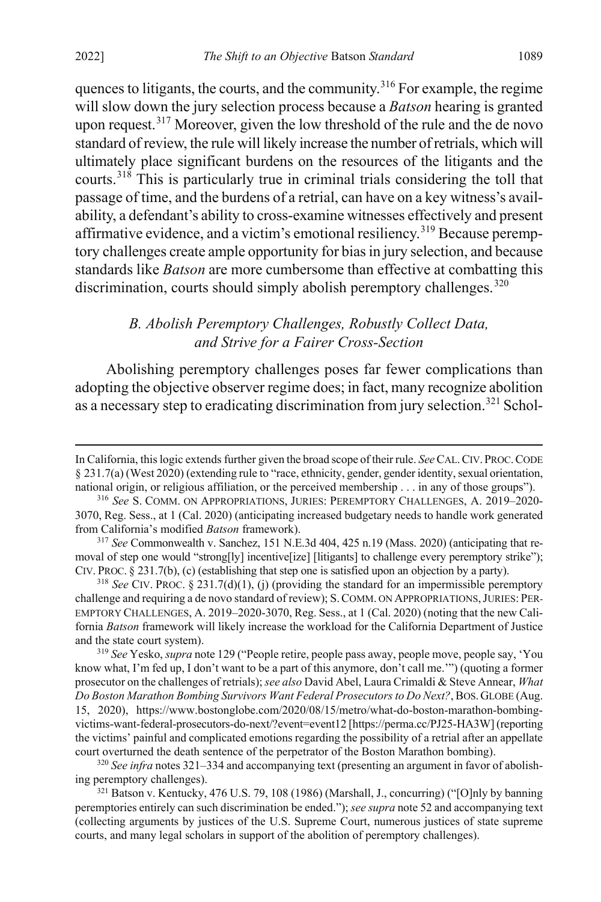quences to litigants, the courts, and the community.[316] For example, the regime will slow down the jury selection process because a *Batson* hearing is granted upon request.[317] Moreover, given the low threshold of the rule and the de novo standard of review, the rule will likely increase the number of retrials, which will ultimately place significant burdens on the resources of the litigants and the courts.[318] This is particularly true in criminal trials considering the toll that passage of time, and the burdens of a retrial, can have on a key witness's availability, a defendant's ability to cross-examine witnesses effectively and present affirmative evidence, and a victim's emotional resiliency.[319] Because peremptory challenges create ample opportunity for bias in jury selection, and because standards like *Batson* are more cumbersome than effective at combatting this discrimination, courts should simply abolish peremptory challenges.[320]

### *B. Abolish Peremptory Challenges, Robustly Collect Data, and Strive for a Fairer Cross-Section*

Abolishing peremptory challenges poses far fewer complications than adopting the objective observer regime does; in fact, many recognize abolition as a necessary step to eradicating discrimination from jury selection.[321] Schol-

---

In California, this logic extends further given the broad scope of their rule. *See* CAL. CIV. PROC. CODE § 231.7(a) (West 2020) (extending rule to "race, ethnicity, gender, gender identity, sexual orientation, national origin, or religious affiliation, or the perceived membership . . . in any of those groups").

[316] *See* S. COMM. ON APPROPRIATIONS, JURIES: PEREMPTORY CHALLENGES, A. 2019–2020-3070, Reg. Sess., at 1 (Cal. 2020) (anticipating increased budgetary needs to handle work generated from California's modified *Batson* framework).

[317] *See* Commonwealth v. Sanchez, 151 N.E.3d 404, 425 n.19 (Mass. 2020) (anticipating that removal of step one would "strong[ly] incentive[ize] [litigants] to challenge every peremptory strike"); CIV. PROC. § 231.7(b), (c) (establishing that step one is satisfied upon an objection by a party).

[318] *See* CIV. PROC. § 231.7(d)(1), (j) (providing the standard for an impermissible peremptory challenge and requiring a de novo standard of review); S. COMM. ON APPROPRIATIONS, JURIES: PEREMPTORY CHALLENGES, A. 2019–2020-3070, Reg. Sess., at 1 (Cal. 2020) (noting that the new California *Batson* framework will likely increase the workload for the California Department of Justice and the state court system).

[319] *See* Yesko, *supra* note 129 ("People retire, people pass away, people move, people say, 'You know what, I'm fed up, I don't want to be a part of this anymore, don't call me.'") (quoting a former prosecutor on the challenges of retrials); *see also* David Abel, Laura Crimaldi & Steve Annear, *What Do Boston Marathon Bombing Survivors Want Federal Prosecutors to Do Next?*, BOS. GLOBE (Aug. 15, 2020), https://www.bostonglobe.com/2020/08/15/metro/what-do-boston-marathon-bombing-victims-want-federal-prosecutors-do-next/?event=event12 [https://perma.cc/PJ25-HA3W] (reporting the victims' painful and complicated emotions regarding the possibility of a retrial after an appellate court overturned the death sentence of the perpetrator of the Boston Marathon bombing).

[320] *See infra* notes 321–334 and accompanying text (presenting an argument in favor of abolishing peremptory challenges).

[321] Batson v. Kentucky, 476 U.S. 79, 108 (1986) (Marshall, J., concurring) ("[O]nly by banning peremptories entirely can such discrimination be ended."); *see supra* note 52 and accompanying text (collecting arguments by justices of the U.S. Supreme Court, numerous justices of state supreme courts, and many legal scholars in support of the abolition of peremptory challenges).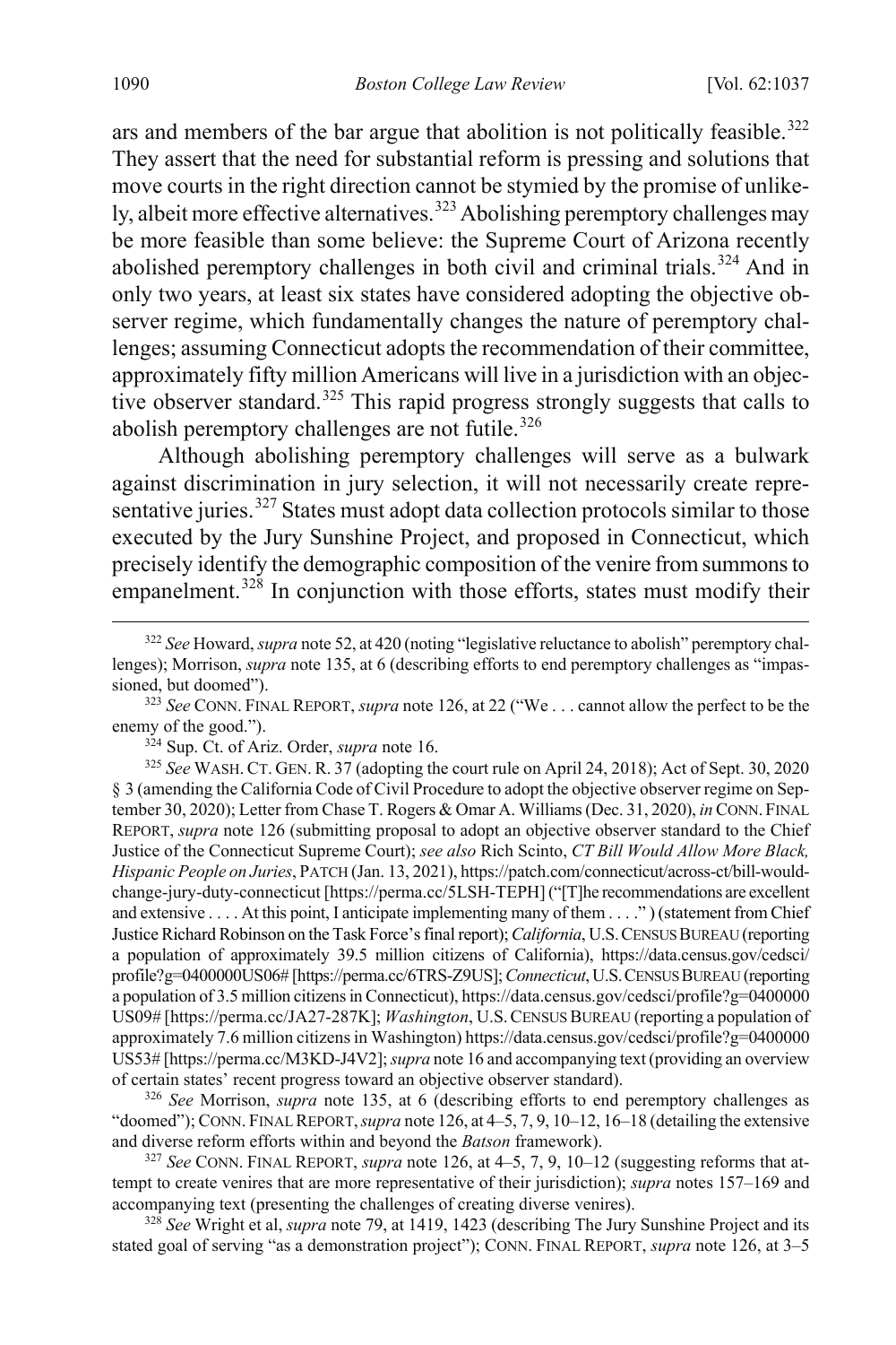ars and members of the bar argue that abolition is not politically feasible.[322] They assert that the need for substantial reform is pressing and solutions that move courts in the right direction cannot be stymied by the promise of unlikely, albeit more effective alternatives.[323] Abolishing peremptory challenges may be more feasible than some believe: the Supreme Court of Arizona recently abolished peremptory challenges in both civil and criminal trials.[324] And in only two years, at least six states have considered adopting the objective observer regime, which fundamentally changes the nature of peremptory challenges; assuming Connecticut adopts the recommendation of their committee, approximately fifty million Americans will live in a jurisdiction with an objective observer standard.[325] This rapid progress strongly suggests that calls to abolish peremptory challenges are not futile.[326]

Although abolishing peremptory challenges will serve as a bulwark against discrimination in jury selection, it will not necessarily create representative juries.[327] States must adopt data collection protocols similar to those executed by the Jury Sunshine Project, and proposed in Connecticut, which precisely identify the demographic composition of the venire from summons to empanelment.[328] In conjunction with those efforts, states must modify their

---

[322] *See* Howard, *supra* note 52, at 420 (noting "legislative reluctance to abolish" peremptory challenges); Morrison, *supra* note 135, at 6 (describing efforts to end peremptory challenges as "impassioned, but doomed").

[323] *See* CONN. FINAL REPORT, *supra* note 126, at 22 ("We . . . cannot allow the perfect to be the enemy of the good.").

[324] Sup. Ct. of Ariz. Order, *supra* note 16.

[325] *See* WASH. CT. GEN. R. 37 (adopting the court rule on April 24, 2018); Act of Sept. 30, 2020 § 3 (amending the California Code of Civil Procedure to adopt the objective observer regime on September 30, 2020); Letter from Chase T. Rogers & Omar A. Williams (Dec. 31, 2020), *in* CONN. FINAL REPORT, *supra* note 126 (submitting proposal to adopt an objective observer standard to the Chief Justice of the Connecticut Supreme Court); *see also* Rich Scinto, *CT Bill Would Allow More Black, Hispanic People on Juries*, PATCH (Jan. 13, 2021), https://patch.com/connecticut/across-ct/bill-would-change-jury-duty-connecticut [https://perma.cc/5LSH-TEPH] ("[T]he recommendations are excellent and extensive . . . . At this point, I anticipate implementing many of them . . . ." ) (statement from Chief Justice Richard Robinson on the Task Force's final report); *California*, U.S. CENSUS BUREAU (reporting a population of approximately 39.5 million citizens of California), https://data.census.gov/cedsci/profile?g=0400000US06# [https://perma.cc/6TRS-Z9US]; *Connecticut*, U.S. CENSUS BUREAU (reporting a population of 3.5 million citizens in Connecticut), https://data.census.gov/cedsci/profile?g=0400000US09# [https://perma.cc/JA27-287K]; *Washington*, U.S. CENSUS BUREAU (reporting a population of approximately 7.6 million citizens in Washington) https://data.census.gov/cedsci/profile?g=0400000US53# [https://perma.cc/M3KD-J4V2]; *supra* note 16 and accompanying text (providing an overview of certain states' recent progress toward an objective observer standard).

[326] *See* Morrison, *supra* note 135, at 6 (describing efforts to end peremptory challenges as "doomed"); CONN. FINAL REPORT, *supra* note 126, at 4–5, 7, 9, 10–12, 16–18 (detailing the extensive and diverse reform efforts within and beyond the *Batson* framework).

[327] *See* CONN. FINAL REPORT, *supra* note 126, at 4–5, 7, 9, 10–12 (suggesting reforms that attempt to create venires that are more representative of their jurisdiction); *supra* notes 157–169 and accompanying text (presenting the challenges of creating diverse venires).

[328] *See* Wright et al, *supra* note 79, at 1419, 1423 (describing The Jury Sunshine Project and its stated goal of serving "as a demonstration project"); CONN. FINAL REPORT, *supra* note 126, at 3–5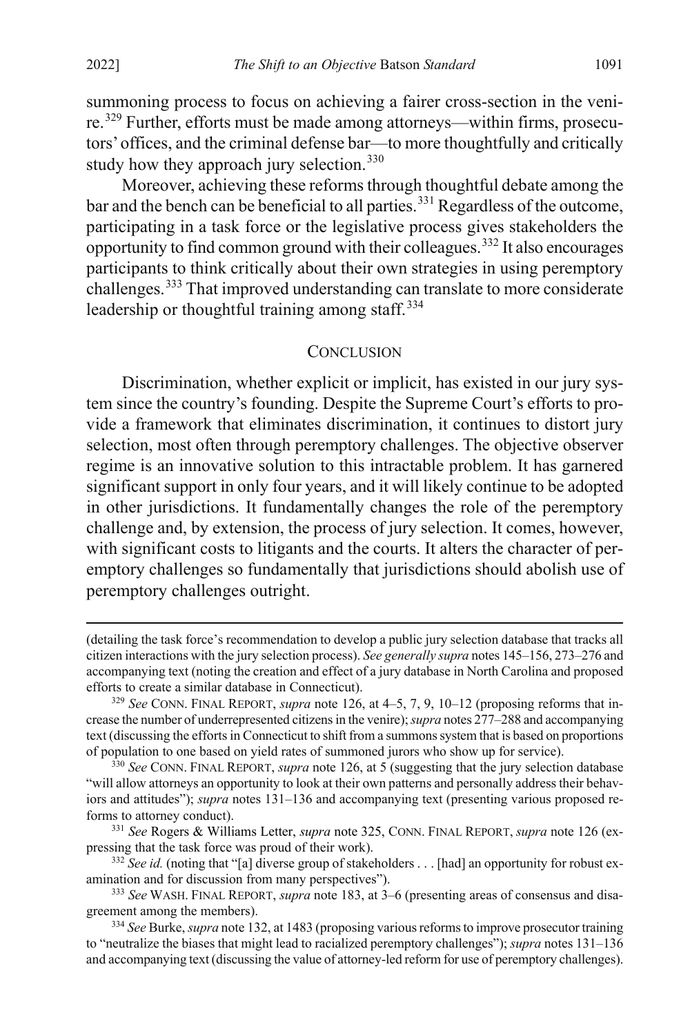summoning process to focus on achieving a fairer cross-section in the venire.[329] Further, efforts must be made among attorneys—within firms, prosecutors' offices, and the criminal defense bar—to more thoughtfully and critically study how they approach jury selection.[330]

Moreover, achieving these reforms through thoughtful debate among the bar and the bench can be beneficial to all parties.[331] Regardless of the outcome, participating in a task force or the legislative process gives stakeholders the opportunity to find common ground with their colleagues.[332] It also encourages participants to think critically about their own strategies in using peremptory challenges.[333] That improved understanding can translate to more considerate leadership or thoughtful training among staff.[334]

## CONCLUSION

Discrimination, whether explicit or implicit, has existed in our jury system since the country's founding. Despite the Supreme Court's efforts to provide a framework that eliminates discrimination, it continues to distort jury selection, most often through peremptory challenges. The objective observer regime is an innovative solution to this intractable problem. It has garnered significant support in only four years, and it will likely continue to be adopted in other jurisdictions. It fundamentally changes the role of the peremptory challenge and, by extension, the process of jury selection. It comes, however, with significant costs to litigants and the courts. It alters the character of peremptory challenges so fundamentally that jurisdictions should abolish use of peremptory challenges outright.

---

(detailing the task force's recommendation to develop a public jury selection database that tracks all citizen interactions with the jury selection process). *See generally supra* notes 145–156, 273–276 and accompanying text (noting the creation and effect of a jury database in North Carolina and proposed efforts to create a similar database in Connecticut).

[329] *See* CONN. FINAL REPORT, *supra* note 126, at 4–5, 7, 9, 10–12 (proposing reforms that increase the number of underrepresented citizens in the venire); *supra* notes 277–288 and accompanying text (discussing the efforts in Connecticut to shift from a summons system that is based on proportions of population to one based on yield rates of summoned jurors who show up for service).

[330] *See* CONN. FINAL REPORT, *supra* note 126, at 5 (suggesting that the jury selection database "will allow attorneys an opportunity to look at their own patterns and personally address their behaviors and attitudes"); *supra* notes 131–136 and accompanying text (presenting various proposed reforms to attorney conduct).

[331] *See* Rogers & Williams Letter, *supra* note 325, CONN. FINAL REPORT, *supra* note 126 (expressing that the task force was proud of their work).

[332] *See id.* (noting that "[a] diverse group of stakeholders . . . [had] an opportunity for robust examination and for discussion from many perspectives").

[333] *See* WASH. FINAL REPORT, *supra* note 183, at 3–6 (presenting areas of consensus and disagreement among the members).

[334] *See* Burke, *supra* note 132, at 1483 (proposing various reforms to improve prosecutor training to "neutralize the biases that might lead to racialized peremptory challenges"); *supra* notes 131–136 and accompanying text (discussing the value of attorney-led reform for use of peremptory challenges).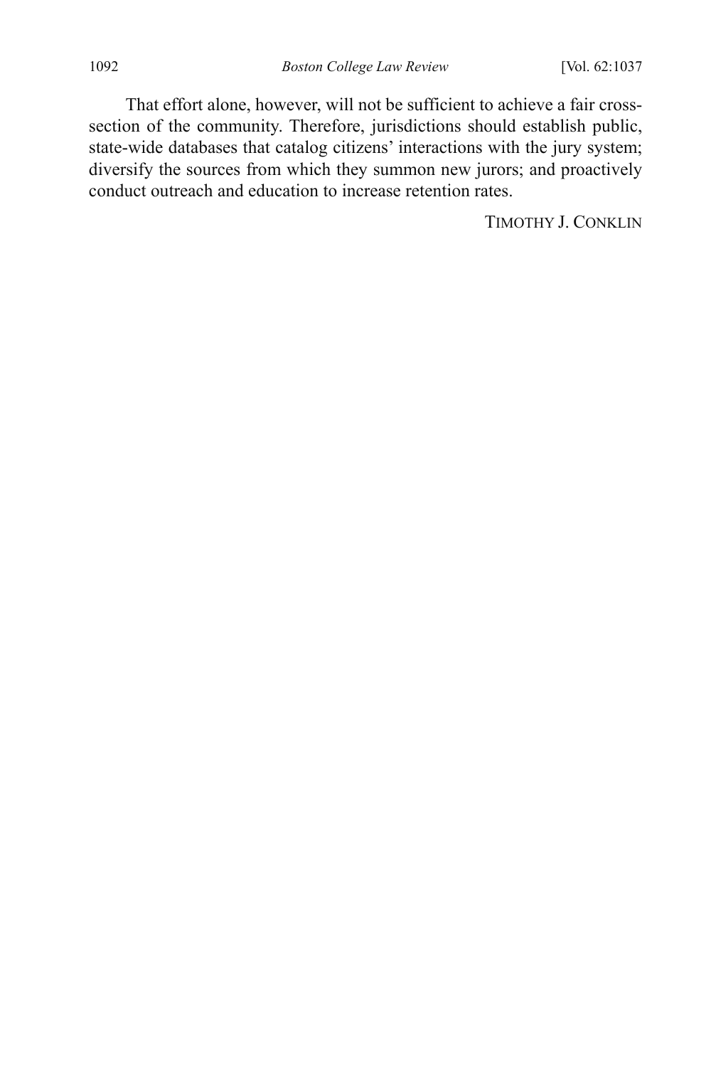That effort alone, however, will not be sufficient to achieve a fair cross-section of the community. Therefore, jurisdictions should establish public, state-wide databases that catalog citizens' interactions with the jury system; diversify the sources from which they summon new jurors; and proactively conduct outreach and education to increase retention rates.

TIMOTHY J. CONKLIN